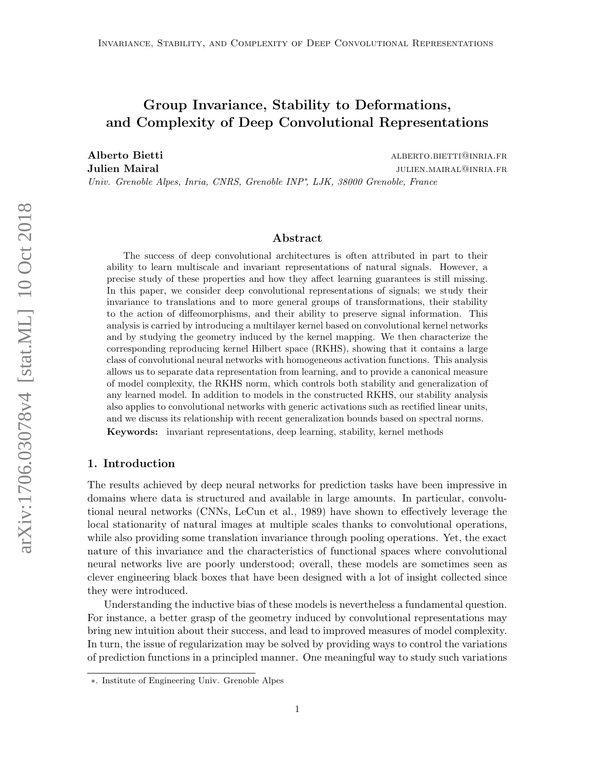# Group Invariance, Stability to Deformations, and Complexity of Deep Convolutional Representations

**Alberto Bietti** alberto.bietti@inria.fr
**Julien Mairal** julien.mairal@inria.fr

*Univ. Grenoble Alpes, Inria, CNRS, Grenoble INP[*], LJK, 38000 Grenoble, France*

## Abstract

The success of deep convolutional architectures is often attributed in part to their ability to learn multiscale and invariant representations of natural signals. However, a precise study of these properties and how they affect learning guarantees is still missing. In this paper, we consider deep convolutional representations of signals; we study their invariance to translations and to more general groups of transformations, their stability to the action of diffeomorphisms, and their ability to preserve signal information. This analysis is carried by introducing a multilayer kernel based on convolutional kernel networks and by studying the geometry induced by the kernel mapping. We then characterize the corresponding reproducing kernel Hilbert space (RKHS), showing that it contains a large class of convolutional neural networks with homogeneous activation functions. This analysis allows us to separate data representation from learning, and to provide a canonical measure of model complexity, the RKHS norm, which controls both stability and generalization of any learned model. In addition to models in the constructed RKHS, our stability analysis also applies to convolutional networks with generic activations such as rectified linear units, and we discuss its relationship with recent generalization bounds based on spectral norms.

**Keywords:** invariant representations, deep learning, stability, kernel methods

## 1. Introduction

The results achieved by deep neural networks for prediction tasks have been impressive in domains where data is structured and available in large amounts. In particular, convolutional neural networks (CNNs, LeCun et al., 1989) have shown to effectively leverage the local stationarity of natural images at multiple scales thanks to convolutional operations, while also providing some translation invariance through pooling operations. Yet, the exact nature of this invariance and the characteristics of functional spaces where convolutional neural networks live are poorly understood; overall, these models are sometimes seen as clever engineering black boxes that have been designed with a lot of insight collected since they were introduced.

Understanding the inductive bias of these models is nevertheless a fundamental question. For instance, a better grasp of the geometry induced by convolutional representations may bring new intuition about their success, and lead to improved measures of model complexity. In turn, the issue of regularization may be solved by providing ways to control the variations of prediction functions in a principled manner. One meaningful way to study such variations

*. Institute of Engineering Univ. Grenoble Alpes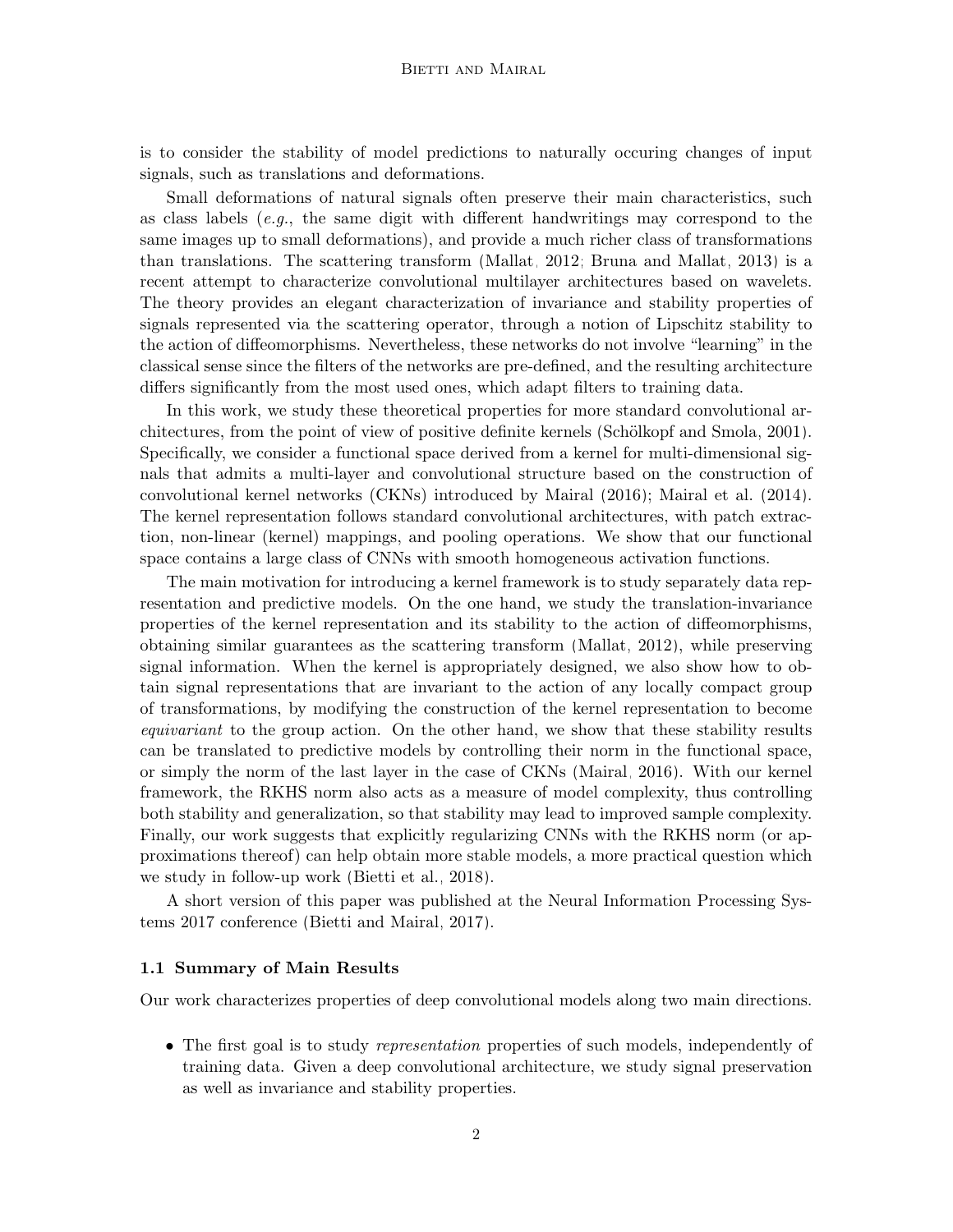is to consider the stability of model predictions to naturally occuring changes of input signals, such as translations and deformations.

Small deformations of natural signals often preserve their main characteristics, such as class labels (*e.g.*, the same digit with different handwritings may correspond to the same images up to small deformations), and provide a much richer class of transformations than translations. The scattering transform (Mallat, 2012; Bruna and Mallat, 2013) is a recent attempt to characterize convolutional multilayer architectures based on wavelets. The theory provides an elegant characterization of invariance and stability properties of signals represented via the scattering operator, through a notion of Lipschitz stability to the action of diffeomorphisms. Nevertheless, these networks do not involve "learning" in the classical sense since the filters of the networks are pre-defined, and the resulting architecture differs significantly from the most used ones, which adapt filters to training data.

In this work, we study these theoretical properties for more standard convolutional architectures, from the point of view of positive definite kernels (Schölkopf and Smola, 2001). Specifically, we consider a functional space derived from a kernel for multi-dimensional signals that admits a multi-layer and convolutional structure based on the construction of convolutional kernel networks (CKNs) introduced by Mairal (2016); Mairal et al. (2014). The kernel representation follows standard convolutional architectures, with patch extraction, non-linear (kernel) mappings, and pooling operations. We show that our functional space contains a large class of CNNs with smooth homogeneous activation functions.

The main motivation for introducing a kernel framework is to study separately data representation and predictive models. On the one hand, we study the translation-invariance properties of the kernel representation and its stability to the action of diffeomorphisms, obtaining similar guarantees as the scattering transform (Mallat, 2012), while preserving signal information. When the kernel is appropriately designed, we also show how to obtain signal representations that are invariant to the action of any locally compact group of transformations, by modifying the construction of the kernel representation to become *equivariant* to the group action. On the other hand, we show that these stability results can be translated to predictive models by controlling their norm in the functional space, or simply the norm of the last layer in the case of CKNs (Mairal, 2016). With our kernel framework, the RKHS norm also acts as a measure of model complexity, thus controlling both stability and generalization, so that stability may lead to improved sample complexity. Finally, our work suggests that explicitly regularizing CNNs with the RKHS norm (or approximations thereof) can help obtain more stable models, a more practical question which we study in follow-up work (Bietti et al., 2018).

A short version of this paper was published at the Neural Information Processing Systems 2017 conference (Bietti and Mairal, 2017).

### 1.1 Summary of Main Results

Our work characterizes properties of deep convolutional models along two main directions.

- The first goal is to study *representation* properties of such models, independently of training data. Given a deep convolutional architecture, we study signal preservation as well as invariance and stability properties.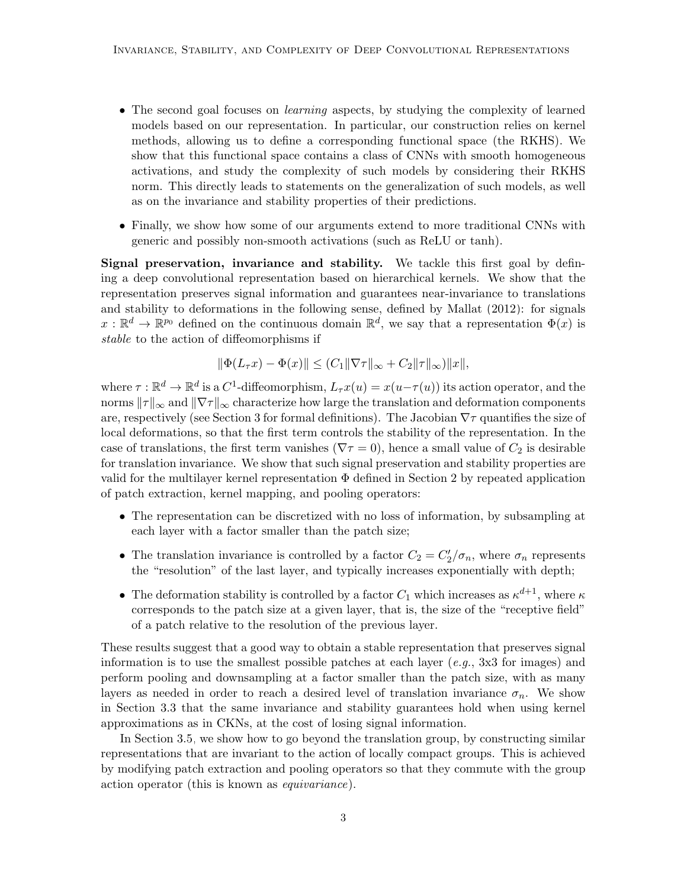- The second goal focuses on *learning* aspects, by studying the complexity of learned models based on our representation. In particular, our construction relies on kernel methods, allowing us to define a corresponding functional space (the RKHS). We show that this functional space contains a class of CNNs with smooth homogeneous activations, and study the complexity of such models by considering their RKHS norm. This directly leads to statements on the generalization of such models, as well as on the invariance and stability properties of their predictions.
- Finally, we show how some of our arguments extend to more traditional CNNs with generic and possibly non-smooth activations (such as ReLU or tanh).

**Signal preservation, invariance and stability.** We tackle this first goal by defining a deep convolutional representation based on hierarchical kernels. We show that the representation preserves signal information and guarantees near-invariance to translations and stability to deformations in the following sense, defined by Mallat (2012): for signals $x : \mathbb{R}^d \to \mathbb{R}^{p_0}$ defined on the continuous domain $\mathbb{R}^d$, we say that a representation $\Phi(x)$ is *stable* to the action of diffeomorphisms if

$$\|\Phi(L_\tau x) - \Phi(x)\| \leq (C_1 \|\nabla \tau\|_\infty + C_2 \|\tau\|_\infty)\|x\|,$$

where $\tau : \mathbb{R}^d \to \mathbb{R}^d$ is a $C^1$-diffeomorphism, $L_\tau x(u) = x(u - \tau(u))$ its action operator, and the norms $\|\tau\|_\infty$ and $\|\nabla \tau\|_\infty$ characterize how large the translation and deformation components are, respectively (see Section 3 for formal definitions). The Jacobian $\nabla \tau$ quantifies the size of local deformations, so that the first term controls the stability of the representation. In the case of translations, the first term vanishes ($\nabla \tau = 0$), hence a small value of $C_2$ is desirable for translation invariance. We show that such signal preservation and stability properties are valid for the multilayer kernel representation $\Phi$ defined in Section 2 by repeated application of patch extraction, kernel mapping, and pooling operators:

- The representation can be discretized with no loss of information, by subsampling at each layer with a factor smaller than the patch size;
- The translation invariance is controlled by a factor $C_2 = C_2'/\sigma_n$, where $\sigma_n$ represents the "resolution" of the last layer, and typically increases exponentially with depth;
- The deformation stability is controlled by a factor $C_1$ which increases as $\kappa^{d+1}$, where $\kappa$ corresponds to the patch size at a given layer, that is, the size of the "receptive field" of a patch relative to the resolution of the previous layer.

These results suggest that a good way to obtain a stable representation that preserves signal information is to use the smallest possible patches at each layer (*e.g.*, 3x3 for images) and perform pooling and downsampling at a factor smaller than the patch size, with as many layers as needed in order to reach a desired level of translation invariance $\sigma_n$. We show in Section 3.3 that the same invariance and stability guarantees hold when using kernel approximations as in CKNs, at the cost of losing signal information.

In Section 3.5, we show how to go beyond the translation group, by constructing similar representations that are invariant to the action of locally compact groups. This is achieved by modifying patch extraction and pooling operators so that they commute with the group action operator (this is known as *equivariance*).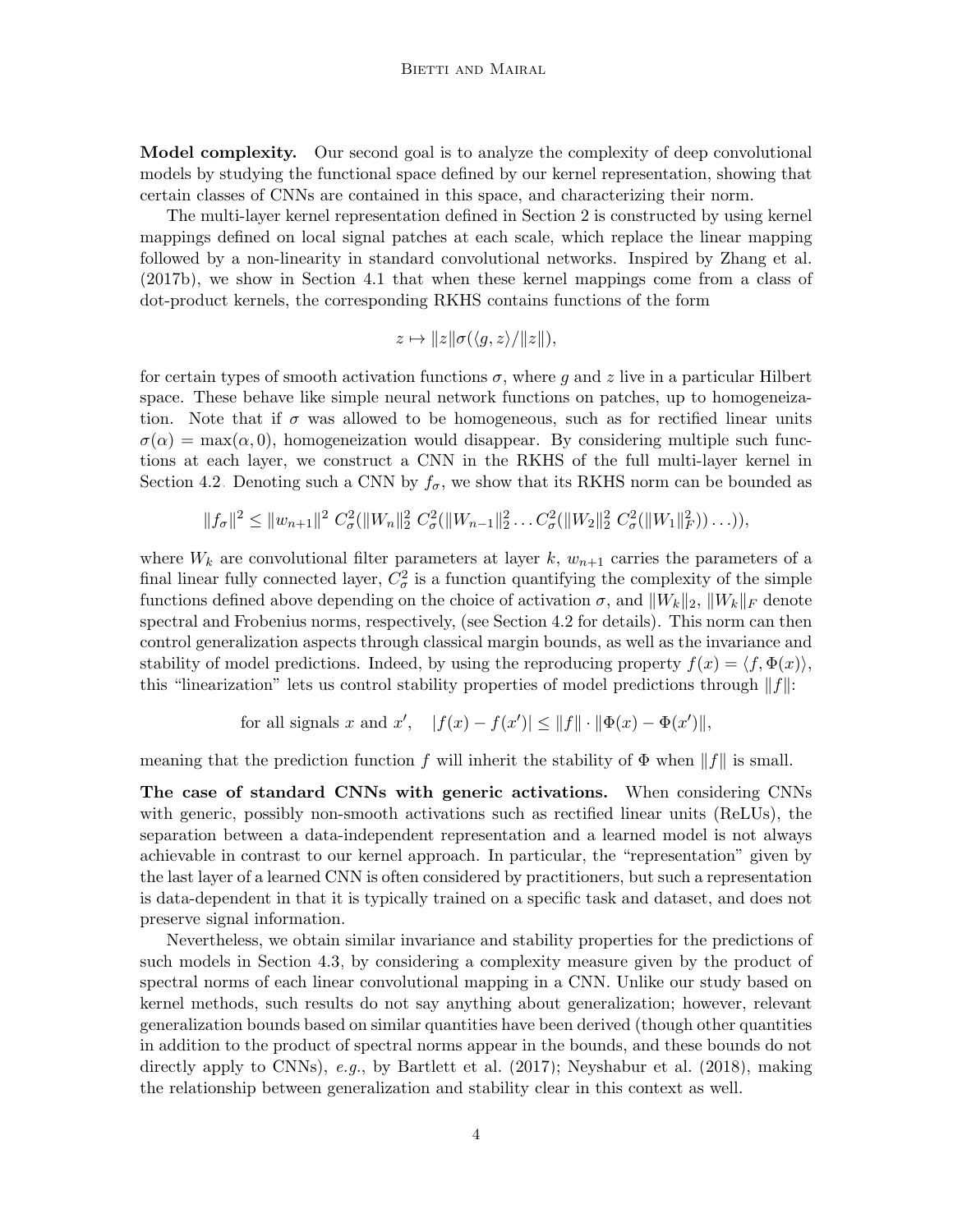**Model complexity.** Our second goal is to analyze the complexity of deep convolutional models by studying the functional space defined by our kernel representation, showing that certain classes of CNNs are contained in this space, and characterizing their norm.

The multi-layer kernel representation defined in Section 2 is constructed by using kernel mappings defined on local signal patches at each scale, which replace the linear mapping followed by a non-linearity in standard convolutional networks. Inspired by Zhang et al. (2017b), we show in Section 4.1 that when these kernel mappings come from a class of dot-product kernels, the corresponding RKHS contains functions of the form

$$z \mapsto \|z\| \sigma(\langle g, z \rangle / \|z\|),$$

for certain types of smooth activation functions $\sigma$, where $g$ and $z$ live in a particular Hilbert space. These behave like simple neural network functions on patches, up to homogeneization. Note that if $\sigma$ was allowed to be homogeneous, such as for rectified linear units $\sigma(\alpha) = \max(\alpha, 0)$, homogeneization would disappear. By considering multiple such functions at each layer, we construct a CNN in the RKHS of the full multi-layer kernel in Section 4.2. Denoting such a CNN by $f_\sigma$, we show that its RKHS norm can be bounded as

$$\|f_\sigma\|^2 \leq \|w_{n+1}\|^2 \; C_\sigma^2(\|W_n\|_2^2 \; C_\sigma^2(\|W_{n-1}\|_2^2 \ldots C_\sigma^2(\|W_2\|_2^2 \; C_\sigma^2(\|W_1\|_F^2)) \ldots)),$$

where $W_k$ are convolutional filter parameters at layer $k$, $w_{n+1}$ carries the parameters of a final linear fully connected layer, $C_\sigma^2$ is a function quantifying the complexity of the simple functions defined above depending on the choice of activation $\sigma$, and $\|W_k\|_2$, $\|W_k\|_F$ denote spectral and Frobenius norms, respectively, (see Section 4.2 for details). This norm can then control generalization aspects through classical margin bounds, as well as the invariance and stability of model predictions. Indeed, by using the reproducing property $f(x) = \langle f, \Phi(x) \rangle$, this "linearization" lets us control stability properties of model predictions through $\|f\|$:

$$\text{for all signals } x \text{ and } x', \quad |f(x) - f(x')| \leq \|f\| \cdot \|\Phi(x) - \Phi(x')\|,$$

meaning that the prediction function $f$ will inherit the stability of $\Phi$ when $\|f\|$ is small.

**The case of standard CNNs with generic activations.** When considering CNNs with generic, possibly non-smooth activations such as rectified linear units (ReLUs), the separation between a data-independent representation and a learned model is not always achievable in contrast to our kernel approach. In particular, the "representation" given by the last layer of a learned CNN is often considered by practitioners, but such a representation is data-dependent in that it is typically trained on a specific task and dataset, and does not preserve signal information.

Nevertheless, we obtain similar invariance and stability properties for the predictions of such models in Section 4.3, by considering a complexity measure given by the product of spectral norms of each linear convolutional mapping in a CNN. Unlike our study based on kernel methods, such results do not say anything about generalization; however, relevant generalization bounds based on similar quantities have been derived (though other quantities in addition to the product of spectral norms appear in the bounds, and these bounds do not directly apply to CNNs), *e.g.*, by Bartlett et al. (2017); Neyshabur et al. (2018), making the relationship between generalization and stability clear in this context as well.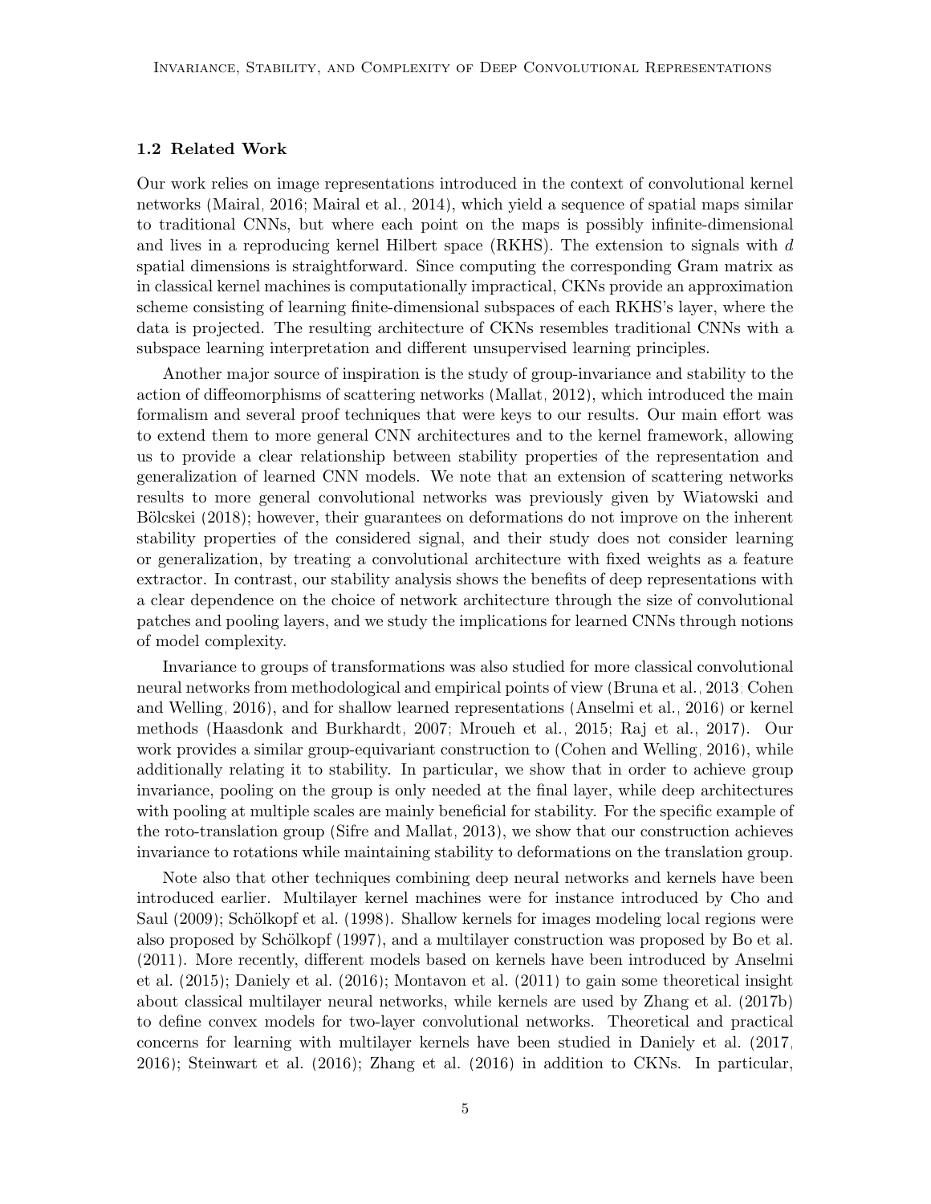### 1.2 Related Work

Our work relies on image representations introduced in the context of convolutional kernel networks (Mairal, 2016; Mairal et al., 2014), which yield a sequence of spatial maps similar to traditional CNNs, but where each point on the maps is possibly infinite-dimensional and lives in a reproducing kernel Hilbert space (RKHS). The extension to signals with $d$ spatial dimensions is straightforward. Since computing the corresponding Gram matrix as in classical kernel machines is computationally impractical, CKNs provide an approximation scheme consisting of learning finite-dimensional subspaces of each RKHS's layer, where the data is projected. The resulting architecture of CKNs resembles traditional CNNs with a subspace learning interpretation and different unsupervised learning principles.

Another major source of inspiration is the study of group-invariance and stability to the action of diffeomorphisms of scattering networks (Mallat, 2012), which introduced the main formalism and several proof techniques that were keys to our results. Our main effort was to extend them to more general CNN architectures and to the kernel framework, allowing us to provide a clear relationship between stability properties of the representation and generalization of learned CNN models. We note that an extension of scattering networks results to more general convolutional networks was previously given by Wiatowski and Bölcskei (2018); however, their guarantees on deformations do not improve on the inherent stability properties of the considered signal, and their study does not consider learning or generalization, by treating a convolutional architecture with fixed weights as a feature extractor. In contrast, our stability analysis shows the benefits of deep representations with a clear dependence on the choice of network architecture through the size of convolutional patches and pooling layers, and we study the implications for learned CNNs through notions of model complexity.

Invariance to groups of transformations was also studied for more classical convolutional neural networks from methodological and empirical points of view (Bruna et al., 2013; Cohen and Welling, 2016), and for shallow learned representations (Anselmi et al., 2016) or kernel methods (Haasdonk and Burkhardt, 2007; Mroueh et al., 2015; Raj et al., 2017). Our work provides a similar group-equivariant construction to (Cohen and Welling, 2016), while additionally relating it to stability. In particular, we show that in order to achieve group invariance, pooling on the group is only needed at the final layer, while deep architectures with pooling at multiple scales are mainly beneficial for stability. For the specific example of the roto-translation group (Sifre and Mallat, 2013), we show that our construction achieves invariance to rotations while maintaining stability to deformations on the translation group.

Note also that other techniques combining deep neural networks and kernels have been introduced earlier. Multilayer kernel machines were for instance introduced by Cho and Saul (2009); Schölkopf et al. (1998). Shallow kernels for images modeling local regions were also proposed by Schölkopf (1997), and a multilayer construction was proposed by Bo et al. (2011). More recently, different models based on kernels have been introduced by Anselmi et al. (2015); Daniely et al. (2016); Montavon et al. (2011) to gain some theoretical insight about classical multilayer neural networks, while kernels are used by Zhang et al. (2017b) to define convex models for two-layer convolutional networks. Theoretical and practical concerns for learning with multilayer kernels have been studied in Daniely et al. (2017, 2016); Steinwart et al. (2016); Zhang et al. (2016) in addition to CKNs. In particular,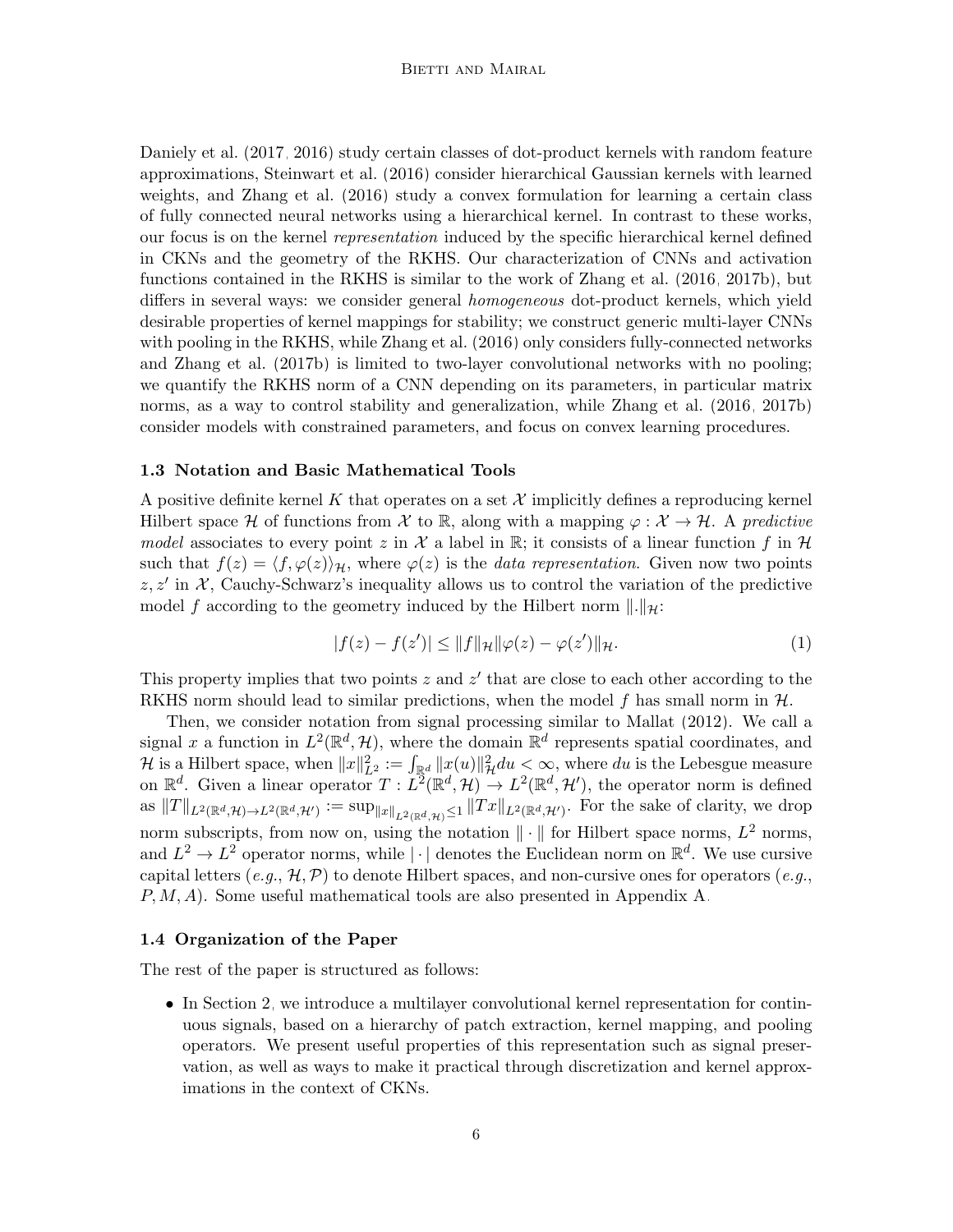Daniely et al. (2017, 2016) study certain classes of dot-product kernels with random feature approximations, Steinwart et al. (2016) consider hierarchical Gaussian kernels with learned weights, and Zhang et al. (2016) study a convex formulation for learning a certain class of fully connected neural networks using a hierarchical kernel. In contrast to these works, our focus is on the kernel *representation* induced by the specific hierarchical kernel defined in CKNs and the geometry of the RKHS. Our characterization of CNNs and activation functions contained in the RKHS is similar to the work of Zhang et al. (2016, 2017b), but differs in several ways: we consider general *homogeneous* dot-product kernels, which yield desirable properties of kernel mappings for stability; we construct generic multi-layer CNNs with pooling in the RKHS, while Zhang et al. (2016) only considers fully-connected networks and Zhang et al. (2017b) is limited to two-layer convolutional networks with no pooling; we quantify the RKHS norm of a CNN depending on its parameters, in particular matrix norms, as a way to control stability and generalization, while Zhang et al. (2016, 2017b) consider models with constrained parameters, and focus on convex learning procedures.

### 1.3 Notation and Basic Mathematical Tools

A positive definite kernel $K$ that operates on a set $\mathcal{X}$ implicitly defines a reproducing kernel Hilbert space $\mathcal{H}$ of functions from $\mathcal{X}$ to $\mathbb{R}$, along with a mapping $\varphi : \mathcal{X} \to \mathcal{H}$. A *predictive model* associates to every point $z$ in $\mathcal{X}$ a label in $\mathbb{R}$; it consists of a linear function $f$ in $\mathcal{H}$ such that $f(z) = \langle f, \varphi(z) \rangle_{\mathcal{H}}$, where $\varphi(z)$ is the *data representation*. Given now two points $z, z'$ in $\mathcal{X}$, Cauchy-Schwarz's inequality allows us to control the variation of the predictive model $f$ according to the geometry induced by the Hilbert norm $\|.\|_{\mathcal{H}}$:

$$|f(z) - f(z')| \leq \|f\|_{\mathcal{H}} \|\varphi(z) - \varphi(z')\|_{\mathcal{H}}. \tag{1}$$

This property implies that two points $z$ and $z'$ that are close to each other according to the RKHS norm should lead to similar predictions, when the model $f$ has small norm in $\mathcal{H}$.

Then, we consider notation from signal processing similar to Mallat (2012). We call a signal $x$ a function in $L^2(\mathbb{R}^d, \mathcal{H})$, where the domain $\mathbb{R}^d$ represents spatial coordinates, and $\mathcal{H}$ is a Hilbert space, when $\|x\|_{L^2}^2 := \int_{\mathbb{R}^d} \|x(u)\|_{\mathcal{H}}^2 du < \infty$, where $du$ is the Lebesgue measure on $\mathbb{R}^d$. Given a linear operator $T : L^2(\mathbb{R}^d, \mathcal{H}) \to L^2(\mathbb{R}^d, \mathcal{H}')$, the operator norm is defined as $\|T\|_{L^2(\mathbb{R}^d,\mathcal{H}) \to L^2(\mathbb{R}^d,\mathcal{H}')} := \sup_{\|x\|_{L^2(\mathbb{R}^d,\mathcal{H})} \leq 1} \|Tx\|_{L^2(\mathbb{R}^d,\mathcal{H}')}$. For the sake of clarity, we drop norm subscripts, from now on, using the notation $\|\cdot\|$ for Hilbert space norms, $L^2$ norms, and $L^2 \to L^2$ operator norms, while $|\cdot|$ denotes the Euclidean norm on $\mathbb{R}^d$. We use cursive capital letters (*e.g.*, $\mathcal{H}, \mathcal{P}$) to denote Hilbert spaces, and non-cursive ones for operators (*e.g.*, $P, M, A$). Some useful mathematical tools are also presented in Appendix A.

### 1.4 Organization of the Paper

The rest of the paper is structured as follows:

- In Section 2, we introduce a multilayer convolutional kernel representation for continuous signals, based on a hierarchy of patch extraction, kernel mapping, and pooling operators. We present useful properties of this representation such as signal preservation, as well as ways to make it practical through discretization and kernel approximations in the context of CKNs.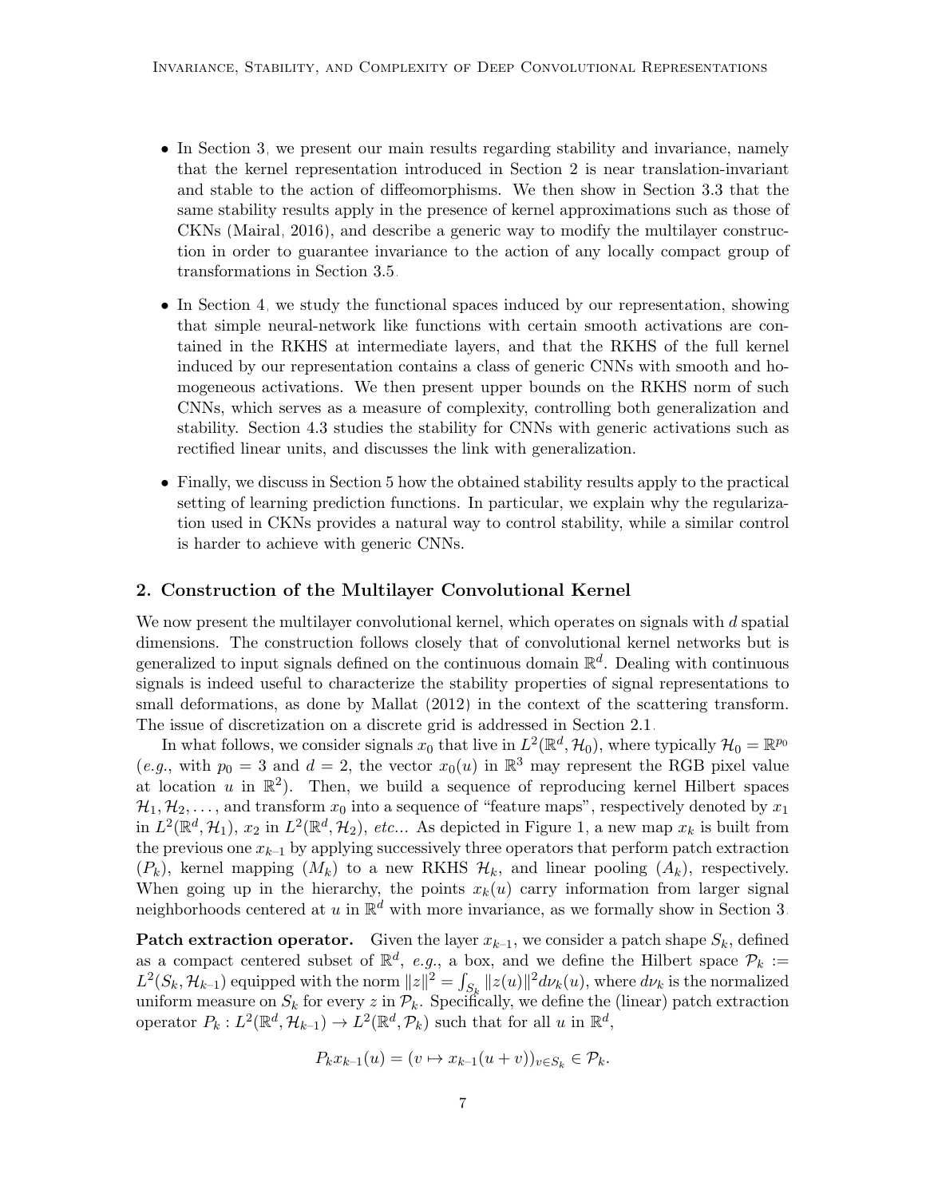- In Section 3, we present our main results regarding stability and invariance, namely that the kernel representation introduced in Section 2 is near translation-invariant and stable to the action of diffeomorphisms. We then show in Section 3.3 that the same stability results apply in the presence of kernel approximations such as those of CKNs (Mairal, 2016), and describe a generic way to modify the multilayer construction in order to guarantee invariance to the action of any locally compact group of transformations in Section 3.5.

- In Section 4, we study the functional spaces induced by our representation, showing that simple neural-network like functions with certain smooth activations are contained in the RKHS at intermediate layers, and that the RKHS of the full kernel induced by our representation contains a class of generic CNNs with smooth and homogeneous activations. We then present upper bounds on the RKHS norm of such CNNs, which serves as a measure of complexity, controlling both generalization and stability. Section 4.3 studies the stability for CNNs with generic activations such as rectified linear units, and discusses the link with generalization.

- Finally, we discuss in Section 5 how the obtained stability results apply to the practical setting of learning prediction functions. In particular, we explain why the regularization used in CKNs provides a natural way to control stability, while a similar control is harder to achieve with generic CNNs.

## 2. Construction of the Multilayer Convolutional Kernel

We now present the multilayer convolutional kernel, which operates on signals with $d$ spatial dimensions. The construction follows closely that of convolutional kernel networks but is generalized to input signals defined on the continuous domain $\mathbb{R}^d$. Dealing with continuous signals is indeed useful to characterize the stability properties of signal representations to small deformations, as done by Mallat (2012) in the context of the scattering transform. The issue of discretization on a discrete grid is addressed in Section 2.1.

In what follows, we consider signals $x_0$ that live in $L^2(\mathbb{R}^d, \mathcal{H}_0)$, where typically $\mathcal{H}_0 = \mathbb{R}^{p_0}$ (*e.g.*, with $p_0 = 3$ and $d = 2$, the vector $x_0(u)$ in $\mathbb{R}^3$ may represent the RGB pixel value at location $u$ in $\mathbb{R}^2$). Then, we build a sequence of reproducing kernel Hilbert spaces $\mathcal{H}_1, \mathcal{H}_2, \dots$, and transform $x_0$ into a sequence of "feature maps", respectively denoted by $x_1$ in $L^2(\mathbb{R}^d, \mathcal{H}_1)$, $x_2$ in $L^2(\mathbb{R}^d, \mathcal{H}_2)$, *etc...* As depicted in Figure 1, a new map $x_k$ is built from the previous one $x_{k-1}$ by applying successively three operators that perform patch extraction ($P_k$), kernel mapping ($M_k$) to a new RKHS $\mathcal{H}_k$, and linear pooling ($A_k$), respectively. When going up in the hierarchy, the points $x_k(u)$ carry information from larger signal neighborhoods centered at $u$ in $\mathbb{R}^d$ with more invariance, as we formally show in Section 3.

**Patch extraction operator.** Given the layer $x_{k-1}$, we consider a patch shape $S_k$, defined as a compact centered subset of $\mathbb{R}^d$, *e.g.*, a box, and we define the Hilbert space $\mathcal{P}_k := L^2(S_k, \mathcal{H}_{k-1})$ equipped with the norm $\|z\|^2 = \int_{S_k} \|z(u)\|^2 d\nu_k(u)$, where $d\nu_k$ is the normalized uniform measure on $S_k$ for every $z$ in $\mathcal{P}_k$. Specifically, we define the (linear) patch extraction operator $P_k : L^2(\mathbb{R}^d, \mathcal{H}_{k-1}) \to L^2(\mathbb{R}^d, \mathcal{P}_k)$ such that for all $u$ in $\mathbb{R}^d$,

$$P_k x_{k-1}(u) = (v \mapsto x_{k-1}(u + v))_{v \in S_k} \in \mathcal{P}_k.$$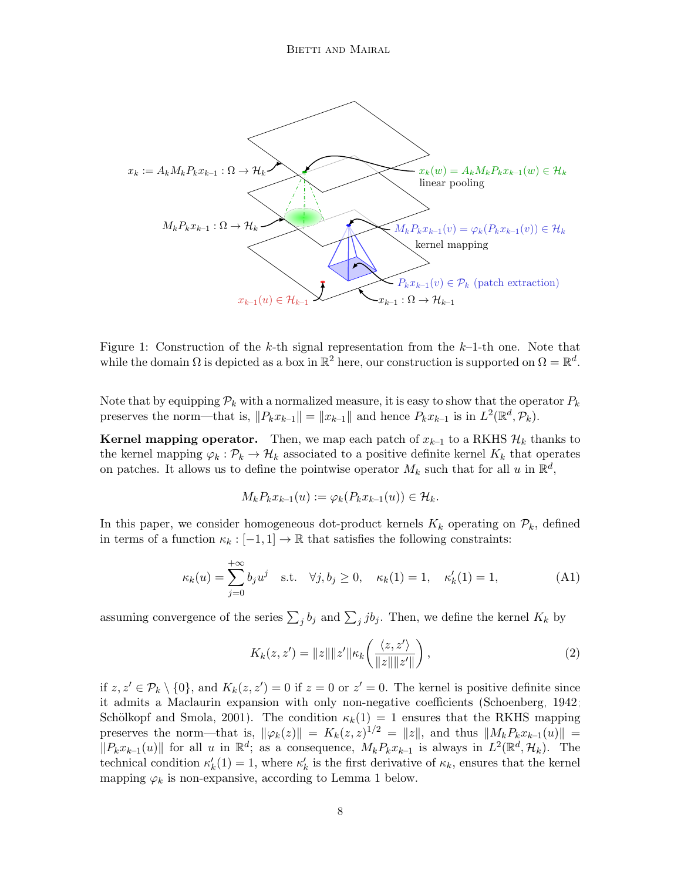Figure 1: Construction of the $k$-th signal representation from the $k$–1-th one. Note that while the domain $\Omega$ is depicted as a box in $\mathbb{R}^2$ here, our construction is supported on $\Omega = \mathbb{R}^d$.

Note that by equipping $\mathcal{P}_k$ with a normalized measure, it is easy to show that the operator $P_k$ preserves the norm—that is, $\|P_k x_{k\text{–}1}\| = \|x_{k\text{–}1}\|$ and hence $P_k x_{k\text{–}1}$ is in $L^2(\mathbb{R}^d, \mathcal{P}_k)$.

**Kernel mapping operator.** Then, we map each patch of $x_{k\text{–}1}$ to a RKHS $\mathcal{H}_k$ thanks to the kernel mapping $\varphi_k : \mathcal{P}_k \to \mathcal{H}_k$ associated to a positive definite kernel $K_k$ that operates on patches. It allows us to define the pointwise operator $M_k$ such that for all $u$ in $\mathbb{R}^d$,

$$M_k P_k x_{k\text{–}1}(u) := \varphi_k(P_k x_{k\text{–}1}(u)) \in \mathcal{H}_k.$$

In this paper, we consider homogeneous dot-product kernels $K_k$ operating on $\mathcal{P}_k$, defined in terms of a function $\kappa_k : [-1, 1] \to \mathbb{R}$ that satisfies the following constraints:

$$\kappa_k(u) = \sum_{j=0}^{+\infty} b_j u^j \quad \text{s.t.} \quad \forall j, b_j \geq 0, \quad \kappa_k(1) = 1, \quad \kappa_k'(1) = 1, \tag{A1}$$

assuming convergence of the series $\sum_j b_j$ and $\sum_j j b_j$. Then, we define the kernel $K_k$ by

$$K_k(z, z') = \|z\|\|z'\| \kappa_k\left(\frac{\langle z, z' \rangle}{\|z\|\|z'\|}\right), \tag{2}$$

if $z, z' \in \mathcal{P}_k \setminus \{0\}$, and $K_k(z, z') = 0$ if $z = 0$ or $z' = 0$. The kernel is positive definite since it admits a Maclaurin expansion with only non-negative coefficients (Schoenberg, 1942; Schölkopf and Smola, 2001). The condition $\kappa_k(1) = 1$ ensures that the RKHS mapping preserves the norm—that is, $\|\varphi_k(z)\| = K_k(z, z)^{1/2} = \|z\|$, and thus $\|M_k P_k x_{k\text{–}1}(u)\| = \|P_k x_{k\text{–}1}(u)\|$ for all $u$ in $\mathbb{R}^d$; as a consequence, $M_k P_k x_{k\text{–}1}$ is always in $L^2(\mathbb{R}^d, \mathcal{H}_k)$. The technical condition $\kappa_k'(1) = 1$, where $\kappa_k'$ is the first derivative of $\kappa_k$, ensures that the kernel mapping $\varphi_k$ is non-expansive, according to Lemma 1 below.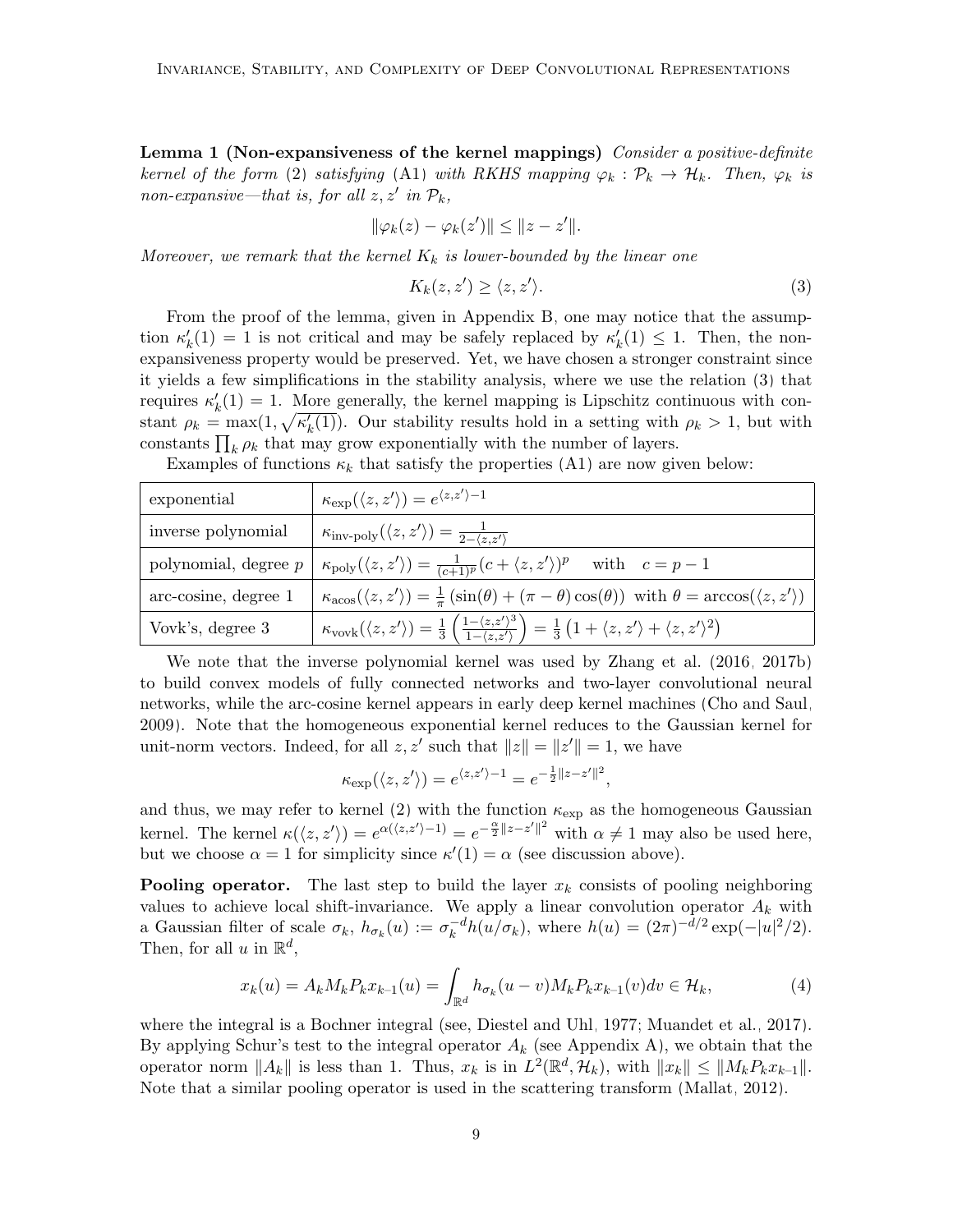**Lemma 1 (Non-expansiveness of the kernel mappings)** *Consider a positive-definite kernel of the form* (2) *satisfying* (A1) *with RKHS mapping* $\varphi_k : \mathcal{P}_k \to \mathcal{H}_k$. *Then,* $\varphi_k$ *is non-expansive—that is, for all* $z, z'$ *in* $\mathcal{P}_k$,

$$\|\varphi_k(z) - \varphi_k(z')\| \leq \|z - z'\|.$$

*Moreover, we remark that the kernel* $K_k$ *is lower-bounded by the linear one*

$$K_k(z, z') \geq \langle z, z' \rangle. \tag{3}$$

From the proof of the lemma, given in Appendix B, one may notice that the assumption $\kappa_k'(1) = 1$ is not critical and may be safely replaced by $\kappa_k'(1) \leq 1$. Then, the non-expansiveness property would be preserved. Yet, we have chosen a stronger constraint since it yields a few simplifications in the stability analysis, where we use the relation (3) that requires $\kappa_k'(1) = 1$. More generally, the kernel mapping is Lipschitz continuous with constant $\rho_k = \max(1, \sqrt{\kappa_k'(1)})$. Our stability results hold in a setting with $\rho_k > 1$, but with constants $\prod_k \rho_k$ that may grow exponentially with the number of layers.

Examples of functions $\kappa_k$ that satisfy the properties (A1) are now given below:

| | |
|---|---|
| exponential | $\kappa_{\text{exp}}(\langle z, z' \rangle) = e^{\langle z, z' \rangle - 1}$ |
| inverse polynomial | $\kappa_{\text{inv-poly}}(\langle z, z' \rangle) = \frac{1}{2 - \langle z, z' \rangle}$ |
| polynomial, degree $p$ | $\kappa_{\text{poly}}(\langle z, z' \rangle) = \frac{1}{(c+1)^p}(c + \langle z, z' \rangle)^p \quad \text{with} \quad c = p - 1$ |
| arc-cosine, degree 1 | $\kappa_{\text{acos}}(\langle z, z' \rangle) = \frac{1}{\pi}\left(\sin(\theta) + (\pi - \theta)\cos(\theta)\right) \text{ with } \theta = \arccos(\langle z, z' \rangle)$ |
| Vovk's, degree 3 | $\kappa_{\text{vovk}}(\langle z, z' \rangle) = \frac{1}{3}\left(\frac{1 - \langle z, z' \rangle^3}{1 - \langle z, z' \rangle}\right) = \frac{1}{3}\left(1 + \langle z, z' \rangle + \langle z, z' \rangle^2\right)$ |

We note that the inverse polynomial kernel was used by Zhang et al. (2016, 2017b) to build convex models of fully connected networks and two-layer convolutional neural networks, while the arc-cosine kernel appears in early deep kernel machines (Cho and Saul, 2009). Note that the homogeneous exponential kernel reduces to the Gaussian kernel for unit-norm vectors. Indeed, for all $z, z'$ such that $\|z\| = \|z'\| = 1$, we have

$$\kappa_{\text{exp}}(\langle z, z' \rangle) = e^{\langle z, z' \rangle - 1} = e^{-\frac{1}{2}\|z - z'\|^2},$$

and thus, we may refer to kernel (2) with the function $\kappa_{\text{exp}}$ as the homogeneous Gaussian kernel. The kernel $\kappa(\langle z, z' \rangle) = e^{\alpha(\langle z, z' \rangle - 1)} = e^{-\frac{\alpha}{2}\|z - z'\|^2}$ with $\alpha \neq 1$ may also be used here, but we choose $\alpha = 1$ for simplicity since $\kappa'(1) = \alpha$ (see discussion above).

**Pooling operator.** The last step to build the layer $x_k$ consists of pooling neighboring values to achieve local shift-invariance. We apply a linear convolution operator $A_k$ with a Gaussian filter of scale $\sigma_k$, $h_{\sigma_k}(u) := \sigma_k^{-d} h(u/\sigma_k)$, where $h(u) = (2\pi)^{-d/2} \exp(-|u|^2/2)$. Then, for all $u$ in $\mathbb{R}^d$,

$$x_k(u) = A_k M_k P_k x_{k-1}(u) = \int_{\mathbb{R}^d} h_{\sigma_k}(u - v) M_k P_k x_{k-1}(v) dv \in \mathcal{H}_k, \tag{4}$$

where the integral is a Bochner integral (see, Diestel and Uhl, 1977; Muandet et al., 2017). By applying Schur's test to the integral operator $A_k$ (see Appendix A), we obtain that the operator norm $\|A_k\|$ is less than 1. Thus, $x_k$ is in $L^2(\mathbb{R}^d, \mathcal{H}_k)$, with $\|x_k\| \leq \|M_k P_k x_{k-1}\|$. Note that a similar pooling operator is used in the scattering transform (Mallat, 2012).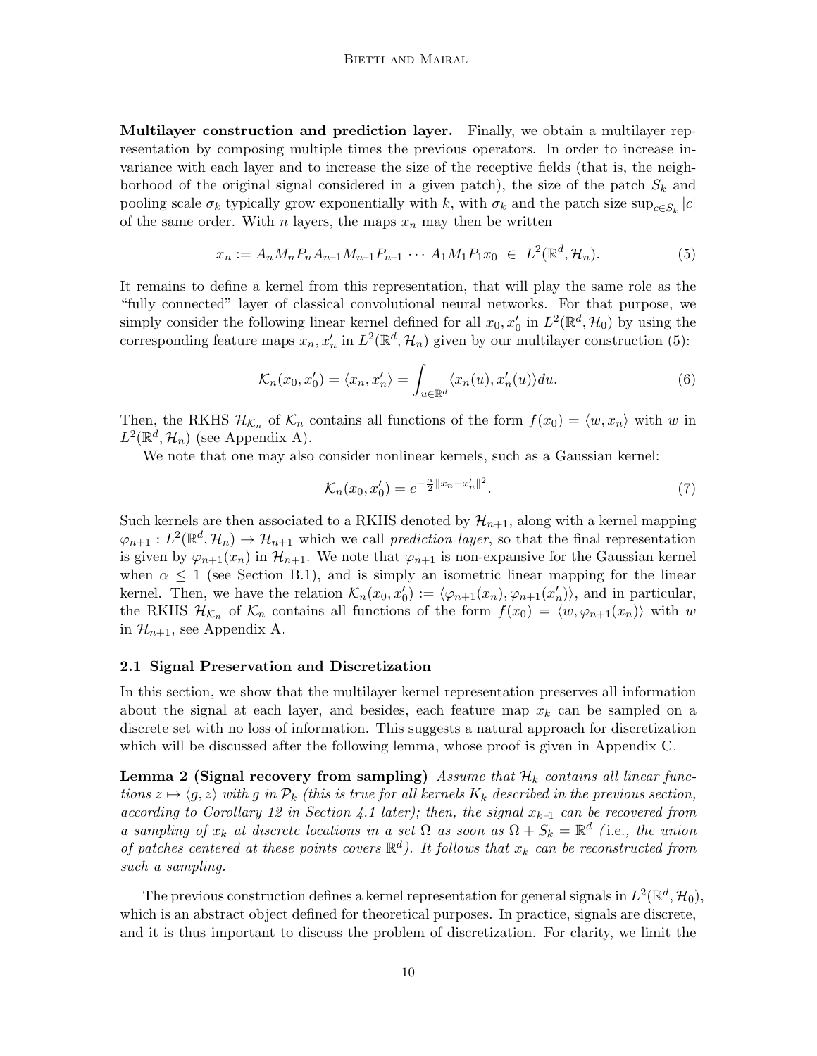**Multilayer construction and prediction layer.** Finally, we obtain a multilayer representation by composing multiple times the previous operators. In order to increase invariance with each layer and to increase the size of the receptive fields (that is, the neighborhood of the original signal considered in a given patch), the size of the patch $S_k$ and pooling scale $\sigma_k$ typically grow exponentially with $k$, with $\sigma_k$ and the patch size $\sup_{c \in S_k} |c|$ of the same order. With $n$ layers, the maps $x_n$ may then be written

$$x_n := A_n M_n P_n A_{n-1} M_{n-1} P_{n-1} \cdots A_1 M_1 P_1 x_0 \in L^2(\mathbb{R}^d, \mathcal{H}_n). \tag{5}$$

It remains to define a kernel from this representation, that will play the same role as the "fully connected" layer of classical convolutional neural networks. For that purpose, we simply consider the following linear kernel defined for all $x_0, x_0'$ in $L^2(\mathbb{R}^d, \mathcal{H}_0)$ by using the corresponding feature maps $x_n, x_n'$ in $L^2(\mathbb{R}^d, \mathcal{H}_n)$ given by our multilayer construction (5):

$$\mathcal{K}_n(x_0, x_0') = \langle x_n, x_n' \rangle = \int_{u \in \mathbb{R}^d} \langle x_n(u), x_n'(u) \rangle du. \tag{6}$$

Then, the RKHS $\mathcal{H}_{\mathcal{K}_n}$ of $\mathcal{K}_n$ contains all functions of the form $f(x_0) = \langle w, x_n \rangle$ with $w$ in $L^2(\mathbb{R}^d, \mathcal{H}_n)$ (see Appendix A).

We note that one may also consider nonlinear kernels, such as a Gaussian kernel:

$$\mathcal{K}_n(x_0, x_0') = e^{-\frac{\alpha}{2}\|x_n - x_n'\|^2}. \tag{7}$$

Such kernels are then associated to a RKHS denoted by $\mathcal{H}_{n+1}$, along with a kernel mapping $\varphi_{n+1} : L^2(\mathbb{R}^d, \mathcal{H}_n) \to \mathcal{H}_{n+1}$ which we call *prediction layer*, so that the final representation is given by $\varphi_{n+1}(x_n)$ in $\mathcal{H}_{n+1}$. We note that $\varphi_{n+1}$ is non-expansive for the Gaussian kernel when $\alpha \leq 1$ (see Section B.1), and is simply an isometric linear mapping for the linear kernel. Then, we have the relation $\mathcal{K}_n(x_0, x_0') := \langle \varphi_{n+1}(x_n), \varphi_{n+1}(x_n') \rangle$, and in particular, the RKHS $\mathcal{H}_{\mathcal{K}_n}$ of $\mathcal{K}_n$ contains all functions of the form $f(x_0) = \langle w, \varphi_{n+1}(x_n) \rangle$ with $w$ in $\mathcal{H}_{n+1}$, see Appendix A.

### 2.1 Signal Preservation and Discretization

In this section, we show that the multilayer kernel representation preserves all information about the signal at each layer, and besides, each feature map $x_k$ can be sampled on a discrete set with no loss of information. This suggests a natural approach for discretization which will be discussed after the following lemma, whose proof is given in Appendix C.

**Lemma 2 (Signal recovery from sampling)** *Assume that $\mathcal{H}_k$ contains all linear functions $z \mapsto \langle g, z \rangle$ with $g$ in $\mathcal{P}_k$ (this is true for all kernels $K_k$ described in the previous section, according to Corollary 12 in Section 4.1 later); then, the signal $x_{k-1}$ can be recovered from a sampling of $x_k$ at discrete locations in a set $\Omega$ as soon as $\Omega + S_k = \mathbb{R}^d$ (*i.e.*, the union of patches centered at these points covers $\mathbb{R}^d$). It follows that $x_k$ can be reconstructed from such a sampling.*

The previous construction defines a kernel representation for general signals in $L^2(\mathbb{R}^d, \mathcal{H}_0)$, which is an abstract object defined for theoretical purposes. In practice, signals are discrete, and it is thus important to discuss the problem of discretization. For clarity, we limit the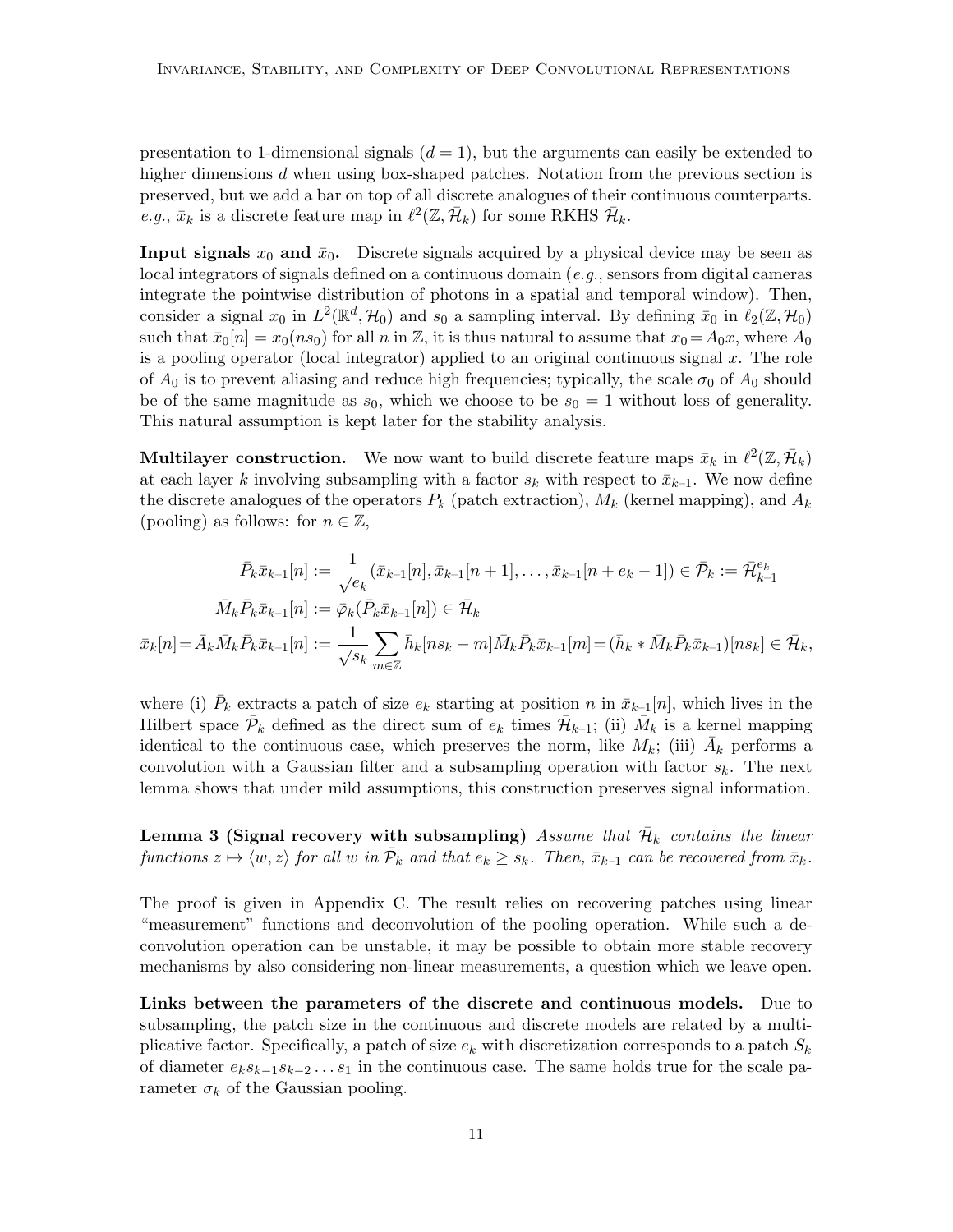presentation to 1-dimensional signals ($d = 1$), but the arguments can easily be extended to higher dimensions $d$ when using box-shaped patches. Notation from the previous section is preserved, but we add a bar on top of all discrete analogues of their continuous counterparts. *e.g.*, $\bar{x}_k$ is a discrete feature map in $\ell^2(\mathbb{Z}, \bar{\mathcal{H}}_k)$ for some RKHS $\bar{\mathcal{H}}_k$.

**Input signals $x_0$ and $\bar{x}_0$.** Discrete signals acquired by a physical device may be seen as local integrators of signals defined on a continuous domain (*e.g.*, sensors from digital cameras integrate the pointwise distribution of photons in a spatial and temporal window). Then, consider a signal $x_0$ in $L^2(\mathbb{R}^d, \mathcal{H}_0)$ and $s_0$ a sampling interval. By defining $\bar{x}_0$ in $\ell_2(\mathbb{Z}, \mathcal{H}_0)$ such that $\bar{x}_0[n] = x_0(ns_0)$ for all $n$ in $\mathbb{Z}$, it is thus natural to assume that $x_0 = A_0 x$, where $A_0$ is a pooling operator (local integrator) applied to an original continuous signal $x$. The role of $A_0$ is to prevent aliasing and reduce high frequencies; typically, the scale $\sigma_0$ of $A_0$ should be of the same magnitude as $s_0$, which we choose to be $s_0 = 1$ without loss of generality. This natural assumption is kept later for the stability analysis.

**Multilayer construction.** We now want to build discrete feature maps $\bar{x}_k$ in $\ell^2(\mathbb{Z}, \bar{\mathcal{H}}_k)$ at each layer $k$ involving subsampling with a factor $s_k$ with respect to $\bar{x}_{k-1}$. We now define the discrete analogues of the operators $P_k$ (patch extraction), $M_k$ (kernel mapping), and $A_k$ (pooling) as follows: for $n \in \mathbb{Z}$,

$$
\begin{aligned}
\bar{P}_k \bar{x}_{k-1}[n] &:= \frac{1}{\sqrt{e_k}} (\bar{x}_{k-1}[n], \bar{x}_{k-1}[n+1], \ldots, \bar{x}_{k-1}[n + e_k - 1]) \in \bar{\mathcal{P}}_k := \bar{\mathcal{H}}_{k-1}^{e_k} \\
\bar{M}_k \bar{P}_k \bar{x}_{k-1}[n] &:= \bar{\varphi}_k(\bar{P}_k \bar{x}_{k-1}[n]) \in \bar{\mathcal{H}}_k \\
\bar{x}_k[n] = \bar{A}_k \bar{M}_k \bar{P}_k \bar{x}_{k-1}[n] &:= \frac{1}{\sqrt{s_k}} \sum_{m \in \mathbb{Z}} \bar{h}_k[n s_k - m] \bar{M}_k \bar{P}_k \bar{x}_{k-1}[m] = (\bar{h}_k * \bar{M}_k \bar{P}_k \bar{x}_{k-1})[n s_k] \in \bar{\mathcal{H}}_k,
\end{aligned}
$$

where (i) $\bar{P}_k$ extracts a patch of size $e_k$ starting at position $n$ in $\bar{x}_{k-1}[n]$, which lives in the Hilbert space $\bar{\mathcal{P}}_k$ defined as the direct sum of $e_k$ times $\bar{\mathcal{H}}_{k-1}$; (ii) $\bar{M}_k$ is a kernel mapping identical to the continuous case, which preserves the norm, like $M_k$; (iii) $\bar{A}_k$ performs a convolution with a Gaussian filter and a subsampling operation with factor $s_k$. The next lemma shows that under mild assumptions, this construction preserves signal information.

**Lemma 3 (Signal recovery with subsampling)** *Assume that $\bar{\mathcal{H}}_k$ contains the linear functions $z \mapsto \langle w, z \rangle$ for all $w$ in $\bar{\mathcal{P}}_k$ and that $e_k \geq s_k$. Then, $\bar{x}_{k-1}$ can be recovered from $\bar{x}_k$.*

The proof is given in Appendix C. The result relies on recovering patches using linear "measurement" functions and deconvolution of the pooling operation. While such a deconvolution operation can be unstable, it may be possible to obtain more stable recovery mechanisms by also considering non-linear measurements, a question which we leave open.

**Links between the parameters of the discrete and continuous models.** Due to subsampling, the patch size in the continuous and discrete models are related by a multiplicative factor. Specifically, a patch of size $e_k$ with discretization corresponds to a patch $S_k$ of diameter $e_k s_{k-1} s_{k-2} \ldots s_1$ in the continuous case. The same holds true for the scale parameter $\sigma_k$ of the Gaussian pooling.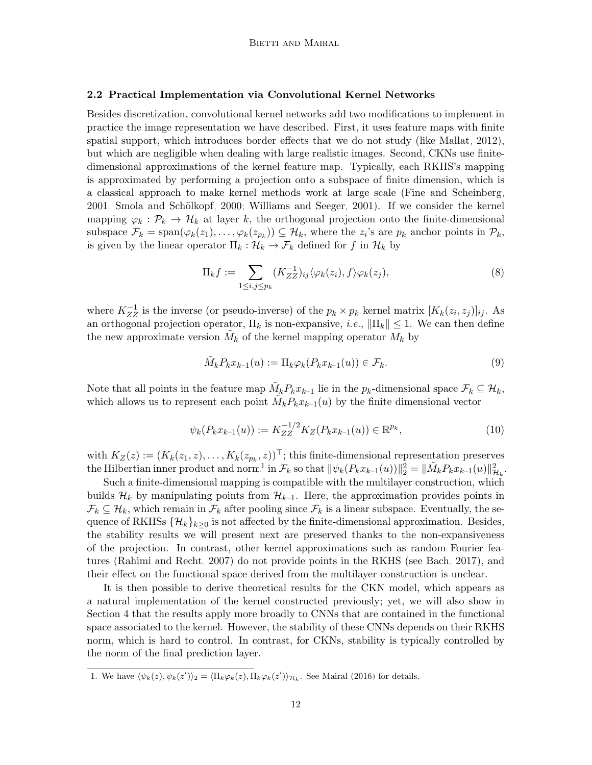### 2.2 Practical Implementation via Convolutional Kernel Networks

Besides discretization, convolutional kernel networks add two modifications to implement in practice the image representation we have described. First, it uses feature maps with finite spatial support, which introduces border effects that we do not study (like Mallat, 2012), but which are negligible when dealing with large realistic images. Second, CKNs use finite-dimensional approximations of the kernel feature map. Typically, each RKHS's mapping is approximated by performing a projection onto a subspace of finite dimension, which is a classical approach to make kernel methods work at large scale (Fine and Scheinberg, 2001; Smola and Schölkopf, 2000; Williams and Seeger, 2001). If we consider the kernel mapping $\varphi_k : \mathcal{P}_k \to \mathcal{H}_k$ at layer $k$, the orthogonal projection onto the finite-dimensional subspace $\mathcal{F}_k = \text{span}(\varphi_k(z_1), \ldots, \varphi_k(z_{p_k})) \subseteq \mathcal{H}_k$, where the $z_i$'s are $p_k$ anchor points in $\mathcal{P}_k$, is given by the linear operator $\Pi_k : \mathcal{H}_k \to \mathcal{F}_k$ defined for $f$ in $\mathcal{H}_k$ by

$$\Pi_k f := \sum_{1 \leq i,j \leq p_k} (K_{ZZ}^{-1})_{ij} \langle \varphi_k(z_i), f \rangle \varphi_k(z_j), \tag{8}$$

where $K_{ZZ}^{-1}$ is the inverse (or pseudo-inverse) of the $p_k \times p_k$ kernel matrix $[K_k(z_i, z_j)]_{ij}$. As an orthogonal projection operator, $\Pi_k$ is non-expansive, *i.e.*, $\|\Pi_k\| \leq 1$. We can then define the new approximate version $\tilde{M}_k$ of the kernel mapping operator $M_k$ by

$$\tilde{M}_k P_k x_{k-1}(u) := \Pi_k \varphi_k(P_k x_{k-1}(u)) \in \mathcal{F}_k. \tag{9}$$

Note that all points in the feature map $\tilde{M}_k P_k x_{k-1}$ lie in the $p_k$-dimensional space $\mathcal{F}_k \subseteq \mathcal{H}_k$, which allows us to represent each point $\tilde{M}_k P_k x_{k-1}(u)$ by the finite dimensional vector

$$\psi_k(P_k x_{k-1}(u)) := K_{ZZ}^{-1/2} K_Z(P_k x_{k-1}(u)) \in \mathbb{R}^{p_k}, \tag{10}$$

with $K_Z(z) := (K_k(z_1, z), \ldots, K_k(z_{p_k}, z))^\top$; this finite-dimensional representation preserves the Hilbertian inner product and norm[1] in $\mathcal{F}_k$ so that $\|\psi_k(P_k x_{k-1}(u))\|_2^2 = \|\tilde{M}_k P_k x_{k-1}(u)\|_{\mathcal{H}_k}^2$.

Such a finite-dimensional mapping is compatible with the multilayer construction, which builds $\mathcal{H}_k$ by manipulating points from $\mathcal{H}_{k-1}$. Here, the approximation provides points in $\mathcal{F}_k \subseteq \mathcal{H}_k$, which remain in $\mathcal{F}_k$ after pooling since $\mathcal{F}_k$ is a linear subspace. Eventually, the sequence of RKHSs $\{\mathcal{H}_k\}_{k \geq 0}$ is not affected by the finite-dimensional approximation. Besides, the stability results we will present next are preserved thanks to the non-expansiveness of the projection. In contrast, other kernel approximations such as random Fourier features (Rahimi and Recht, 2007) do not provide points in the RKHS (see Bach, 2017), and their effect on the functional space derived from the multilayer construction is unclear.

It is then possible to derive theoretical results for the CKN model, which appears as a natural implementation of the kernel constructed previously; yet, we will also show in Section 4 that the results apply more broadly to CNNs that are contained in the functional space associated to the kernel. However, the stability of these CNNs depends on their RKHS norm, which is hard to control. In contrast, for CKNs, stability is typically controlled by the norm of the final prediction layer.

---

1. We have $\langle \psi_k(z), \psi_k(z') \rangle_2 = \langle \Pi_k \varphi_k(z), \Pi_k \varphi_k(z') \rangle_{\mathcal{H}_k}$. See Mairal (2016) for details.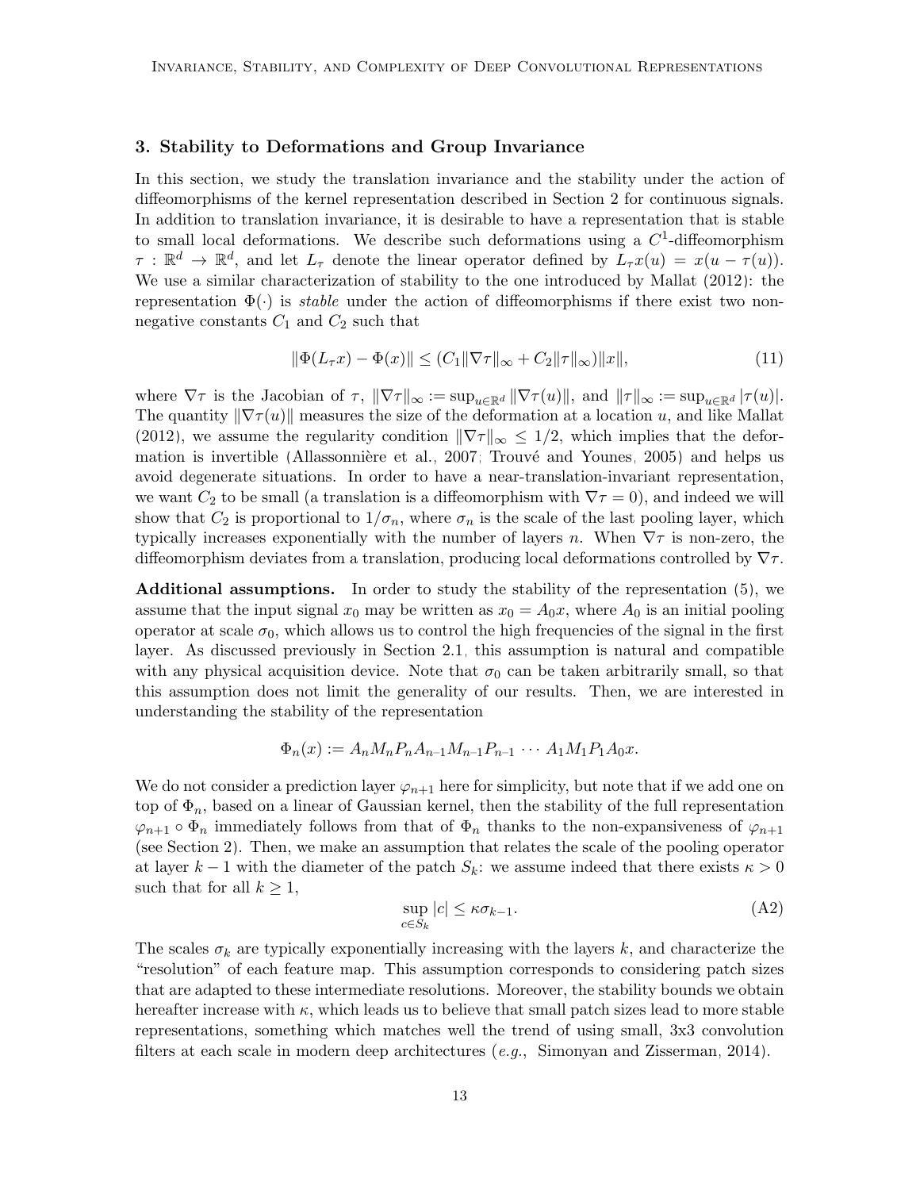## 3. Stability to Deformations and Group Invariance

In this section, we study the translation invariance and the stability under the action of diffeomorphisms of the kernel representation described in Section 2 for continuous signals. In addition to translation invariance, it is desirable to have a representation that is stable to small local deformations. We describe such deformations using a $C^1$-diffeomorphism $\tau : \mathbb{R}^d \to \mathbb{R}^d$, and let $L_\tau$ denote the linear operator defined by $L_\tau x(u) = x(u - \tau(u))$. We use a similar characterization of stability to the one introduced by Mallat (2012): the representation $\Phi(\cdot)$ is *stable* under the action of diffeomorphisms if there exist two non-negative constants $C_1$ and $C_2$ such that

$$\|\Phi(L_\tau x) - \Phi(x)\| \leq (C_1 \|\nabla \tau\|_\infty + C_2 \|\tau\|_\infty)\|x\|, \tag{11}$$

where $\nabla \tau$ is the Jacobian of $\tau$, $\|\nabla \tau\|_\infty := \sup_{u \in \mathbb{R}^d} \|\nabla \tau(u)\|$, and $\|\tau\|_\infty := \sup_{u \in \mathbb{R}^d} |\tau(u)|$. The quantity $\|\nabla \tau(u)\|$ measures the size of the deformation at a location $u$, and like Mallat (2012), we assume the regularity condition $\|\nabla \tau\|_\infty \leq 1/2$, which implies that the deformation is invertible (Allassonnière et al., 2007; Trouvé and Younes, 2005) and helps us avoid degenerate situations. In order to have a near-translation-invariant representation, we want $C_2$ to be small (a translation is a diffeomorphism with $\nabla \tau = 0$), and indeed we will show that $C_2$ is proportional to $1/\sigma_n$, where $\sigma_n$ is the scale of the last pooling layer, which typically increases exponentially with the number of layers $n$. When $\nabla \tau$ is non-zero, the diffeomorphism deviates from a translation, producing local deformations controlled by $\nabla \tau$.

**Additional assumptions.** In order to study the stability of the representation (5), we assume that the input signal $x_0$ may be written as $x_0 = A_0 x$, where $A_0$ is an initial pooling operator at scale $\sigma_0$, which allows us to control the high frequencies of the signal in the first layer. As discussed previously in Section 2.1, this assumption is natural and compatible with any physical acquisition device. Note that $\sigma_0$ can be taken arbitrarily small, so that this assumption does not limit the generality of our results. Then, we are interested in understanding the stability of the representation

$$\Phi_n(x) := A_n M_n P_n A_{n-1} M_{n-1} P_{n-1} \cdots A_1 M_1 P_1 A_0 x.$$

We do not consider a prediction layer $\varphi_{n+1}$ here for simplicity, but note that if we add one on top of $\Phi_n$, based on a linear of Gaussian kernel, then the stability of the full representation $\varphi_{n+1} \circ \Phi_n$ immediately follows from that of $\Phi_n$ thanks to the non-expansiveness of $\varphi_{n+1}$ (see Section 2). Then, we make an assumption that relates the scale of the pooling operator at layer $k-1$ with the diameter of the patch $S_k$: we assume indeed that there exists $\kappa > 0$ such that for all $k \geq 1$,

$$\sup_{c \in S_k} |c| \leq \kappa \sigma_{k-1}. \tag{A2}$$

The scales $\sigma_k$ are typically exponentially increasing with the layers $k$, and characterize the "resolution" of each feature map. This assumption corresponds to considering patch sizes that are adapted to these intermediate resolutions. Moreover, the stability bounds we obtain hereafter increase with $\kappa$, which leads us to believe that small patch sizes lead to more stable representations, something which matches well the trend of using small, 3x3 convolution filters at each scale in modern deep architectures (*e.g.*, Simonyan and Zisserman, 2014).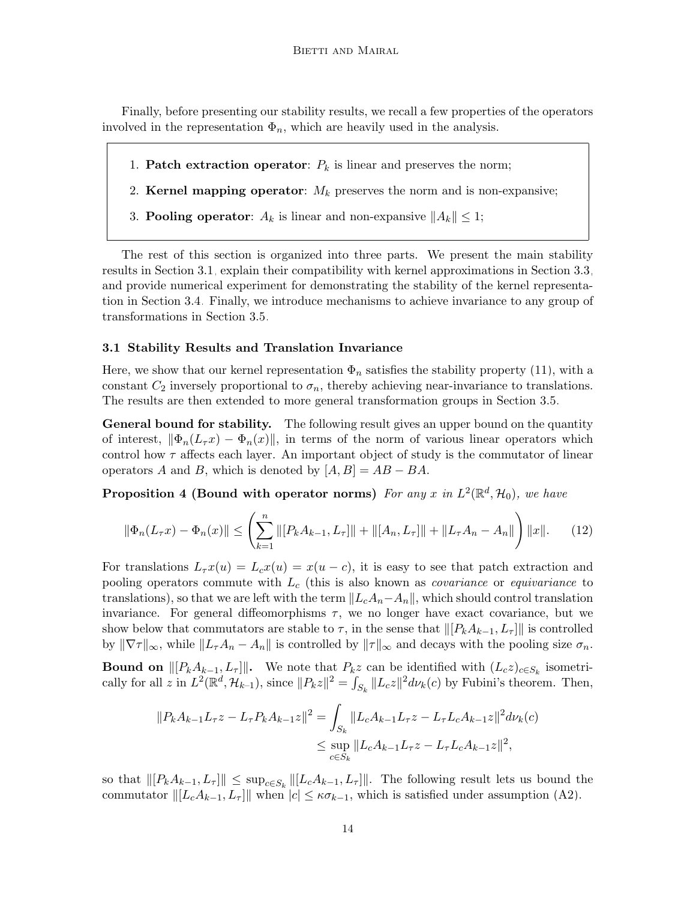Finally, before presenting our stability results, we recall a few properties of the operators involved in the representation $\Phi_n$, which are heavily used in the analysis.

1. **Patch extraction operator**: $P_k$ is linear and preserves the norm;
2. **Kernel mapping operator**: $M_k$ preserves the norm and is non-expansive;
3. **Pooling operator**: $A_k$ is linear and non-expansive $\|A_k\| \leq 1$;

The rest of this section is organized into three parts. We present the main stability results in Section 3.1, explain their compatibility with kernel approximations in Section 3.3, and provide numerical experiment for demonstrating the stability of the kernel representation in Section 3.4. Finally, we introduce mechanisms to achieve invariance to any group of transformations in Section 3.5.

### 3.1 Stability Results and Translation Invariance

Here, we show that our kernel representation $\Phi_n$ satisfies the stability property (11), with a constant $C_2$ inversely proportional to $\sigma_n$, thereby achieving near-invariance to translations. The results are then extended to more general transformation groups in Section 3.5.

**General bound for stability.** The following result gives an upper bound on the quantity of interest, $\|\Phi_n(L_\tau x) - \Phi_n(x)\|$, in terms of the norm of various linear operators which control how $\tau$ affects each layer. An important object of study is the commutator of linear operators $A$ and $B$, which is denoted by $[A, B] = AB - BA$.

**Proposition 4 (Bound with operator norms)** *For any $x$ in $L^2(\mathbb{R}^d, \mathcal{H}_0)$, we have*

$$\|\Phi_n(L_\tau x) - \Phi_n(x)\| \leq \left( \sum_{k=1}^{n} \|[P_k A_{k-1}, L_\tau]\| + \|[A_n, L_\tau]\| + \|L_\tau A_n - A_n\| \right) \|x\|. \tag{12}$$

For translations $L_\tau x(u) = L_c x(u) = x(u - c)$, it is easy to see that patch extraction and pooling operators commute with $L_c$ (this is also known as *covariance* or *equivariance* to translations), so that we are left with the term $\|L_c A_n - A_n\|$, which should control translation invariance. For general diffeomorphisms $\tau$, we no longer have exact covariance, but we show below that commutators are stable to $\tau$, in the sense that $\|[P_k A_{k-1}, L_\tau]\|$ is controlled by $\|\nabla\tau\|_\infty$, while $\|L_\tau A_n - A_n\|$ is controlled by $\|\tau\|_\infty$ and decays with the pooling size $\sigma_n$.

**Bound on $\|[P_k A_{k-1}, L_\tau]\|$.** We note that $P_k z$ can be identified with $(L_c z)_{c \in S_k}$ isometrically for all $z$ in $L^2(\mathbb{R}^d, \mathcal{H}_{k-1})$, since $\|P_k z\|^2 = \int_{S_k} \|L_c z\|^2 d\nu_k(c)$ by Fubini's theorem. Then,

$$\begin{aligned}
\|P_k A_{k-1} L_\tau z - L_\tau P_k A_{k-1} z\|^2 &= \int_{S_k} \|L_c A_{k-1} L_\tau z - L_\tau L_c A_{k-1} z\|^2 d\nu_k(c) \\
&\leq \sup_{c \in S_k} \|L_c A_{k-1} L_\tau z - L_\tau L_c A_{k-1} z\|^2,
\end{aligned}$$

so that $\|[P_k A_{k-1}, L_\tau]\| \leq \sup_{c \in S_k} \|[L_c A_{k-1}, L_\tau]\|$. The following result lets us bound the commutator $\|[L_c A_{k-1}, L_\tau]\|$ when $|c| \leq \kappa \sigma_{k-1}$, which is satisfied under assumption (A2).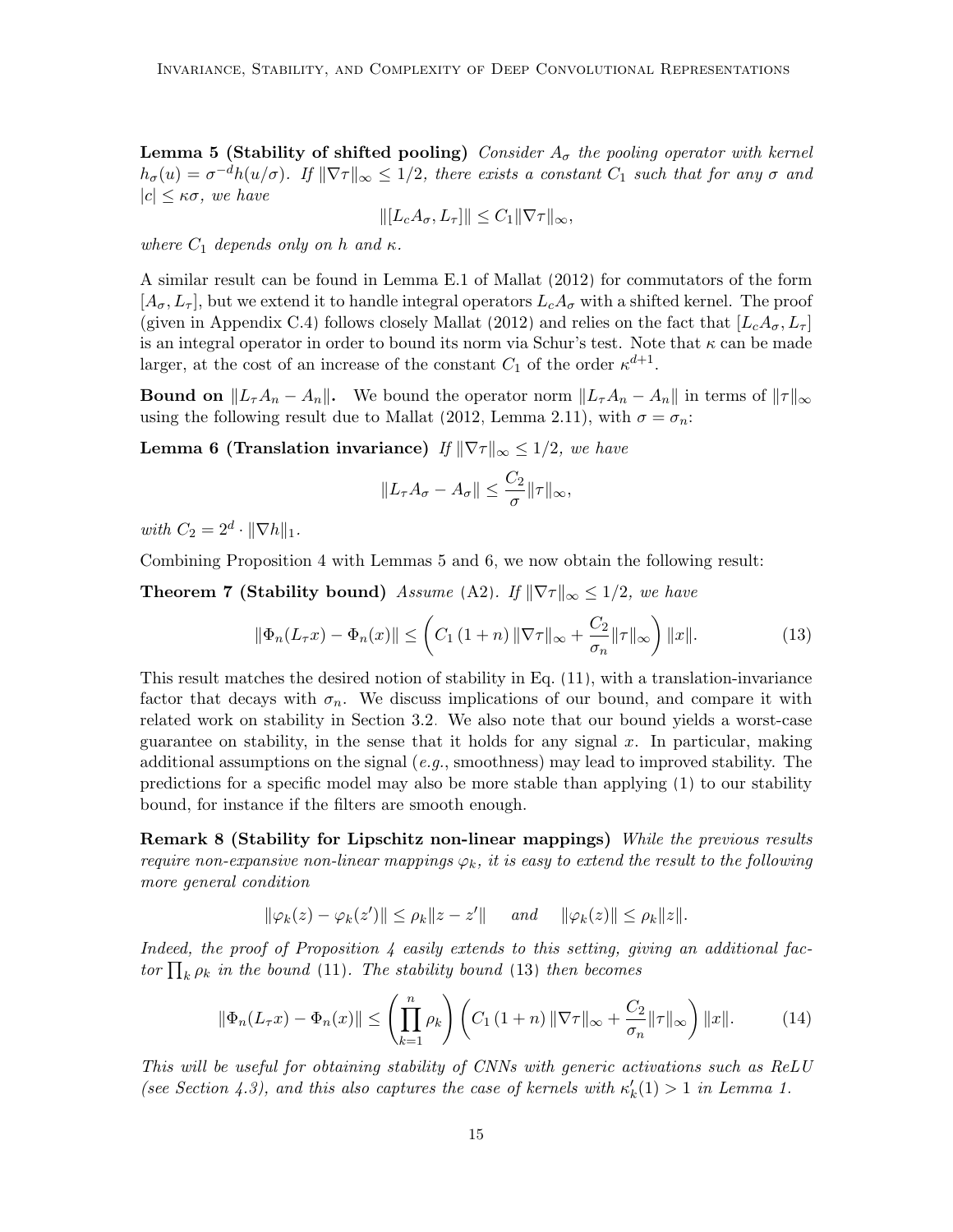**Lemma 5 (Stability of shifted pooling)** *Consider $A_\sigma$ the pooling operator with kernel $h_\sigma(u) = \sigma^{-d} h(u/\sigma)$. If $\|\nabla\tau\|_\infty \leq 1/2$, there exists a constant $C_1$ such that for any $\sigma$ and $|c| \leq \kappa\sigma$, we have*

$$\|[L_c A_\sigma, L_\tau]\| \leq C_1 \|\nabla\tau\|_\infty,$$

*where $C_1$ depends only on $h$ and $\kappa$.*

A similar result can be found in Lemma E.1 of Mallat (2012) for commutators of the form $[A_\sigma, L_\tau]$, but we extend it to handle integral operators $L_c A_\sigma$ with a shifted kernel. The proof (given in Appendix C.4) follows closely Mallat (2012) and relies on the fact that $[L_c A_\sigma, L_\tau]$ is an integral operator in order to bound its norm via Schur's test. Note that $\kappa$ can be made larger, at the cost of an increase of the constant $C_1$ of the order $\kappa^{d+1}$.

**Bound on $\|L_\tau A_n - A_n\|$.** We bound the operator norm $\|L_\tau A_n - A_n\|$ in terms of $\|\tau\|_\infty$ using the following result due to Mallat (2012, Lemma 2.11), with $\sigma = \sigma_n$:

**Lemma 6 (Translation invariance)** *If $\|\nabla\tau\|_\infty \leq 1/2$, we have*

$$\|L_\tau A_\sigma - A_\sigma\| \leq \frac{C_2}{\sigma}\|\tau\|_\infty,$$

*with $C_2 = 2^d \cdot \|\nabla h\|_1$.*

Combining Proposition 4 with Lemmas 5 and 6, we now obtain the following result:

**Theorem 7 (Stability bound)** *Assume* (A2)*. If $\|\nabla\tau\|_\infty \leq 1/2$, we have*

$$\|\Phi_n(L_\tau x) - \Phi_n(x)\| \leq \left( C_1 \left(1 + n\right) \|\nabla\tau\|_\infty + \frac{C_2}{\sigma_n}\|\tau\|_\infty \right) \|x\|. \tag{13}$$

This result matches the desired notion of stability in Eq. (11), with a translation-invariance factor that decays with $\sigma_n$. We discuss implications of our bound, and compare it with related work on stability in Section 3.2. We also note that our bound yields a worst-case guarantee on stability, in the sense that it holds for any signal $x$. In particular, making additional assumptions on the signal (*e.g.*, smoothness) may lead to improved stability. The predictions for a specific model may also be more stable than applying (1) to our stability bound, for instance if the filters are smooth enough.

**Remark 8 (Stability for Lipschitz non-linear mappings)** *While the previous results require non-expansive non-linear mappings $\varphi_k$, it is easy to extend the result to the following more general condition*

$$\|\varphi_k(z) - \varphi_k(z')\| \leq \rho_k \|z - z'\| \quad \text{ and } \quad \|\varphi_k(z)\| \leq \rho_k \|z\|.$$

*Indeed, the proof of Proposition 4 easily extends to this setting, giving an additional factor $\prod_k \rho_k$ in the bound* (11)*. The stability bound* (13) *then becomes*

$$\|\Phi_n(L_\tau x) - \Phi_n(x)\| \leq \left( \prod_{k=1}^{n} \rho_k \right) \left( C_1 \left(1 + n\right) \|\nabla\tau\|_\infty + \frac{C_2}{\sigma_n}\|\tau\|_\infty \right) \|x\|. \tag{14}$$

*This will be useful for obtaining stability of CNNs with generic activations such as ReLU (see Section 4.3), and this also captures the case of kernels with $\kappa_k'(1) > 1$ in Lemma 1.*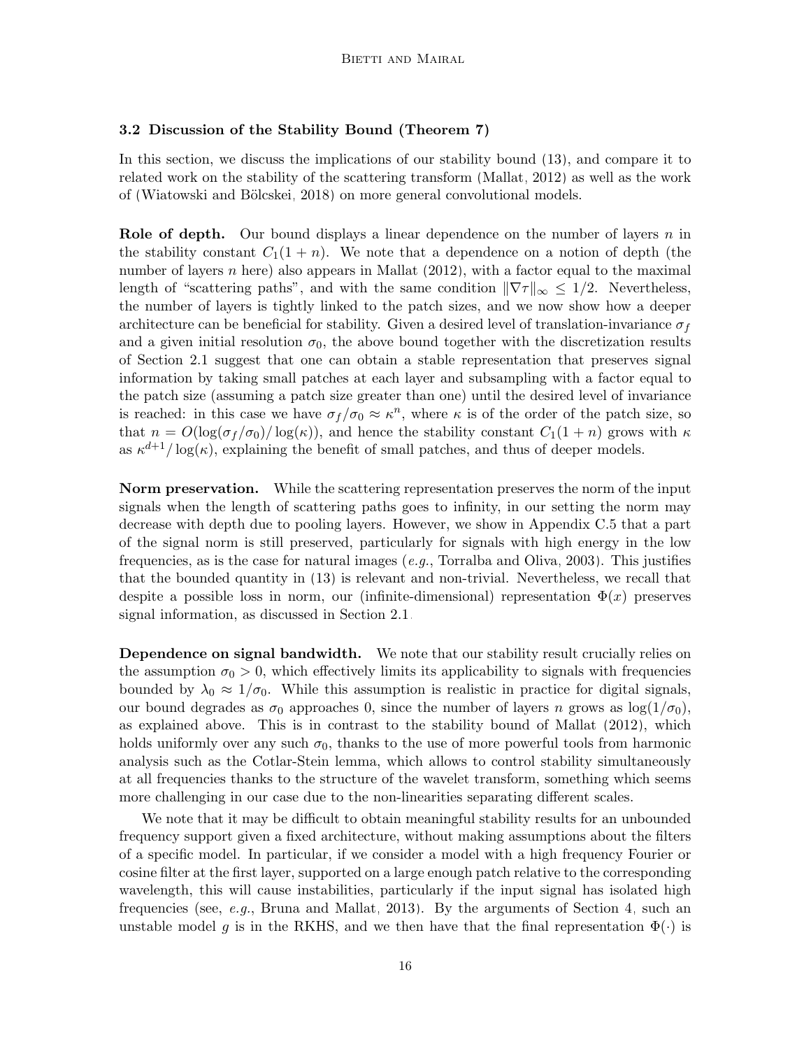### 3.2 Discussion of the Stability Bound (Theorem 7)

In this section, we discuss the implications of our stability bound (13), and compare it to related work on the stability of the scattering transform (Mallat, 2012) as well as the work of (Wiatowski and Bölcskei, 2018) on more general convolutional models.

**Role of depth.** Our bound displays a linear dependence on the number of layers $n$ in the stability constant $C_1(1+n)$. We note that a dependence on a notion of depth (the number of layers $n$ here) also appears in Mallat (2012), with a factor equal to the maximal length of "scattering paths", and with the same condition $\|\nabla\tau\|_\infty \leq 1/2$. Nevertheless, the number of layers is tightly linked to the patch sizes, and we now show how a deeper architecture can be beneficial for stability. Given a desired level of translation-invariance $\sigma_f$ and a given initial resolution $\sigma_0$, the above bound together with the discretization results of Section 2.1 suggest that one can obtain a stable representation that preserves signal information by taking small patches at each layer and subsampling with a factor equal to the patch size (assuming a patch size greater than one) until the desired level of invariance is reached: in this case we have $\sigma_f/\sigma_0 \approx \kappa^n$, where $\kappa$ is of the order of the patch size, so that $n = O(\log(\sigma_f/\sigma_0)/\log(\kappa))$, and hence the stability constant $C_1(1+n)$ grows with $\kappa$ as $\kappa^{d+1}/\log(\kappa)$, explaining the benefit of small patches, and thus of deeper models.

**Norm preservation.** While the scattering representation preserves the norm of the input signals when the length of scattering paths goes to infinity, in our setting the norm may decrease with depth due to pooling layers. However, we show in Appendix C.5 that a part of the signal norm is still preserved, particularly for signals with high energy in the low frequencies, as is the case for natural images (*e.g.*, Torralba and Oliva, 2003). This justifies that the bounded quantity in (13) is relevant and non-trivial. Nevertheless, we recall that despite a possible loss in norm, our (infinite-dimensional) representation $\Phi(x)$ preserves signal information, as discussed in Section 2.1.

**Dependence on signal bandwidth.** We note that our stability result crucially relies on the assumption $\sigma_0 > 0$, which effectively limits its applicability to signals with frequencies bounded by $\lambda_0 \approx 1/\sigma_0$. While this assumption is realistic in practice for digital signals, our bound degrades as $\sigma_0$ approaches 0, since the number of layers $n$ grows as $\log(1/\sigma_0)$, as explained above. This is in contrast to the stability bound of Mallat (2012), which holds uniformly over any such $\sigma_0$, thanks to the use of more powerful tools from harmonic analysis such as the Cotlar-Stein lemma, which allows to control stability simultaneously at all frequencies thanks to the structure of the wavelet transform, something which seems more challenging in our case due to the non-linearities separating different scales.

We note that it may be difficult to obtain meaningful stability results for an unbounded frequency support given a fixed architecture, without making assumptions about the filters of a specific model. In particular, if we consider a model with a high frequency Fourier or cosine filter at the first layer, supported on a large enough patch relative to the corresponding wavelength, this will cause instabilities, particularly if the input signal has isolated high frequencies (see, *e.g.*, Bruna and Mallat, 2013). By the arguments of Section 4, such an unstable model $g$ is in the RKHS, and we then have that the final representation $\Phi(\cdot)$ is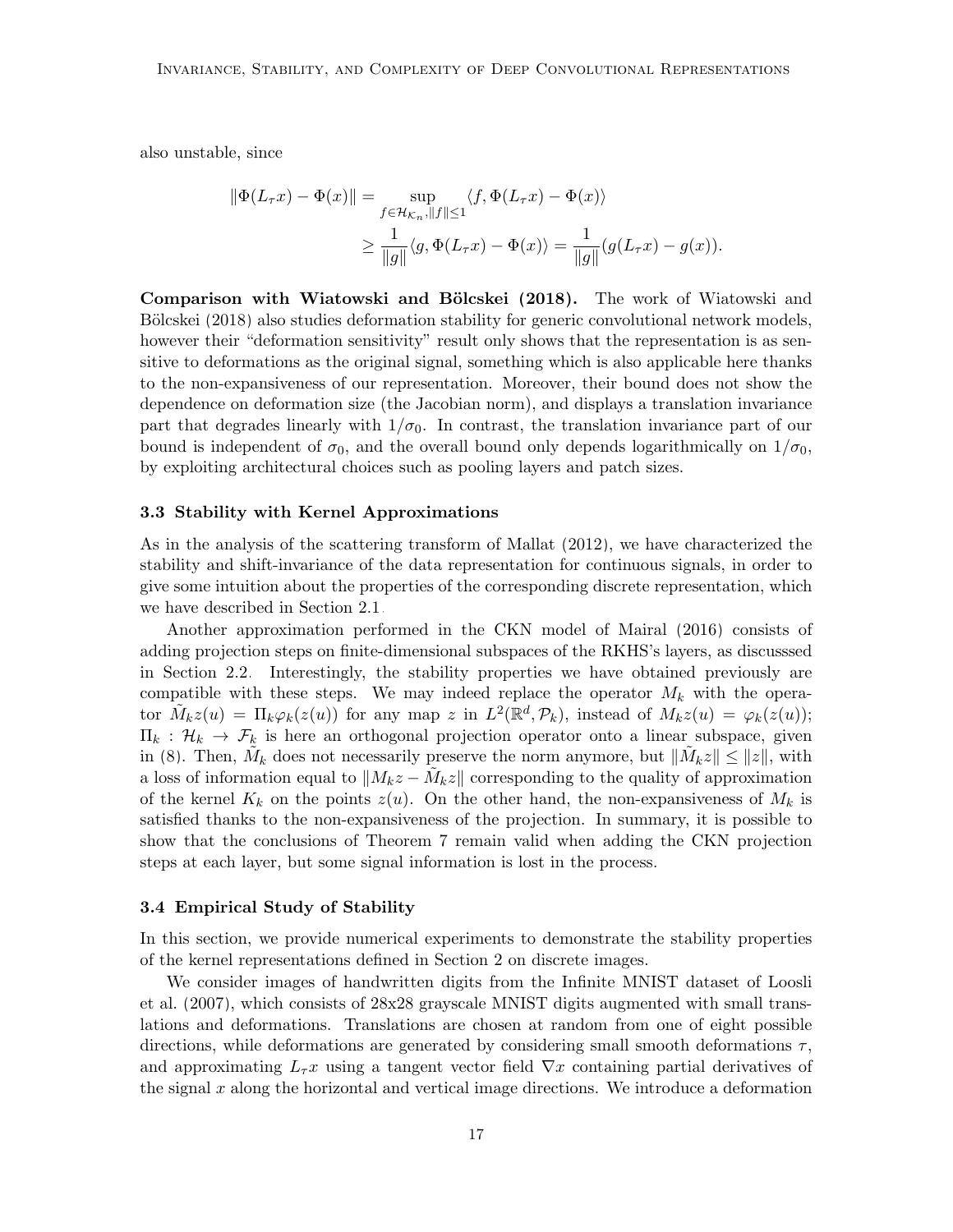also unstable, since

$$
\begin{aligned}
\|\Phi(L_\tau x) - \Phi(x)\| &= \sup_{f \in \mathcal{H}_{\mathcal{K}_n}, \|f\| \leq 1} \langle f, \Phi(L_\tau x) - \Phi(x) \rangle \\
&\geq \frac{1}{\|g\|} \langle g, \Phi(L_\tau x) - \Phi(x) \rangle = \frac{1}{\|g\|}(g(L_\tau x) - g(x)).
\end{aligned}
$$

**Comparison with Wiatowski and Bölcskei (2018).** The work of Wiatowski and Bölcskei (2018) also studies deformation stability for generic convolutional network models, however their "deformation sensitivity" result only shows that the representation is as sensitive to deformations as the original signal, something which is also applicable here thanks to the non-expansiveness of our representation. Moreover, their bound does not show the dependence on deformation size (the Jacobian norm), and displays a translation invariance part that degrades linearly with $1/\sigma_0$. In contrast, the translation invariance part of our bound is independent of $\sigma_0$, and the overall bound only depends logarithmically on $1/\sigma_0$, by exploiting architectural choices such as pooling layers and patch sizes.

### 3.3 Stability with Kernel Approximations

As in the analysis of the scattering transform of Mallat (2012), we have characterized the stability and shift-invariance of the data representation for continuous signals, in order to give some intuition about the properties of the corresponding discrete representation, which we have described in Section 2.1.

Another approximation performed in the CKN model of Mairal (2016) consists of adding projection steps on finite-dimensional subspaces of the RKHS's layers, as discusssed in Section 2.2. Interestingly, the stability properties we have obtained previously are compatible with these steps. We may indeed replace the operator $M_k$ with the operator $\tilde{M}_k z(u) = \Pi_k \varphi_k(z(u))$ for any map $z$ in $L^2(\mathbb{R}^d, \mathcal{P}_k)$, instead of $M_k z(u) = \varphi_k(z(u))$; $\Pi_k : \mathcal{H}_k \to \mathcal{F}_k$ is here an orthogonal projection operator onto a linear subspace, given in (8). Then, $\tilde{M}_k$ does not necessarily preserve the norm anymore, but $\|\tilde{M}_k z\| \leq \|z\|$, with a loss of information equal to $\|M_k z - \tilde{M}_k z\|$ corresponding to the quality of approximation of the kernel $K_k$ on the points $z(u)$. On the other hand, the non-expansiveness of $M_k$ is satisfied thanks to the non-expansiveness of the projection. In summary, it is possible to show that the conclusions of Theorem 7 remain valid when adding the CKN projection steps at each layer, but some signal information is lost in the process.

### 3.4 Empirical Study of Stability

In this section, we provide numerical experiments to demonstrate the stability properties of the kernel representations defined in Section 2 on discrete images.

We consider images of handwritten digits from the Infinite MNIST dataset of Loosli et al. (2007), which consists of 28x28 grayscale MNIST digits augmented with small translations and deformations. Translations are chosen at random from one of eight possible directions, while deformations are generated by considering small smooth deformations $\tau$, and approximating $L_\tau x$ using a tangent vector field $\nabla x$ containing partial derivatives of the signal $x$ along the horizontal and vertical image directions. We introduce a deformation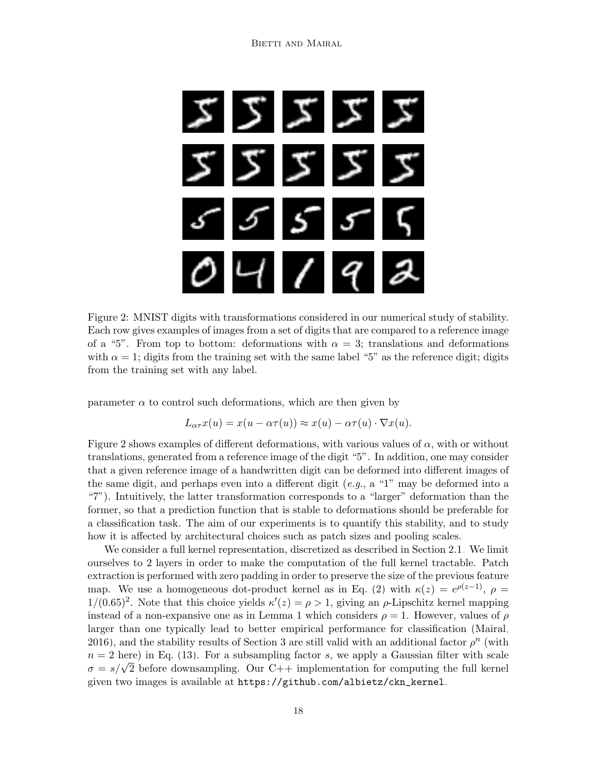Figure 2: MNIST digits with transformations considered in our numerical study of stability. Each row gives examples of images from a set of digits that are compared to a reference image of a "5". From top to bottom: deformations with $\alpha = 3$; translations and deformations with $\alpha = 1$; digits from the training set with the same label "5" as the reference digit; digits from the training set with any label.

parameter $\alpha$ to control such deformations, which are then given by

$$L_{\alpha\tau} x(u) = x(u - \alpha\tau(u)) \approx x(u) - \alpha\tau(u) \cdot \nabla x(u).$$

Figure 2 shows examples of different deformations, with various values of $\alpha$, with or without translations, generated from a reference image of the digit "5". In addition, one may consider that a given reference image of a handwritten digit can be deformed into different images of the same digit, and perhaps even into a different digit (*e.g.*, a "1" may be deformed into a "7"). Intuitively, the latter transformation corresponds to a "larger" deformation than the former, so that a prediction function that is stable to deformations should be preferable for a classification task. The aim of our experiments is to quantify this stability, and to study how it is affected by architectural choices such as patch sizes and pooling scales.

We consider a full kernel representation, discretized as described in Section 2.1. We limit ourselves to 2 layers in order to make the computation of the full kernel tractable. Patch extraction is performed with zero padding in order to preserve the size of the previous feature map. We use a homogeneous dot-product kernel as in Eq. (2) with $\kappa(z) = e^{\rho(z-1)}$, $\rho = 1/(0.65)^2$. Note that this choice yields $\kappa'(z) = \rho > 1$, giving an $\rho$-Lipschitz kernel mapping instead of a non-expansive one as in Lemma 1 which considers $\rho = 1$. However, values of $\rho$ larger than one typically lead to better empirical performance for classification (Mairal, 2016), and the stability results of Section 3 are still valid with an additional factor $\rho^n$ (with $n = 2$ here) in Eq. (13). For a subsampling factor $s$, we apply a Gaussian filter with scale $\sigma = s/\sqrt{2}$ before downsampling. Our C++ implementation for computing the full kernel given two images is available at `https://github.com/albietz/ckn_kernel`.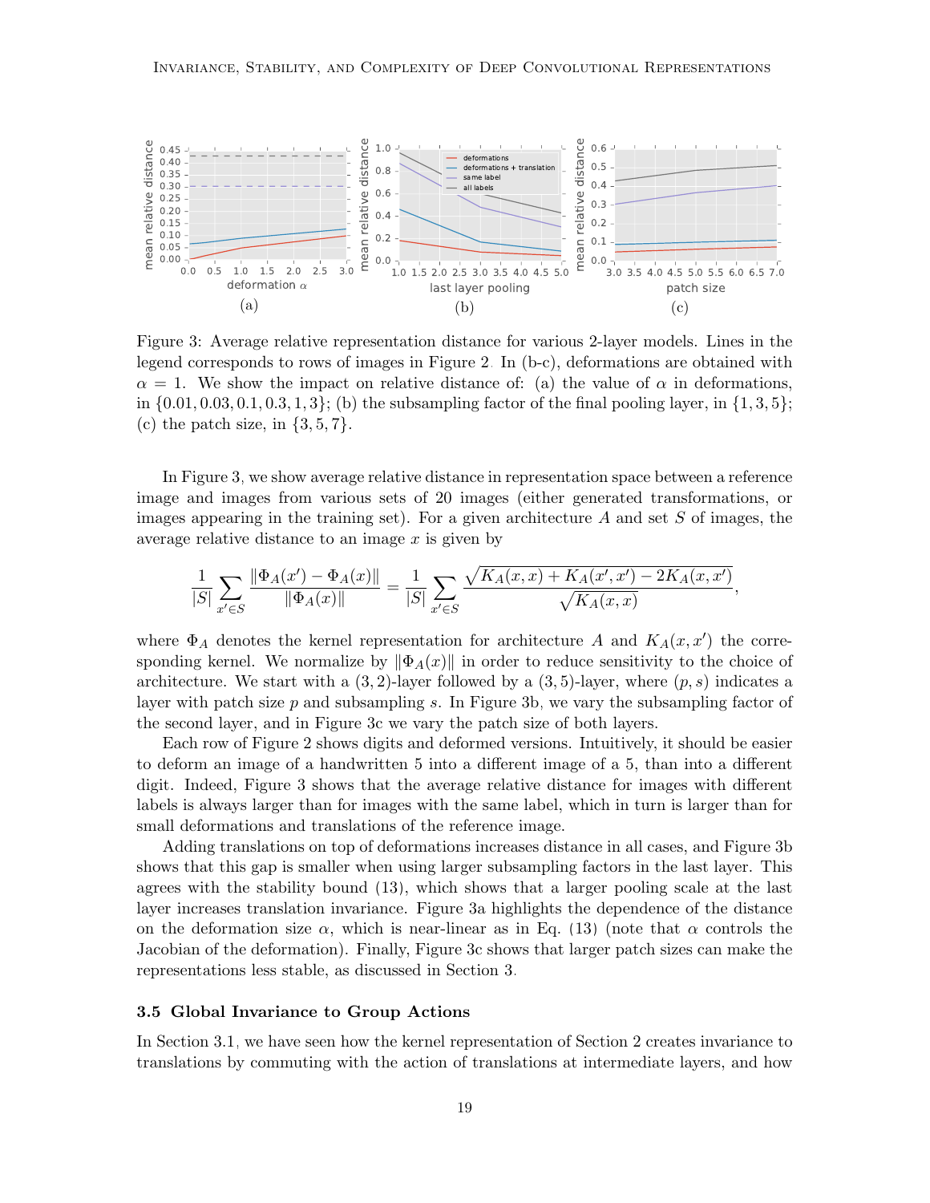Figure 3: Average relative representation distance for various 2-layer models. Lines in the legend corresponds to rows of images in Figure 2. In (b-c), deformations are obtained with $\alpha = 1$. We show the impact on relative distance of: (a) the value of $\alpha$ in deformations, in $\{0.01, 0.03, 0.1, 0.3, 1, 3\}$; (b) the subsampling factor of the final pooling layer, in $\{1, 3, 5\}$; (c) the patch size, in $\{3, 5, 7\}$.

In Figure 3, we show average relative distance in representation space between a reference image and images from various sets of 20 images (either generated transformations, or images appearing in the training set). For a given architecture $A$ and set $S$ of images, the average relative distance to an image $x$ is given by

$$\frac{1}{|S|} \sum_{x' \in S} \frac{\|\Phi_A(x') - \Phi_A(x)\|}{\|\Phi_A(x)\|} = \frac{1}{|S|} \sum_{x' \in S} \frac{\sqrt{K_A(x,x) + K_A(x',x') - 2K_A(x,x')}}{\sqrt{K_A(x,x)}},$$

where $\Phi_A$ denotes the kernel representation for architecture $A$ and $K_A(x, x')$ the corresponding kernel. We normalize by $\|\Phi_A(x)\|$ in order to reduce sensitivity to the choice of architecture. We start with a $(3, 2)$-layer followed by a $(3, 5)$-layer, where $(p, s)$ indicates a layer with patch size $p$ and subsampling $s$. In Figure 3b, we vary the subsampling factor of the second layer, and in Figure 3c we vary the patch size of both layers.

Each row of Figure 2 shows digits and deformed versions. Intuitively, it should be easier to deform an image of a handwritten 5 into a different image of a 5, than into a different digit. Indeed, Figure 3 shows that the average relative distance for images with different labels is always larger than for images with the same label, which in turn is larger than for small deformations and translations of the reference image.

Adding translations on top of deformations increases distance in all cases, and Figure 3b shows that this gap is smaller when using larger subsampling factors in the last layer. This agrees with the stability bound (13), which shows that a larger pooling scale at the last layer increases translation invariance. Figure 3a highlights the dependence of the distance on the deformation size $\alpha$, which is near-linear as in Eq. (13) (note that $\alpha$ controls the Jacobian of the deformation). Finally, Figure 3c shows that larger patch sizes can make the representations less stable, as discussed in Section 3.

### 3.5 Global Invariance to Group Actions

In Section 3.1, we have seen how the kernel representation of Section 2 creates invariance to translations by commuting with the action of translations at intermediate layers, and how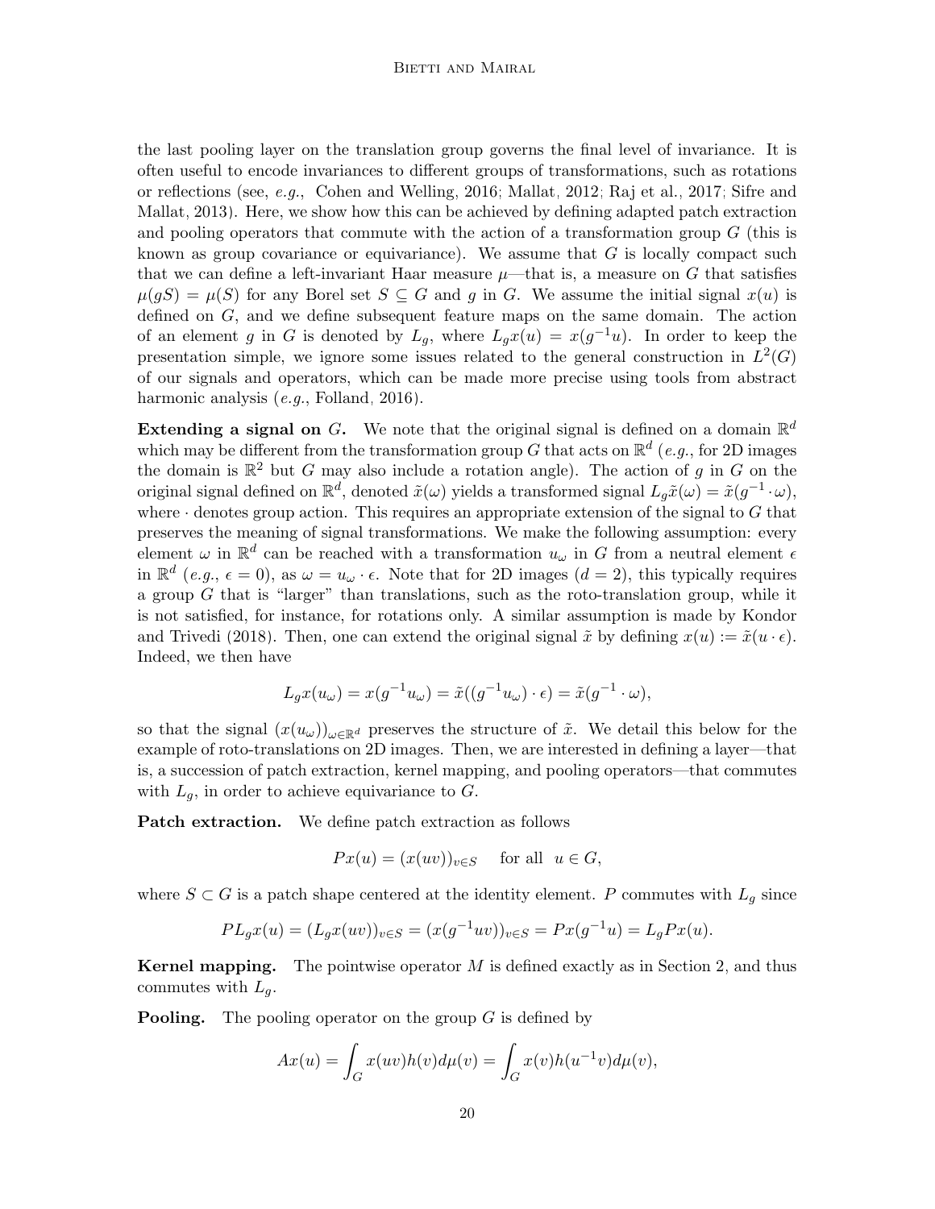the last pooling layer on the translation group governs the final level of invariance. It is often useful to encode invariances to different groups of transformations, such as rotations or reflections (see, *e.g.*, Cohen and Welling, 2016; Mallat, 2012; Raj et al., 2017; Sifre and Mallat, 2013). Here, we show how this can be achieved by defining adapted patch extraction and pooling operators that commute with the action of a transformation group $G$ (this is known as group covariance or equivariance). We assume that $G$ is locally compact such that we can define a left-invariant Haar measure $\mu$—that is, a measure on $G$ that satisfies $\mu(gS) = \mu(S)$ for any Borel set $S \subseteq G$ and $g$ in $G$. We assume the initial signal $x(u)$ is defined on $G$, and we define subsequent feature maps on the same domain. The action of an element $g$ in $G$ is denoted by $L_g$, where $L_g x(u) = x(g^{-1}u)$. In order to keep the presentation simple, we ignore some issues related to the general construction in $L^2(G)$ of our signals and operators, which can be made more precise using tools from abstract harmonic analysis (*e.g.*, Folland, 2016).

**Extending a signal on $G$.** We note that the original signal is defined on a domain $\mathbb{R}^d$ which may be different from the transformation group $G$ that acts on $\mathbb{R}^d$ (*e.g.*, for 2D images the domain is $\mathbb{R}^2$ but $G$ may also include a rotation angle). The action of $g$ in $G$ on the original signal defined on $\mathbb{R}^d$, denoted $\tilde{x}(\omega)$ yields a transformed signal $L_g\tilde{x}(\omega) = \tilde{x}(g^{-1} \cdot \omega)$, where $\cdot$ denotes group action. This requires an appropriate extension of the signal to $G$ that preserves the meaning of signal transformations. We make the following assumption: every element $\omega$ in $\mathbb{R}^d$ can be reached with a transformation $u_\omega$ in $G$ from a neutral element $\epsilon$ in $\mathbb{R}^d$ (*e.g.*, $\epsilon = 0$), as $\omega = u_\omega \cdot \epsilon$. Note that for 2D images ($d = 2$), this typically requires a group $G$ that is "larger" than translations, such as the roto-translation group, while it is not satisfied, for instance, for rotations only. A similar assumption is made by Kondor and Trivedi (2018). Then, one can extend the original signal $\tilde{x}$ by defining $x(u) := \tilde{x}(u \cdot \epsilon)$. Indeed, we then have

$$L_g x(u_\omega) = x(g^{-1}u_\omega) = \tilde{x}((g^{-1}u_\omega) \cdot \epsilon) = \tilde{x}(g^{-1} \cdot \omega),$$

so that the signal $(x(u_\omega))_{\omega \in \mathbb{R}^d}$ preserves the structure of $\tilde{x}$. We detail this below for the example of roto-translations on 2D images. Then, we are interested in defining a layer—that is, a succession of patch extraction, kernel mapping, and pooling operators—that commutes with $L_g$, in order to achieve equivariance to $G$.

**Patch extraction.** We define patch extraction as follows

$$Px(u) = (x(uv))_{v \in S} \quad \text{for all} \;\; u \in G,$$

where $S \subset G$ is a patch shape centered at the identity element. $P$ commutes with $L_g$ since

$$PL_g x(u) = (L_g x(uv))_{v \in S} = (x(g^{-1}uv))_{v \in S} = Px(g^{-1}u) = L_g Px(u).$$

**Kernel mapping.** The pointwise operator $M$ is defined exactly as in Section 2, and thus commutes with $L_g$.

**Pooling.** The pooling operator on the group $G$ is defined by

$$Ax(u) = \int_G x(uv)h(v)d\mu(v) = \int_G x(v)h(u^{-1}v)d\mu(v),$$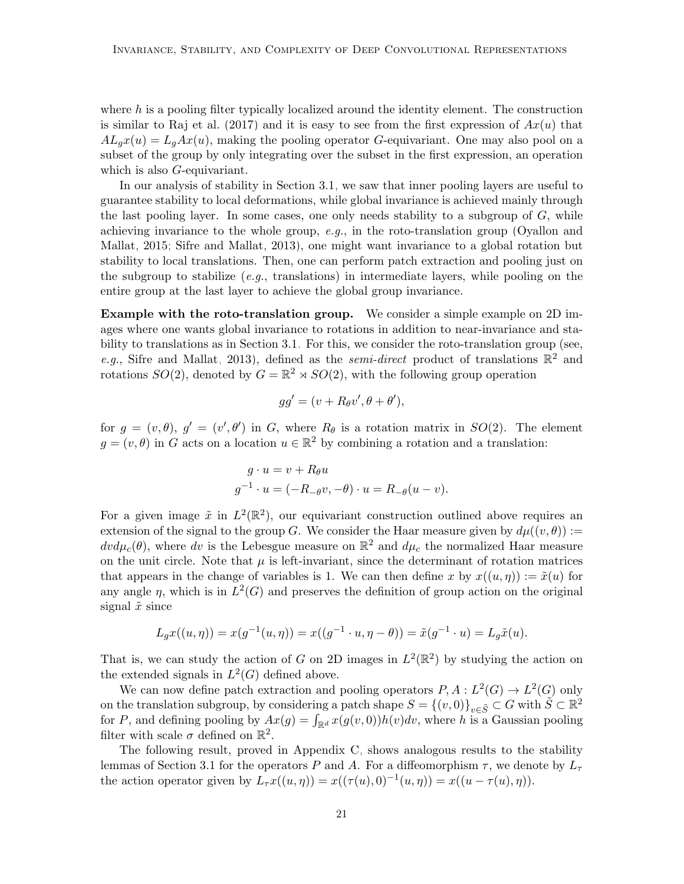where $h$ is a pooling filter typically localized around the identity element. The construction is similar to Raj et al. (2017) and it is easy to see from the first expression of $Ax(u)$ that $AL_g x(u) = L_g Ax(u)$, making the pooling operator $G$-equivariant. One may also pool on a subset of the group by only integrating over the subset in the first expression, an operation which is also $G$-equivariant.

In our analysis of stability in Section 3.1, we saw that inner pooling layers are useful to guarantee stability to local deformations, while global invariance is achieved mainly through the last pooling layer. In some cases, one only needs stability to a subgroup of $G$, while achieving invariance to the whole group, *e.g.*, in the roto-translation group (Oyallon and Mallat, 2015; Sifre and Mallat, 2013), one might want invariance to a global rotation but stability to local translations. Then, one can perform patch extraction and pooling just on the subgroup to stabilize (*e.g.*, translations) in intermediate layers, while pooling on the entire group at the last layer to achieve the global group invariance.

**Example with the roto-translation group.** We consider a simple example on 2D images where one wants global invariance to rotations in addition to near-invariance and stability to translations as in Section 3.1. For this, we consider the roto-translation group (see, *e.g.*, Sifre and Mallat, 2013), defined as the *semi-direct* product of translations $\mathbb{R}^2$ and rotations $SO(2)$, denoted by $G = \mathbb{R}^2 \rtimes SO(2)$, with the following group operation

$$gg' = (v + R_\theta v', \theta + \theta'),$$

for $g = (v, \theta)$, $g' = (v', \theta')$ in $G$, where $R_\theta$ is a rotation matrix in $SO(2)$. The element $g = (v, \theta)$ in $G$ acts on a location $u \in \mathbb{R}^2$ by combining a rotation and a translation:

$$\begin{aligned} g \cdot u &= v + R_\theta u \\ g^{-1} \cdot u &= (-R_{-\theta} v, -\theta) \cdot u = R_{-\theta}(u - v). \end{aligned}$$

For a given image $\tilde{x}$ in $L^2(\mathbb{R}^2)$, our equivariant construction outlined above requires an extension of the signal to the group $G$. We consider the Haar measure given by $d\mu((v, \theta)) := dv d\mu_c(\theta)$, where $dv$ is the Lebesgue measure on $\mathbb{R}^2$ and $d\mu_c$ the normalized Haar measure on the unit circle. Note that $\mu$ is left-invariant, since the determinant of rotation matrices that appears in the change of variables is 1. We can then define $x$ by $x((u, \eta)) := \tilde{x}(u)$ for any angle $\eta$, which is in $L^2(G)$ and preserves the definition of group action on the original signal $\tilde{x}$ since

$$L_g x((u, \eta)) = x(g^{-1}(u, \eta)) = x((g^{-1} \cdot u, \eta - \theta)) = \tilde{x}(g^{-1} \cdot u) = L_g \tilde{x}(u).$$

That is, we can study the action of $G$ on 2D images in $L^2(\mathbb{R}^2)$ by studying the action on the extended signals in $L^2(G)$ defined above.

We can now define patch extraction and pooling operators $P, A : L^2(G) \to L^2(G)$ only on the translation subgroup, by considering a patch shape $S = \{(v, 0)\}_{v \in \tilde{S}} \subset G$ with $\tilde{S} \subset \mathbb{R}^2$ for $P$, and defining pooling by $Ax(g) = \int_{\mathbb{R}^d} x(g(v, 0)) h(v) dv$, where $h$ is a Gaussian pooling filter with scale $\sigma$ defined on $\mathbb{R}^2$.

The following result, proved in Appendix C, shows analogous results to the stability lemmas of Section 3.1 for the operators $P$ and $A$. For a diffeomorphism $\tau$, we denote by $L_\tau$ the action operator given by $L_\tau x((u, \eta)) = x((\tau(u), 0)^{-1}(u, \eta)) = x((u - \tau(u), \eta))$.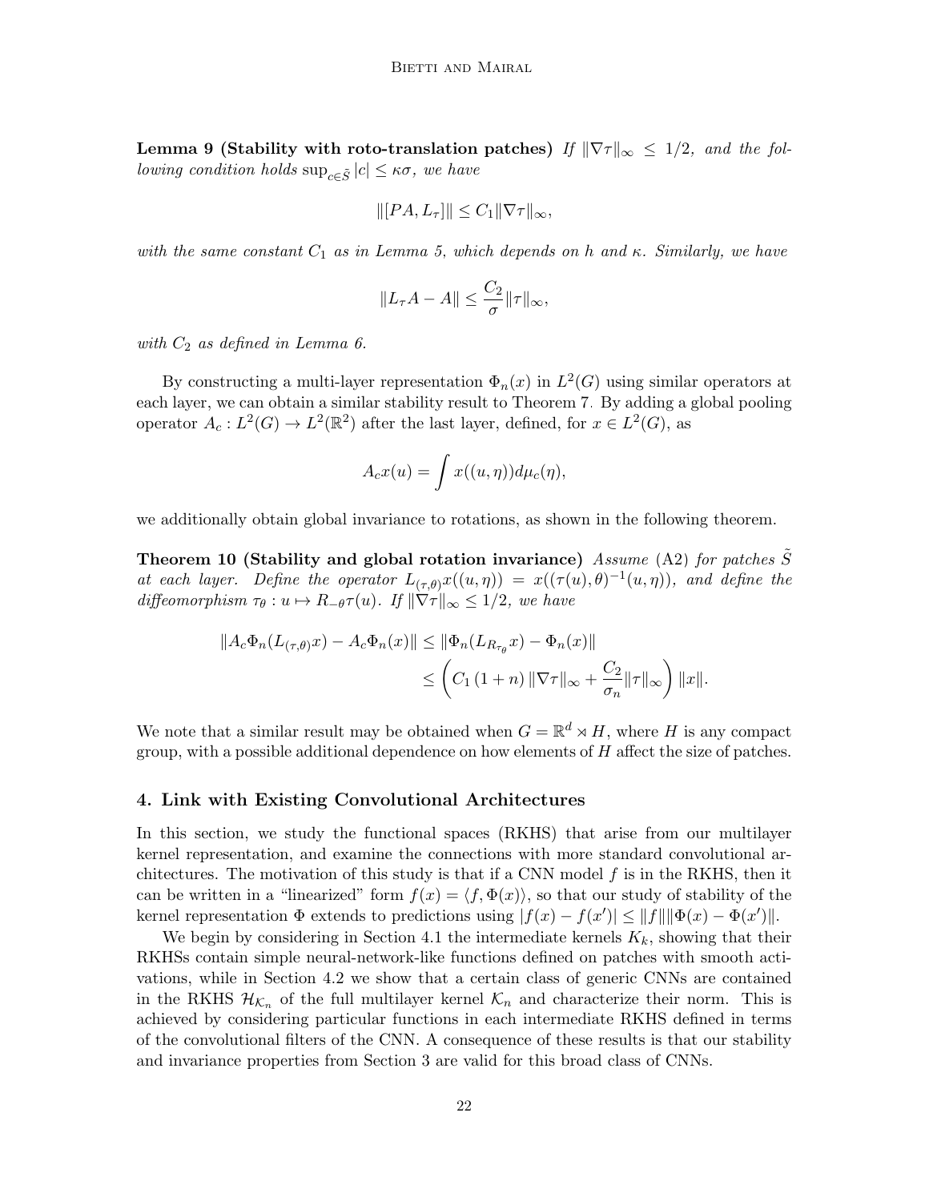**Lemma 9 (Stability with roto-translation patches)** *If $\|\nabla \tau\|_\infty \leq 1/2$, and the following condition holds $\sup_{c \in \tilde{S}} |c| \leq \kappa \sigma$, we have*

$$\|[PA, L_\tau]\| \leq C_1 \|\nabla \tau\|_\infty,$$

*with the same constant $C_1$ as in Lemma 5, which depends on $h$ and $\kappa$. Similarly, we have*

$$\|L_\tau A - A\| \leq \frac{C_2}{\sigma} \|\tau\|_\infty,$$

*with $C_2$ as defined in Lemma 6.*

By constructing a multi-layer representation $\Phi_n(x)$ in $L^2(G)$ using similar operators at each layer, we can obtain a similar stability result to Theorem 7. By adding a global pooling operator $A_c : L^2(G) \to L^2(\mathbb{R}^2)$ after the last layer, defined, for $x \in L^2(G)$, as

$$A_c x(u) = \int x((u, \eta)) d\mu_c(\eta),$$

we additionally obtain global invariance to rotations, as shown in the following theorem.

**Theorem 10 (Stability and global rotation invariance)** *Assume* (A2) *for patches $\tilde{S}$ at each layer. Define the operator $L_{(\tau,\theta)} x((u, \eta)) = x((\tau(u), \theta)^{-1}(u, \eta))$, and define the diffeomorphism $\tau_\theta : u \mapsto R_{-\theta} \tau(u)$. If $\|\nabla \tau\|_\infty \leq 1/2$, we have*

$$\begin{aligned}\|A_c \Phi_n(L_{(\tau,\theta)} x) - A_c \Phi_n(x)\| &\leq \|\Phi_n(L_{R_{\tau_\theta}} x) - \Phi_n(x)\| \\ &\leq \left( C_1 \left(1 + n\right) \|\nabla \tau\|_\infty + \frac{C_2}{\sigma_n} \|\tau\|_\infty \right) \|x\|.\end{aligned}$$

We note that a similar result may be obtained when $G = \mathbb{R}^d \rtimes H$, where $H$ is any compact group, with a possible additional dependence on how elements of $H$ affect the size of patches.

## 4. Link with Existing Convolutional Architectures

In this section, we study the functional spaces (RKHS) that arise from our multilayer kernel representation, and examine the connections with more standard convolutional architectures. The motivation of this study is that if a CNN model $f$ is in the RKHS, then it can be written in a "linearized" form $f(x) = \langle f, \Phi(x) \rangle$, so that our study of stability of the kernel representation $\Phi$ extends to predictions using $|f(x) - f(x')| \leq \|f\| \|\Phi(x) - \Phi(x')\|$.

We begin by considering in Section 4.1 the intermediate kernels $K_k$, showing that their RKHSs contain simple neural-network-like functions defined on patches with smooth activations, while in Section 4.2 we show that a certain class of generic CNNs are contained in the RKHS $\mathcal{H}_{\mathcal{K}_n}$ of the full multilayer kernel $\mathcal{K}_n$ and characterize their norm. This is achieved by considering particular functions in each intermediate RKHS defined in terms of the convolutional filters of the CNN. A consequence of these results is that our stability and invariance properties from Section 3 are valid for this broad class of CNNs.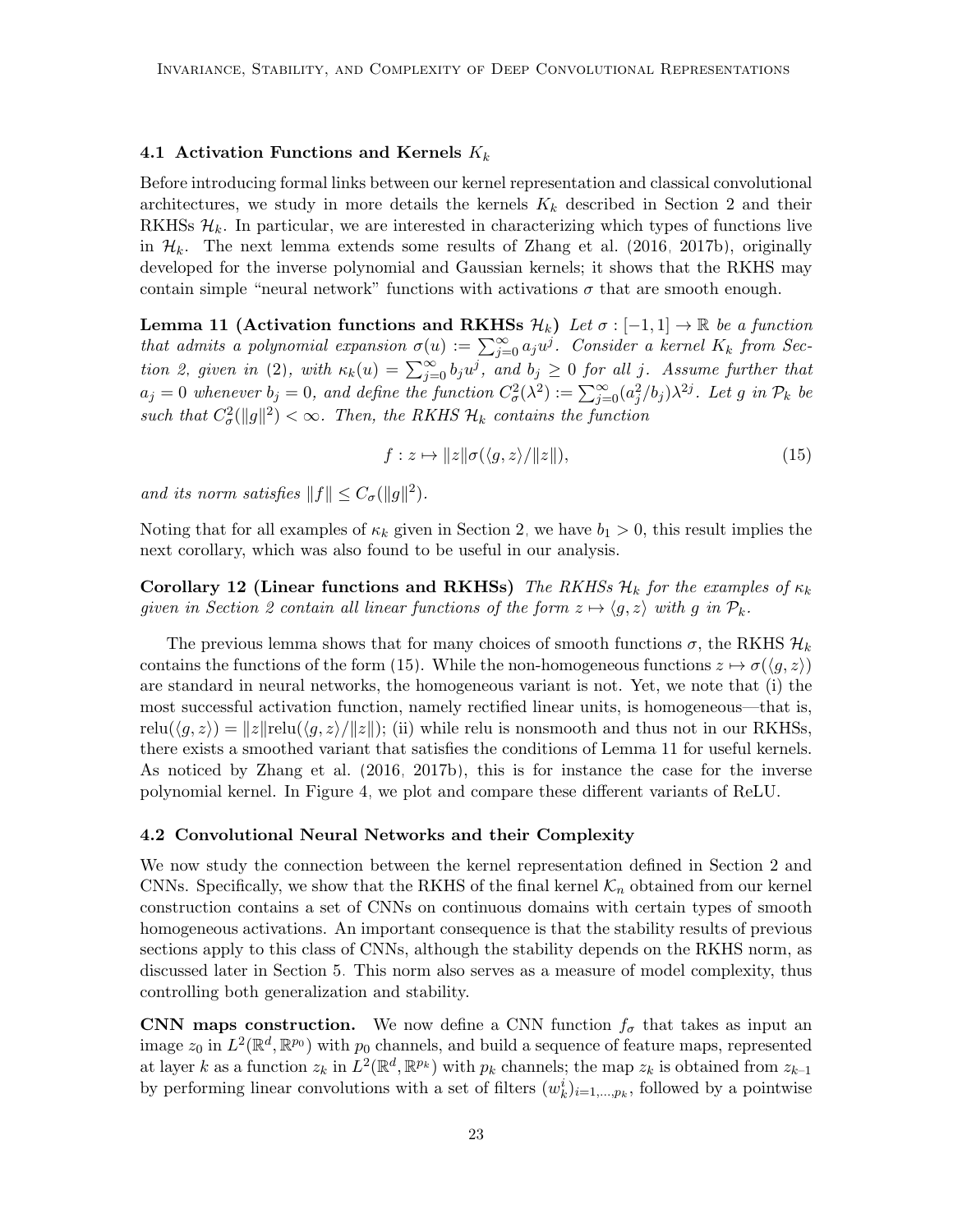### 4.1 Activation Functions and Kernels $K_k$

Before introducing formal links between our kernel representation and classical convolutional architectures, we study in more details the kernels $K_k$ described in Section 2 and their RKHSs $\mathcal{H}_k$. In particular, we are interested in characterizing which types of functions live in $\mathcal{H}_k$. The next lemma extends some results of Zhang et al. (2016, 2017b), originally developed for the inverse polynomial and Gaussian kernels; it shows that the RKHS may contain simple "neural network" functions with activations $\sigma$ that are smooth enough.

**Lemma 11 (Activation functions and RKHSs $\mathcal{H}_k$)** *Let $\sigma : [-1, 1] \to \mathbb{R}$ be a function that admits a polynomial expansion $\sigma(u) := \sum_{j=0}^{\infty} a_j u^j$. Consider a kernel $K_k$ from Section 2, given in (2), with $\kappa_k(u) = \sum_{j=0}^{\infty} b_j u^j$, and $b_j \geq 0$ for all $j$. Assume further that $a_j = 0$ whenever $b_j = 0$, and define the function $C_\sigma^2(\lambda^2) := \sum_{j=0}^{\infty} (a_j^2/b_j)\lambda^{2j}$. Let $g$ in $\mathcal{P}_k$ be such that $C_\sigma^2(\|g\|^2) < \infty$. Then, the RKHS $\mathcal{H}_k$ contains the function*

$$f : z \mapsto \|z\|\sigma(\langle g, z\rangle/\|z\|), \tag{15}$$

*and its norm satisfies $\|f\| \leq C_\sigma(\|g\|^2)$.*

Noting that for all examples of $\kappa_k$ given in Section 2, we have $b_1 > 0$, this result implies the next corollary, which was also found to be useful in our analysis.

**Corollary 12 (Linear functions and RKHSs)** *The RKHSs $\mathcal{H}_k$ for the examples of $\kappa_k$ given in Section 2 contain all linear functions of the form $z \mapsto \langle g, z\rangle$ with $g$ in $\mathcal{P}_k$.*

The previous lemma shows that for many choices of smooth functions $\sigma$, the RKHS $\mathcal{H}_k$ contains the functions of the form (15). While the non-homogeneous functions $z \mapsto \sigma(\langle g, z\rangle)$ are standard in neural networks, the homogeneous variant is not. Yet, we note that (i) the most successful activation function, namely rectified linear units, is homogeneous—that is, $\text{relu}(\langle g, z\rangle) = \|z\|\text{relu}(\langle g, z\rangle/\|z\|)$; (ii) while relu is nonsmooth and thus not in our RKHSs, there exists a smoothed variant that satisfies the conditions of Lemma 11 for useful kernels. As noticed by Zhang et al. (2016, 2017b), this is for instance the case for the inverse polynomial kernel. In Figure 4, we plot and compare these different variants of ReLU.

### 4.2 Convolutional Neural Networks and their Complexity

We now study the connection between the kernel representation defined in Section 2 and CNNs. Specifically, we show that the RKHS of the final kernel $\mathcal{K}_n$ obtained from our kernel construction contains a set of CNNs on continuous domains with certain types of smooth homogeneous activations. An important consequence is that the stability results of previous sections apply to this class of CNNs, although the stability depends on the RKHS norm, as discussed later in Section 5. This norm also serves as a measure of model complexity, thus controlling both generalization and stability.

**CNN maps construction.** We now define a CNN function $f_\sigma$ that takes as input an image $z_0$ in $L^2(\mathbb{R}^d, \mathbb{R}^{p_0})$ with $p_0$ channels, and build a sequence of feature maps, represented at layer $k$ as a function $z_k$ in $L^2(\mathbb{R}^d, \mathbb{R}^{p_k})$ with $p_k$ channels; the map $z_k$ is obtained from $z_{k-1}$ by performing linear convolutions with a set of filters $(w_k^i)_{i=1,\dots,p_k}$, followed by a pointwise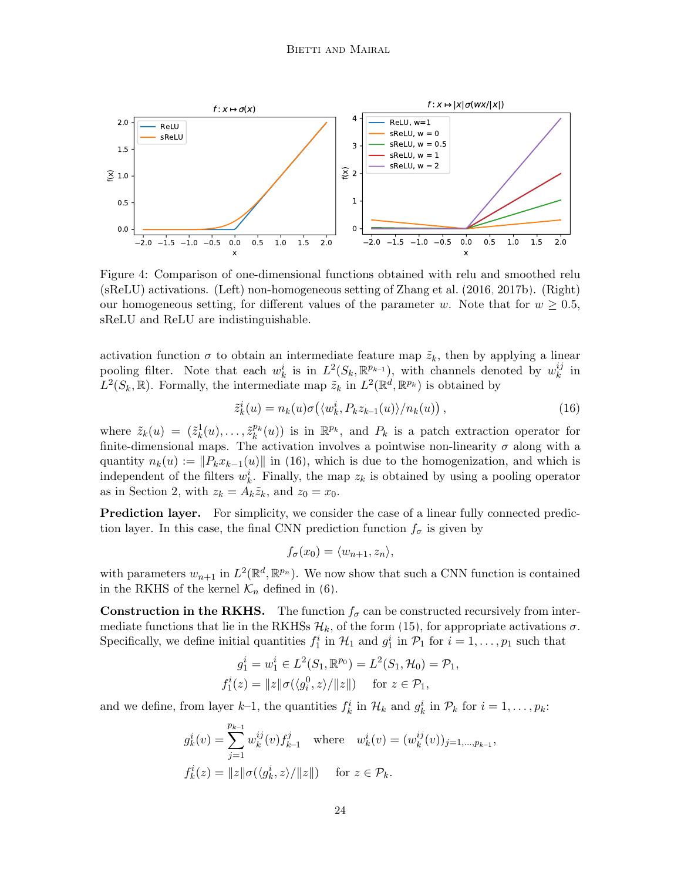Figure 4: Comparison of one-dimensional functions obtained with relu and smoothed relu (sReLU) activations. (Left) non-homogeneous setting of Zhang et al. (2016, 2017b). (Right) our homogeneous setting, for different values of the parameter $w$. Note that for $w \geq 0.5$, sReLU and ReLU are indistinguishable.

activation function $\sigma$ to obtain an intermediate feature map $\tilde{z}_k$, then by applying a linear pooling filter. Note that each $w_k^i$ is in $L^2(S_k, \mathbb{R}^{p_{k-1}})$, with channels denoted by $w_k^{ij}$ in $L^2(S_k, \mathbb{R})$. Formally, the intermediate map $\tilde{z}_k$ in $L^2(\mathbb{R}^d, \mathbb{R}^{p_k})$ is obtained by

$$\tilde{z}_k^i(u) = n_k(u)\sigma\big(\langle w_k^i, P_k z_{k-1}(u)\rangle / n_k(u)\big), \tag{16}$$

where $\tilde{z}_k(u) = (\tilde{z}_k^1(u), \ldots, \tilde{z}_k^{p_k}(u))$ is in $\mathbb{R}^{p_k}$, and $P_k$ is a patch extraction operator for finite-dimensional maps. The activation involves a pointwise non-linearity $\sigma$ along with a quantity $n_k(u) := \|P_k x_{k-1}(u)\|$ in (16), which is due to the homogenization, and which is independent of the filters $w_k^i$. Finally, the map $z_k$ is obtained by using a pooling operator as in Section 2, with $z_k = A_k \tilde{z}_k$, and $z_0 = x_0$.

**Prediction layer.** For simplicity, we consider the case of a linear fully connected prediction layer. In this case, the final CNN prediction function $f_\sigma$ is given by

$$f_\sigma(x_0) = \langle w_{n+1}, z_n \rangle,$$

with parameters $w_{n+1}$ in $L^2(\mathbb{R}^d, \mathbb{R}^{p_n})$. We now show that such a CNN function is contained in the RKHS of the kernel $\mathcal{K}_n$ defined in (6).

**Construction in the RKHS.** The function $f_\sigma$ can be constructed recursively from intermediate functions that lie in the RKHSs $\mathcal{H}_k$, of the form (15), for appropriate activations $\sigma$. Specifically, we define initial quantities $f_1^i$ in $\mathcal{H}_1$ and $g_1^i$ in $\mathcal{P}_1$ for $i = 1, \ldots, p_1$ such that

$$g_1^i = w_1^i \in L^2(S_1, \mathbb{R}^{p_0}) = L^2(S_1, \mathcal{H}_0) = \mathcal{P}_1,$$
$$f_1^i(z) = \|z\|\sigma(\langle g_i^0, z\rangle / \|z\|) \quad \text{for } z \in \mathcal{P}_1,$$

and we define, from layer $k$–1, the quantities $f_k^i$ in $\mathcal{H}_k$ and $g_k^i$ in $\mathcal{P}_k$ for $i = 1, \ldots, p_k$:

$$g_k^i(v) = \sum_{j=1}^{p_{k-1}} w_k^{ij}(v) f_{k-1}^j \quad \text{where} \quad w_k^i(v) = (w_k^{ij}(v))_{j=1,\ldots,p_{k-1}},$$
$$f_k^i(z) = \|z\|\sigma(\langle g_k^i, z\rangle / \|z\|) \quad \text{for } z \in \mathcal{P}_k.$$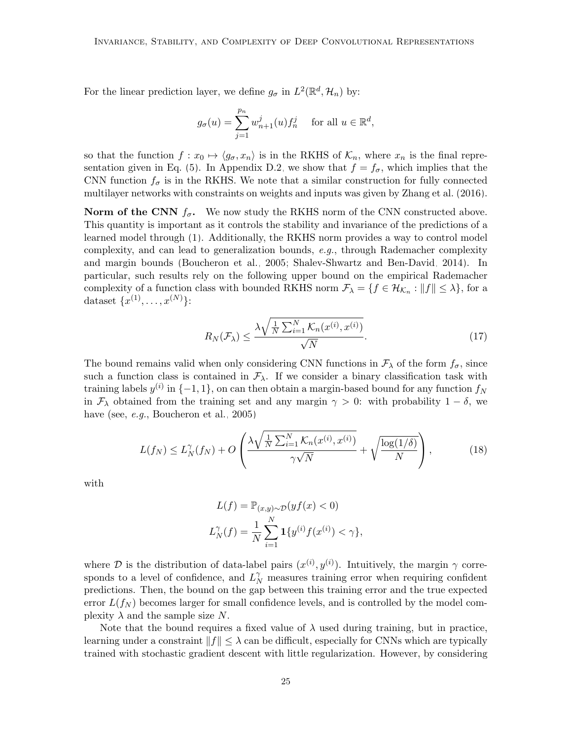For the linear prediction layer, we define $g_\sigma$ in $L^2(\mathbb{R}^d, \mathcal{H}_n)$ by:

$$g_\sigma(u) = \sum_{j=1}^{p_n} w_{n+1}^j(u) f_n^j \quad \text{for all } u \in \mathbb{R}^d,$$

so that the function $f : x_0 \mapsto \langle g_\sigma, x_n \rangle$ is in the RKHS of $\mathcal{K}_n$, where $x_n$ is the final representation given in Eq. (5). In Appendix D.2, we show that $f = f_\sigma$, which implies that the CNN function $f_\sigma$ is in the RKHS. We note that a similar construction for fully connected multilayer networks with constraints on weights and inputs was given by Zhang et al. (2016).

**Norm of the CNN $f_\sigma$.** We now study the RKHS norm of the CNN constructed above. This quantity is important as it controls the stability and invariance of the predictions of a learned model through (1). Additionally, the RKHS norm provides a way to control model complexity, and can lead to generalization bounds, *e.g.*, through Rademacher complexity and margin bounds (Boucheron et al., 2005; Shalev-Shwartz and Ben-David, 2014). In particular, such results rely on the following upper bound on the empirical Rademacher complexity of a function class with bounded RKHS norm $\mathcal{F}_\lambda = \{f \in \mathcal{H}_{\mathcal{K}_n} : \|f\| \leq \lambda\}$, for a dataset $\{x^{(1)}, \ldots, x^{(N)}\}$:

$$R_N(\mathcal{F}_\lambda) \leq \frac{\lambda \sqrt{\frac{1}{N} \sum_{i=1}^N \mathcal{K}_n(x^{(i)}, x^{(i)})}}{\sqrt{N}}. \tag{17}$$

The bound remains valid when only considering CNN functions in $\mathcal{F}_\lambda$ of the form $f_\sigma$, since such a function class is contained in $\mathcal{F}_\lambda$. If we consider a binary classification task with training labels $y^{(i)}$ in $\{-1, 1\}$, on can then obtain a margin-based bound for any function $f_N$ in $\mathcal{F}_\lambda$ obtained from the training set and any margin $\gamma > 0$: with probability $1 - \delta$, we have (see, *e.g.*, Boucheron et al., 2005)

$$L(f_N) \leq L_N^\gamma(f_N) + O\left( \frac{\lambda \sqrt{\frac{1}{N} \sum_{i=1}^N \mathcal{K}_n(x^{(i)}, x^{(i)})}}{\gamma \sqrt{N}} + \sqrt{\frac{\log(1/\delta)}{N}} \right), \tag{18}$$

with

$$L(f) = \mathbb{P}_{(x,y)\sim\mathcal{D}}(y f(x) < 0)$$
$$L_N^\gamma(f) = \frac{1}{N} \sum_{i=1}^N \mathbf{1}\{y^{(i)} f(x^{(i)}) < \gamma\},$$

where $\mathcal{D}$ is the distribution of data-label pairs $(x^{(i)}, y^{(i)})$. Intuitively, the margin $\gamma$ corresponds to a level of confidence, and $L_N^\gamma$ measures training error when requiring confident predictions. Then, the bound on the gap between this training error and the true expected error $L(f_N)$ becomes larger for small confidence levels, and is controlled by the model complexity $\lambda$ and the sample size $N$.

Note that the bound requires a fixed value of $\lambda$ used during training, but in practice, learning under a constraint $\|f\| \leq \lambda$ can be difficult, especially for CNNs which are typically trained with stochastic gradient descent with little regularization. However, by considering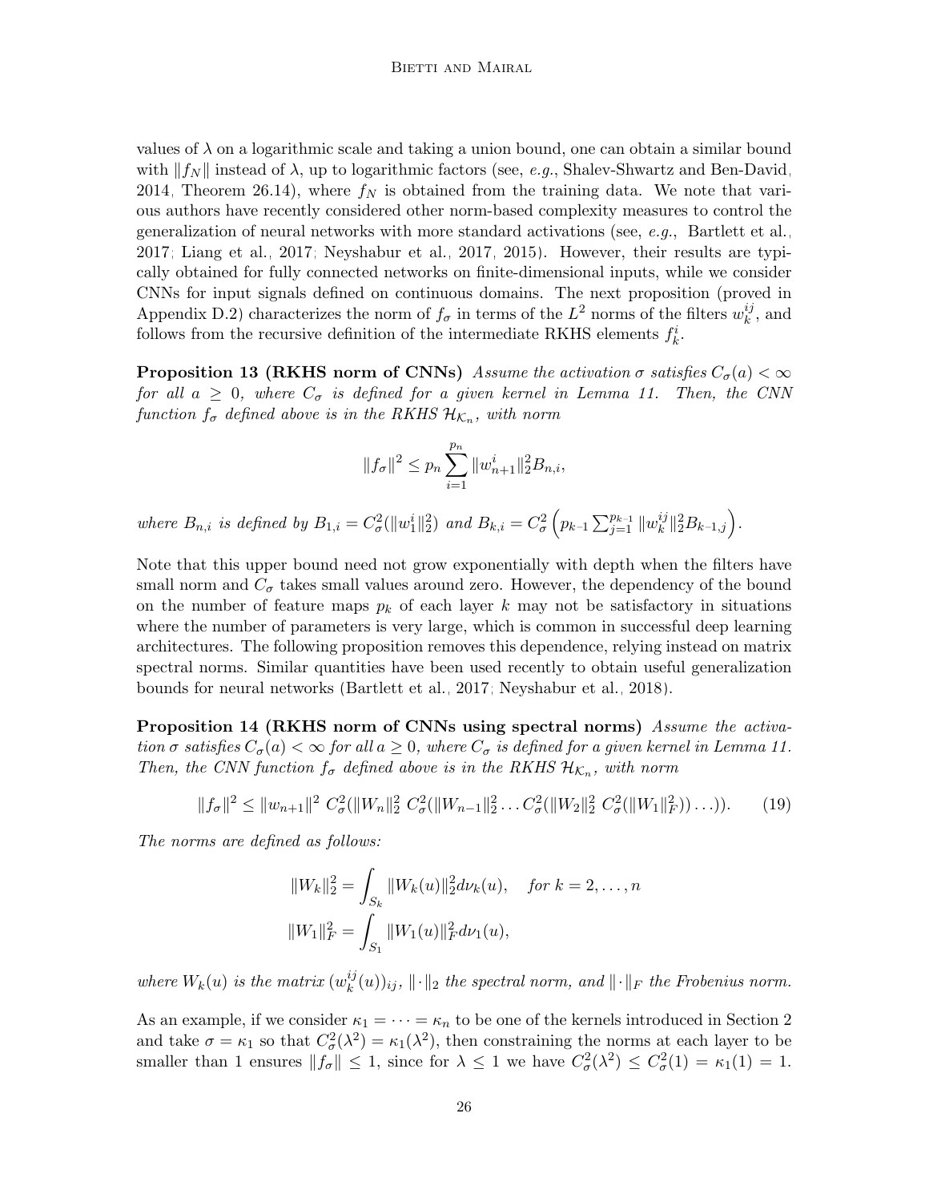values of $\lambda$ on a logarithmic scale and taking a union bound, one can obtain a similar bound with $\|f_N\|$ instead of $\lambda$, up to logarithmic factors (see, *e.g.*, Shalev-Shwartz and Ben-David, 2014, Theorem 26.14), where $f_N$ is obtained from the training data. We note that various authors have recently considered other norm-based complexity measures to control the generalization of neural networks with more standard activations (see, *e.g.*, Bartlett et al., 2017; Liang et al., 2017; Neyshabur et al., 2017, 2015). However, their results are typically obtained for fully connected networks on finite-dimensional inputs, while we consider CNNs for input signals defined on continuous domains. The next proposition (proved in Appendix D.2) characterizes the norm of $f_\sigma$ in terms of the $L^2$ norms of the filters $w_k^{ij}$, and follows from the recursive definition of the intermediate RKHS elements $f_k^i$.

**Proposition 13 (RKHS norm of CNNs)** *Assume the activation $\sigma$ satisfies $C_\sigma(a) < \infty$ for all $a \geq 0$, where $C_\sigma$ is defined for a given kernel in Lemma 11. Then, the CNN function $f_\sigma$ defined above is in the RKHS $\mathcal{H}_{\mathcal{K}_n}$, with norm*

$$\|f_\sigma\|^2 \leq p_n \sum_{i=1}^{p_n} \|w_{n+1}^i\|_2^2 B_{n,i},$$

*where $B_{n,i}$ is defined by $B_{1,i} = C_\sigma^2(\|w_1^i\|_2^2)$ and $B_{k,i} = C_\sigma^2\left(p_{k-1}\sum_{j=1}^{p_{k-1}} \|w_k^{ij}\|_2^2 B_{k-1,j}\right)$.*

Note that this upper bound need not grow exponentially with depth when the filters have small norm and $C_\sigma$ takes small values around zero. However, the dependency of the bound on the number of feature maps $p_k$ of each layer $k$ may not be satisfactory in situations where the number of parameters is very large, which is common in successful deep learning architectures. The following proposition removes this dependence, relying instead on matrix spectral norms. Similar quantities have been used recently to obtain useful generalization bounds for neural networks (Bartlett et al., 2017; Neyshabur et al., 2018).

**Proposition 14 (RKHS norm of CNNs using spectral norms)** *Assume the activation $\sigma$ satisfies $C_\sigma(a) < \infty$ for all $a \geq 0$, where $C_\sigma$ is defined for a given kernel in Lemma 11. Then, the CNN function $f_\sigma$ defined above is in the RKHS $\mathcal{H}_{\mathcal{K}_n}$, with norm*

$$\|f_\sigma\|^2 \leq \|w_{n+1}\|^2 \ C_\sigma^2(\|W_n\|_2^2 \ C_\sigma^2(\|W_{n-1}\|_2^2 \ldots C_\sigma^2(\|W_2\|_2^2 \ C_\sigma^2(\|W_1\|_F^2))\ldots)). \tag{19}$$

*The norms are defined as follows:*

$$\|W_k\|_2^2 = \int_{S_k} \|W_k(u)\|_2^2 d\nu_k(u), \quad \text{for } k = 2, \ldots, n$$
$$\|W_1\|_F^2 = \int_{S_1} \|W_1(u)\|_F^2 d\nu_1(u),$$

*where $W_k(u)$ is the matrix $(w_k^{ij}(u))_{ij}$, $\|\cdot\|_2$ the spectral norm, and $\|\cdot\|_F$ the Frobenius norm.*

As an example, if we consider $\kappa_1 = \cdots = \kappa_n$ to be one of the kernels introduced in Section 2 and take $\sigma = \kappa_1$ so that $C_\sigma^2(\lambda^2) = \kappa_1(\lambda^2)$, then constraining the norms at each layer to be smaller than 1 ensures $\|f_\sigma\| \leq 1$, since for $\lambda \leq 1$ we have $C_\sigma^2(\lambda^2) \leq C_\sigma^2(1) = \kappa_1(1) = 1$.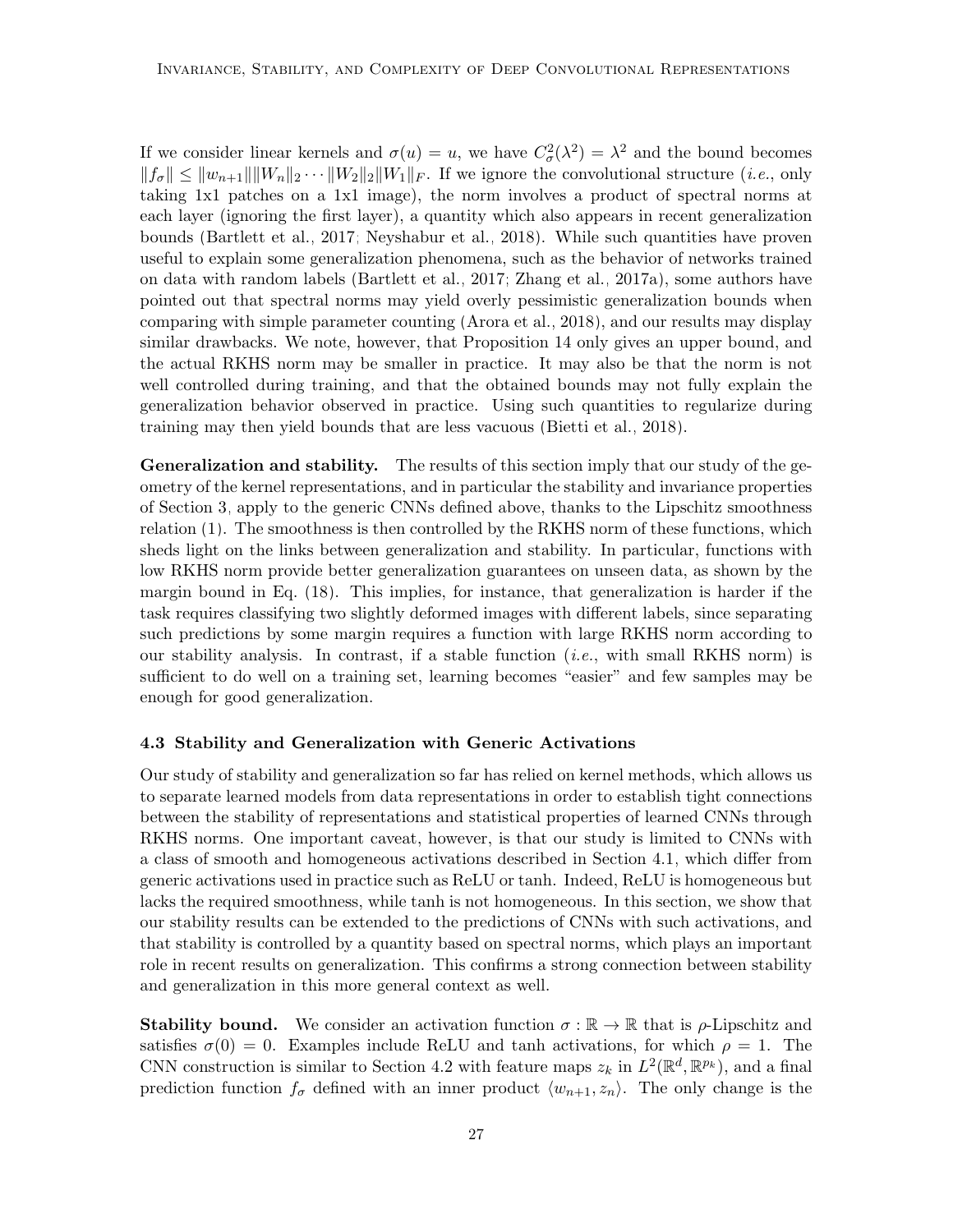If we consider linear kernels and $\sigma(u) = u$, we have $C_\sigma^2(\lambda^2) = \lambda^2$ and the bound becomes $\|f_\sigma\| \leq \|w_{n+1}\|\|W_n\|_2 \cdots \|W_2\|_2\|W_1\|_F$. If we ignore the convolutional structure (*i.e.*, only taking 1x1 patches on a 1x1 image), the norm involves a product of spectral norms at each layer (ignoring the first layer), a quantity which also appears in recent generalization bounds (Bartlett et al., 2017; Neyshabur et al., 2018). While such quantities have proven useful to explain some generalization phenomena, such as the behavior of networks trained on data with random labels (Bartlett et al., 2017; Zhang et al., 2017a), some authors have pointed out that spectral norms may yield overly pessimistic generalization bounds when comparing with simple parameter counting (Arora et al., 2018), and our results may display similar drawbacks. We note, however, that Proposition 14 only gives an upper bound, and the actual RKHS norm may be smaller in practice. It may also be that the norm is not well controlled during training, and that the obtained bounds may not fully explain the generalization behavior observed in practice. Using such quantities to regularize during training may then yield bounds that are less vacuous (Bietti et al., 2018).

**Generalization and stability.** The results of this section imply that our study of the geometry of the kernel representations, and in particular the stability and invariance properties of Section 3, apply to the generic CNNs defined above, thanks to the Lipschitz smoothness relation (1). The smoothness is then controlled by the RKHS norm of these functions, which sheds light on the links between generalization and stability. In particular, functions with low RKHS norm provide better generalization guarantees on unseen data, as shown by the margin bound in Eq. (18). This implies, for instance, that generalization is harder if the task requires classifying two slightly deformed images with different labels, since separating such predictions by some margin requires a function with large RKHS norm according to our stability analysis. In contrast, if a stable function (*i.e.*, with small RKHS norm) is sufficient to do well on a training set, learning becomes "easier" and few samples may be enough for good generalization.

### 4.3 Stability and Generalization with Generic Activations

Our study of stability and generalization so far has relied on kernel methods, which allows us to separate learned models from data representations in order to establish tight connections between the stability of representations and statistical properties of learned CNNs through RKHS norms. One important caveat, however, is that our study is limited to CNNs with a class of smooth and homogeneous activations described in Section 4.1, which differ from generic activations used in practice such as ReLU or tanh. Indeed, ReLU is homogeneous but lacks the required smoothness, while tanh is not homogeneous. In this section, we show that our stability results can be extended to the predictions of CNNs with such activations, and that stability is controlled by a quantity based on spectral norms, which plays an important role in recent results on generalization. This confirms a strong connection between stability and generalization in this more general context as well.

**Stability bound.** We consider an activation function $\sigma : \mathbb{R} \to \mathbb{R}$ that is $\rho$-Lipschitz and satisfies $\sigma(0) = 0$. Examples include ReLU and tanh activations, for which $\rho = 1$. The CNN construction is similar to Section 4.2 with feature maps $z_k$ in $L^2(\mathbb{R}^d, \mathbb{R}^{p_k})$, and a final prediction function $f_\sigma$ defined with an inner product $\langle w_{n+1}, z_n \rangle$. The only change is the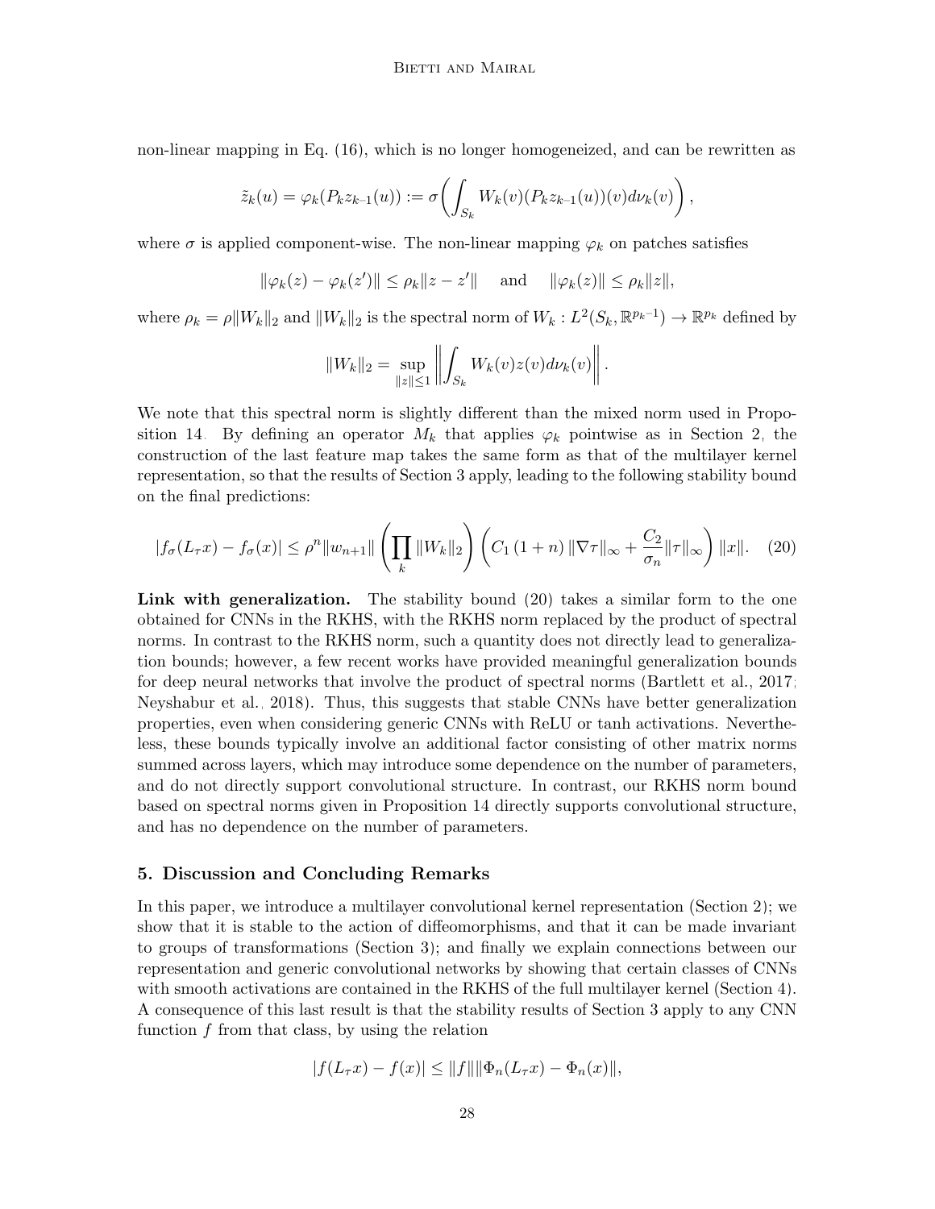non-linear mapping in Eq. (16), which is no longer homogeneized, and can be rewritten as

$$
\tilde{z}_k(u) = \varphi_k(P_k z_{k-1}(u)) := \sigma\left( \int_{S_k} W_k(v)(P_k z_{k-1}(u))(v) d\nu_k(v) \right),
$$

where $\sigma$ is applied component-wise. The non-linear mapping $\varphi_k$ on patches satisfies

$$
\|\varphi_k(z) - \varphi_k(z')\| \leq \rho_k \|z - z'\| \quad \text{and} \quad \|\varphi_k(z)\| \leq \rho_k \|z\|,
$$

where $\rho_k = \rho \|W_k\|_2$ and $\|W_k\|_2$ is the spectral norm of $W_k : L^2(S_k, \mathbb{R}^{p_{k-1}}) \to \mathbb{R}^{p_k}$ defined by

$$
\|W_k\|_2 = \sup_{\|z\| \leq 1} \left\| \int_{S_k} W_k(v) z(v) d\nu_k(v) \right\|.
$$

We note that this spectral norm is slightly different than the mixed norm used in Proposition 14. By defining an operator $M_k$ that applies $\varphi_k$ pointwise as in Section 2, the construction of the last feature map takes the same form as that of the multilayer kernel representation, so that the results of Section 3 apply, leading to the following stability bound on the final predictions:

$$
|f_\sigma(L_\tau x) - f_\sigma(x)| \leq \rho^n \|w_{n+1}\| \left( \prod_k \|W_k\|_2 \right) \left( C_1 (1+n) \|\nabla \tau\|_\infty + \frac{C_2}{\sigma_n} \|\tau\|_\infty \right) \|x\|. \quad (20)
$$

**Link with generalization.** The stability bound (20) takes a similar form to the one obtained for CNNs in the RKHS, with the RKHS norm replaced by the product of spectral norms. In contrast to the RKHS norm, such a quantity does not directly lead to generalization bounds; however, a few recent works have provided meaningful generalization bounds for deep neural networks that involve the product of spectral norms (Bartlett et al., 2017; Neyshabur et al., 2018). Thus, this suggests that stable CNNs have better generalization properties, even when considering generic CNNs with ReLU or tanh activations. Nevertheless, these bounds typically involve an additional factor consisting of other matrix norms summed across layers, which may introduce some dependence on the number of parameters, and do not directly support convolutional structure. In contrast, our RKHS norm bound based on spectral norms given in Proposition 14 directly supports convolutional structure, and has no dependence on the number of parameters.

## 5. Discussion and Concluding Remarks

In this paper, we introduce a multilayer convolutional kernel representation (Section 2); we show that it is stable to the action of diffeomorphisms, and that it can be made invariant to groups of transformations (Section 3); and finally we explain connections between our representation and generic convolutional networks by showing that certain classes of CNNs with smooth activations are contained in the RKHS of the full multilayer kernel (Section 4). A consequence of this last result is that the stability results of Section 3 apply to any CNN function $f$ from that class, by using the relation

$$
|f(L_\tau x) - f(x)| \leq \|f\| \|\Phi_n(L_\tau x) - \Phi_n(x)\|,
$$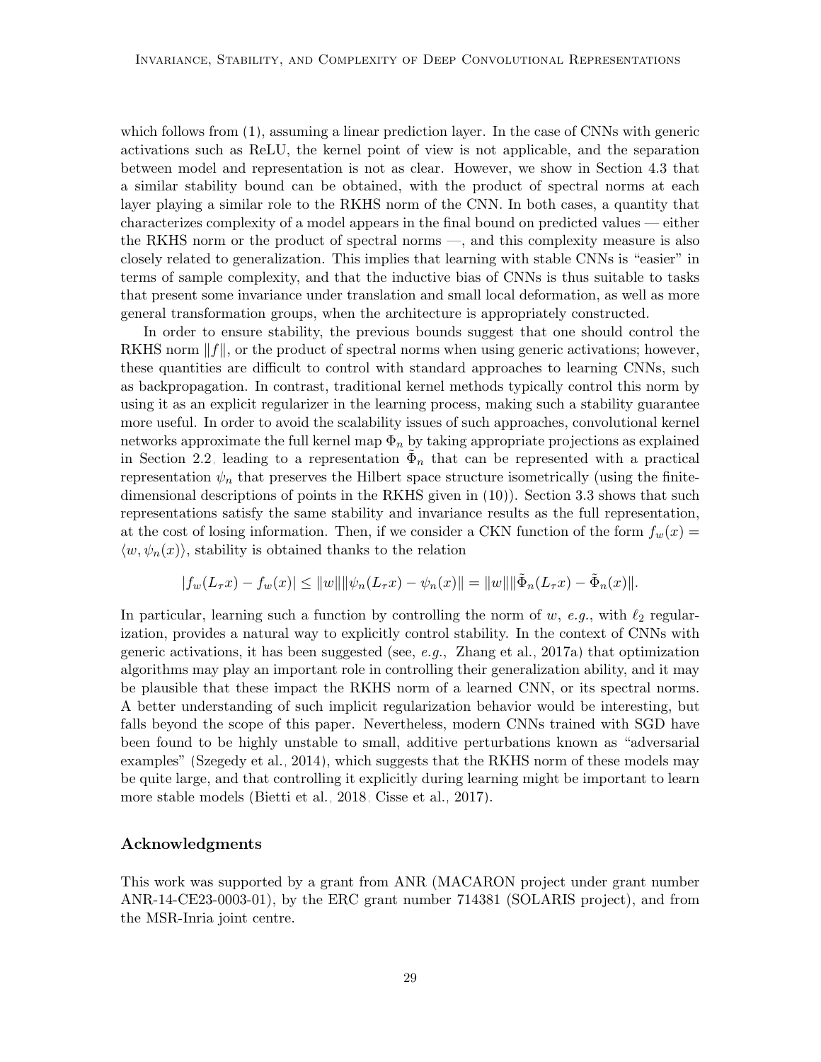which follows from (1), assuming a linear prediction layer. In the case of CNNs with generic activations such as ReLU, the kernel point of view is not applicable, and the separation between model and representation is not as clear. However, we show in Section 4.3 that a similar stability bound can be obtained, with the product of spectral norms at each layer playing a similar role to the RKHS norm of the CNN. In both cases, a quantity that characterizes complexity of a model appears in the final bound on predicted values — either the RKHS norm or the product of spectral norms —, and this complexity measure is also closely related to generalization. This implies that learning with stable CNNs is "easier" in terms of sample complexity, and that the inductive bias of CNNs is thus suitable to tasks that present some invariance under translation and small local deformation, as well as more general transformation groups, when the architecture is appropriately constructed.

In order to ensure stability, the previous bounds suggest that one should control the RKHS norm $\|f\|$, or the product of spectral norms when using generic activations; however, these quantities are difficult to control with standard approaches to learning CNNs, such as backpropagation. In contrast, traditional kernel methods typically control this norm by using it as an explicit regularizer in the learning process, making such a stability guarantee more useful. In order to avoid the scalability issues of such approaches, convolutional kernel networks approximate the full kernel map $\Phi_n$ by taking appropriate projections as explained in Section 2.2, leading to a representation $\tilde{\Phi}_n$ that can be represented with a practical representation $\psi_n$ that preserves the Hilbert space structure isometrically (using the finite-dimensional descriptions of points in the RKHS given in (10)). Section 3.3 shows that such representations satisfy the same stability and invariance results as the full representation, at the cost of losing information. Then, if we consider a CKN function of the form $f_w(x) = \langle w, \psi_n(x) \rangle$, stability is obtained thanks to the relation

$$|f_w(L_\tau x) - f_w(x)| \leq \|w\| \|\psi_n(L_\tau x) - \psi_n(x)\| = \|w\| \|\tilde{\Phi}_n(L_\tau x) - \tilde{\Phi}_n(x)\|.$$

In particular, learning such a function by controlling the norm of $w$, *e.g.*, with $\ell_2$ regularization, provides a natural way to explicitly control stability. In the context of CNNs with generic activations, it has been suggested (see, *e.g.*, Zhang et al., 2017a) that optimization algorithms may play an important role in controlling their generalization ability, and it may be plausible that these impact the RKHS norm of a learned CNN, or its spectral norms. A better understanding of such implicit regularization behavior would be interesting, but falls beyond the scope of this paper. Nevertheless, modern CNNs trained with SGD have been found to be highly unstable to small, additive perturbations known as "adversarial examples" (Szegedy et al., 2014), which suggests that the RKHS norm of these models may be quite large, and that controlling it explicitly during learning might be important to learn more stable models (Bietti et al., 2018; Cisse et al., 2017).

## Acknowledgments

This work was supported by a grant from ANR (MACARON project under grant number ANR-14-CE23-0003-01), by the ERC grant number 714381 (SOLARIS project), and from the MSR-Inria joint centre.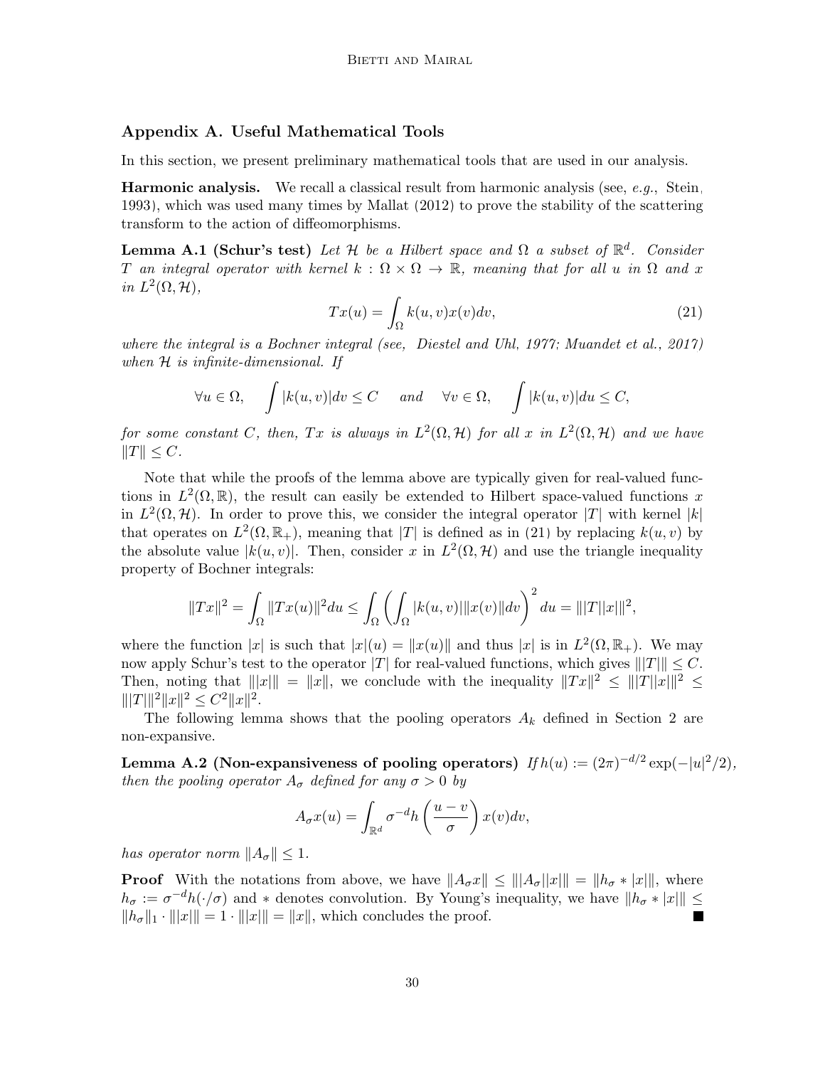## Appendix A. Useful Mathematical Tools

In this section, we present preliminary mathematical tools that are used in our analysis.

**Harmonic analysis.** We recall a classical result from harmonic analysis (see, *e.g.*, Stein, 1993), which was used many times by Mallat (2012) to prove the stability of the scattering transform to the action of diffeomorphisms.

**Lemma A.1 (Schur's test)** *Let $\mathcal{H}$ be a Hilbert space and $\Omega$ a subset of $\mathbb{R}^d$. Consider $T$ an integral operator with kernel $k : \Omega \times \Omega \to \mathbb{R}$, meaning that for all $u$ in $\Omega$ and $x$ in $L^2(\Omega, \mathcal{H})$,*

$$Tx(u) = \int_{\Omega} k(u, v)x(v)dv, \tag{21}$$

*where the integral is a Bochner integral (see, Diestel and Uhl, 1977; Muandet et al., 2017) when $\mathcal{H}$ is infinite-dimensional. If*

$$\forall u \in \Omega, \quad \int |k(u,v)|dv \leq C \quad \text{and} \quad \forall v \in \Omega, \quad \int |k(u,v)|du \leq C,$$

*for some constant $C$, then, $Tx$ is always in $L^2(\Omega, \mathcal{H})$ for all $x$ in $L^2(\Omega, \mathcal{H})$ and we have $\|T\| \leq C$.*

Note that while the proofs of the lemma above are typically given for real-valued functions in $L^2(\Omega, \mathbb{R})$, the result can easily be extended to Hilbert space-valued functions $x$ in $L^2(\Omega, \mathcal{H})$. In order to prove this, we consider the integral operator $|T|$ with kernel $|k|$ that operates on $L^2(\Omega, \mathbb{R}_+)$, meaning that $|T|$ is defined as in (21) by replacing $k(u, v)$ by the absolute value $|k(u, v)|$. Then, consider $x$ in $L^2(\Omega, \mathcal{H})$ and use the triangle inequality property of Bochner integrals:

$$\|Tx\|^2 = \int_{\Omega} \|Tx(u)\|^2 du \leq \int_{\Omega} \left( \int_{\Omega} |k(u,v)| \|x(v)\| dv \right)^2 du = \||T||x|\|^2,$$

where the function $|x|$ is such that $|x|(u) = \|x(u)\|$ and thus $|x|$ is in $L^2(\Omega, \mathbb{R}_+)$. We may now apply Schur's test to the operator $|T|$ for real-valued functions, which gives $\||T|\| \leq C$. Then, noting that $\||x|\| = \|x\|$, we conclude with the inequality $\|Tx\|^2 \leq \||T||x|\|^2 \leq \||T|\|^2 \|x\|^2 \leq C^2 \|x\|^2$.

The following lemma shows that the pooling operators $A_k$ defined in Section 2 are non-expansive.

**Lemma A.2 (Non-expansiveness of pooling operators)** *If $h(u) := (2\pi)^{-d/2} \exp(-|u|^2/2)$, then the pooling operator $A_\sigma$ defined for any $\sigma > 0$ by*

$$A_\sigma x(u) = \int_{\mathbb{R}^d} \sigma^{-d} h\left(\frac{u - v}{\sigma}\right) x(v)dv,$$

*has operator norm $\|A_\sigma\| \leq 1$.*

**Proof** With the notations from above, we have $\|A_\sigma x\| \leq \||A_\sigma||x|\| = \|h_\sigma * |x|\|$, where $h_\sigma := \sigma^{-d} h(\cdot/\sigma)$ and $*$ denotes convolution. By Young's inequality, we have $\|h_\sigma * |x|\| \leq \|h_\sigma\|_1 \cdot \||x|\| = 1 \cdot \||x|\| = \|x\|$, which concludes the proof. ∎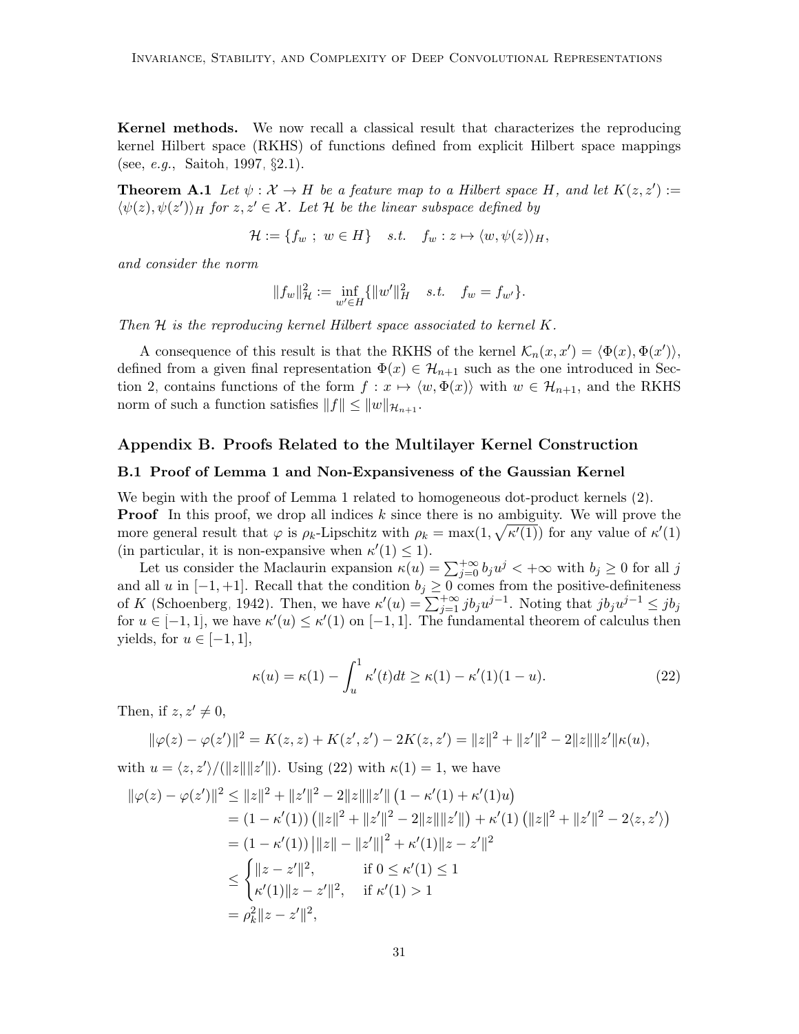**Kernel methods.** We now recall a classical result that characterizes the reproducing kernel Hilbert space (RKHS) of functions defined from explicit Hilbert space mappings (see, *e.g.*, Saitoh, 1997, §2.1).

**Theorem A.1** *Let $\psi : \mathcal{X} \to H$ be a feature map to a Hilbert space $H$, and let $K(z, z') := \langle \psi(z), \psi(z') \rangle_H$ for $z, z' \in \mathcal{X}$. Let $\mathcal{H}$ be the linear subspace defined by*

$$\mathcal{H} := \{f_w \ ; \ w \in H\} \quad s.t. \quad f_w : z \mapsto \langle w, \psi(z) \rangle_H,$$

*and consider the norm*

$$\|f_w\|_{\mathcal{H}}^2 := \inf_{w' \in H} \{\|w'\|_H^2 \quad s.t. \quad f_w = f_{w'}\}.$$

*Then $\mathcal{H}$ is the reproducing kernel Hilbert space associated to kernel $K$.*

A consequence of this result is that the RKHS of the kernel $\mathcal{K}_n(x, x') = \langle \Phi(x), \Phi(x') \rangle$, defined from a given final representation $\Phi(x) \in \mathcal{H}_{n+1}$ such as the one introduced in Section 2, contains functions of the form $f : x \mapsto \langle w, \Phi(x) \rangle$ with $w \in \mathcal{H}_{n+1}$, and the RKHS norm of such a function satisfies $\|f\| \leq \|w\|_{\mathcal{H}_{n+1}}$.

## Appendix B. Proofs Related to the Multilayer Kernel Construction

### B.1 Proof of Lemma 1 and Non-Expansiveness of the Gaussian Kernel

We begin with the proof of Lemma 1 related to homogeneous dot-product kernels (2).

**Proof** In this proof, we drop all indices $k$ since there is no ambiguity. We will prove the more general result that $\varphi$ is $\rho_k$-Lipschitz with $\rho_k = \max(1, \sqrt{\kappa'(1)})$ for any value of $\kappa'(1)$ (in particular, it is non-expansive when $\kappa'(1) \leq 1$).

Let us consider the Maclaurin expansion $\kappa(u) = \sum_{j=0}^{+\infty} b_j u^j < +\infty$ with $b_j \geq 0$ for all $j$ and all $u$ in $[-1, +1]$. Recall that the condition $b_j \geq 0$ comes from the positive-definiteness of $K$ (Schoenberg, 1942). Then, we have $\kappa'(u) = \sum_{j=1}^{+\infty} j b_j u^{j-1}$. Noting that $j b_j u^{j-1} \leq j b_j$ for $u \in [-1, 1]$, we have $\kappa'(u) \leq \kappa'(1)$ on $[-1, 1]$. The fundamental theorem of calculus then yields, for $u \in [-1, 1]$,

$$\kappa(u) = \kappa(1) - \int_u^1 \kappa'(t) dt \geq \kappa(1) - \kappa'(1)(1 - u). \tag{22}$$

Then, if $z, z' \neq 0$,

$$\|\varphi(z) - \varphi(z')\|^2 = K(z, z) + K(z', z') - 2K(z, z') = \|z\|^2 + \|z'\|^2 - 2\|z\|\|z'\|\kappa(u),$$

with $u = \langle z, z' \rangle / (\|z\|\|z'\|)$. Using (22) with $\kappa(1) = 1$, we have

$$\begin{aligned}
\|\varphi(z) - \varphi(z')\|^2 &\leq \|z\|^2 + \|z'\|^2 - 2\|z\|\|z'\| \left(1 - \kappa'(1) + \kappa'(1)u\right) \\
&= (1 - \kappa'(1)) \left(\|z\|^2 + \|z'\|^2 - 2\|z\|\|z'\|\right) + \kappa'(1) \left(\|z\|^2 + \|z'\|^2 - 2\langle z, z' \rangle\right) \\
&= (1 - \kappa'(1)) \left|\|z\| - \|z'\|\right|^2 + \kappa'(1)\|z - z'\|^2 \\
&\leq \begin{cases} \|z - z'\|^2, & \text{if } 0 \leq \kappa'(1) \leq 1 \\ \kappa'(1)\|z - z'\|^2, & \text{if } \kappa'(1) > 1 \end{cases} \\
&= \rho_k^2 \|z - z'\|^2,
\end{aligned}$$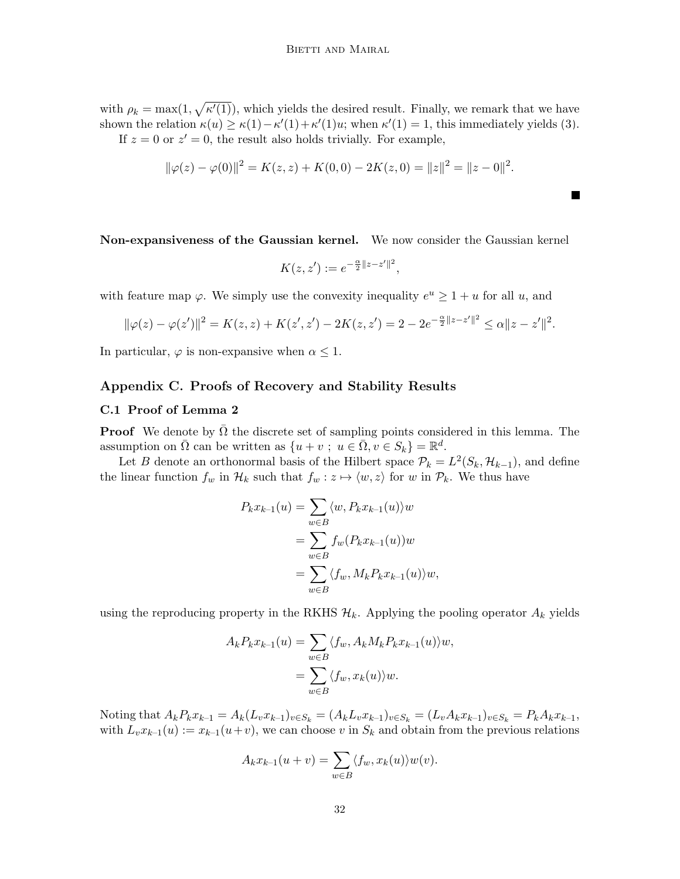with $\rho_k = \max(1, \sqrt{\kappa'(1)})$, which yields the desired result. Finally, we remark that we have shown the relation $\kappa(u) \geq \kappa(1) - \kappa'(1) + \kappa'(1)u$; when $\kappa'(1) = 1$, this immediately yields (3).

If $z = 0$ or $z' = 0$, the result also holds trivially. For example,

$$\|\varphi(z) - \varphi(0)\|^2 = K(z, z) + K(0, 0) - 2K(z, 0) = \|z\|^2 = \|z - 0\|^2.$$

■

**Non-expansiveness of the Gaussian kernel.** We now consider the Gaussian kernel

$$K(z, z') := e^{-\frac{\alpha}{2}\|z - z'\|^2},$$

with feature map $\varphi$. We simply use the convexity inequality $e^u \geq 1 + u$ for all $u$, and

$$\|\varphi(z) - \varphi(z')\|^2 = K(z, z) + K(z', z') - 2K(z, z') = 2 - 2e^{-\frac{\alpha}{2}\|z - z'\|^2} \leq \alpha\|z - z'\|^2.$$

In particular, $\varphi$ is non-expansive when $\alpha \leq 1$.

## Appendix C. Proofs of Recovery and Stability Results

### C.1 Proof of Lemma 2

**Proof** We denote by $\bar{\Omega}$ the discrete set of sampling points considered in this lemma. The assumption on $\bar{\Omega}$ can be written as $\{u + v \; ; \; u \in \bar{\Omega}, v \in S_k\} = \mathbb{R}^d$.

Let $B$ denote an orthonormal basis of the Hilbert space $\mathcal{P}_k = L^2(S_k, \mathcal{H}_{k-1})$, and define the linear function $f_w$ in $\mathcal{H}_k$ such that $f_w : z \mapsto \langle w, z \rangle$ for $w$ in $\mathcal{P}_k$. We thus have

$$\begin{aligned}
P_k x_{k\text{-}1}(u) &= \sum_{w \in B} \langle w, P_k x_{k\text{-}1}(u) \rangle w \\
&= \sum_{w \in B} f_w(P_k x_{k\text{-}1}(u)) w \\
&= \sum_{w \in B} \langle f_w, M_k P_k x_{k\text{-}1}(u) \rangle w,
\end{aligned}$$

using the reproducing property in the RKHS $\mathcal{H}_k$. Applying the pooling operator $A_k$ yields

$$\begin{aligned}
A_k P_k x_{k\text{-}1}(u) &= \sum_{w \in B} \langle f_w, A_k M_k P_k x_{k\text{-}1}(u) \rangle w, \\
&= \sum_{w \in B} \langle f_w, x_k(u) \rangle w.
\end{aligned}$$

Noting that $A_k P_k x_{k\text{-}1} = A_k (L_v x_{k\text{-}1})_{v \in S_k} = (A_k L_v x_{k\text{-}1})_{v \in S_k} = (L_v A_k x_{k\text{-}1})_{v \in S_k} = P_k A_k x_{k\text{-}1}$, with $L_v x_{k\text{-}1}(u) := x_{k\text{-}1}(u + v)$, we can choose $v$ in $S_k$ and obtain from the previous relations

$$A_k x_{k\text{-}1}(u + v) = \sum_{w \in B} \langle f_w, x_k(u) \rangle w(v).$$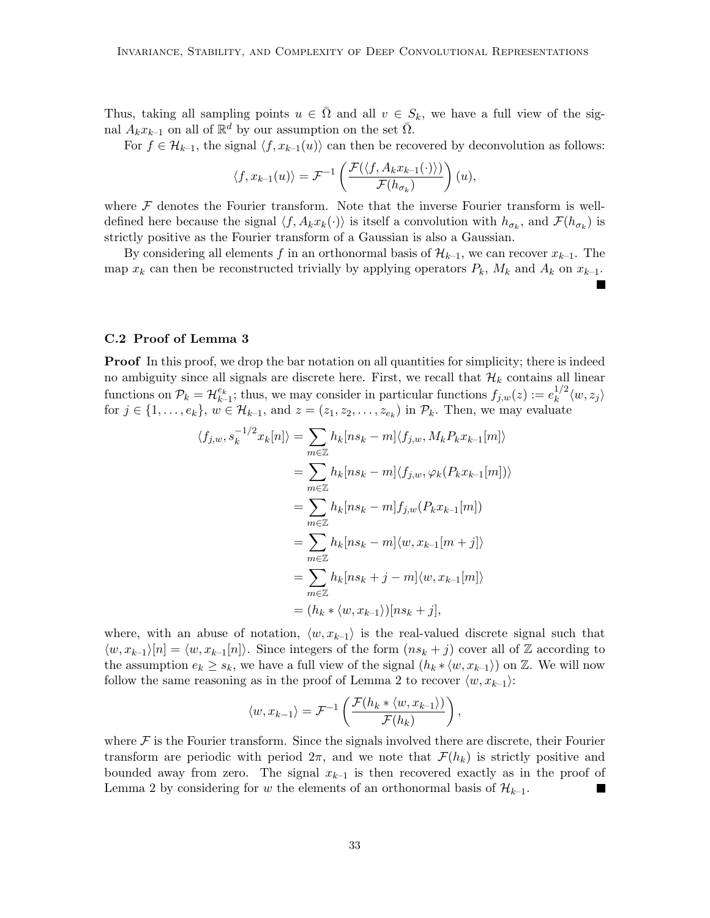Thus, taking all sampling points $u \in \bar{\Omega}$ and all $v \in S_k$, we have a full view of the signal $A_k x_{k-1}$ on all of $\mathbb{R}^d$ by our assumption on the set $\bar{\Omega}$.

For $f \in \mathcal{H}_{k-1}$, the signal $\langle f, x_{k-1}(u) \rangle$ can then be recovered by deconvolution as follows:

$$\langle f, x_{k-1}(u) \rangle = \mathcal{F}^{-1} \left( \frac{\mathcal{F}(\langle f, A_k x_{k-1}(\cdot) \rangle)}{\mathcal{F}(h_{\sigma_k})} \right)(u),$$

where $\mathcal{F}$ denotes the Fourier transform. Note that the inverse Fourier transform is well-defined here because the signal $\langle f, A_k x_k(\cdot) \rangle$ is itself a convolution with $h_{\sigma_k}$, and $\mathcal{F}(h_{\sigma_k})$ is strictly positive as the Fourier transform of a Gaussian is also a Gaussian.

By considering all elements $f$ in an orthonormal basis of $\mathcal{H}_{k-1}$, we can recover $x_{k-1}$. The map $x_k$ can then be reconstructed trivially by applying operators $P_k$, $M_k$ and $A_k$ on $x_{k-1}$. ■

### C.2 Proof of Lemma 3

**Proof** In this proof, we drop the bar notation on all quantities for simplicity; there is indeed no ambiguity since all signals are discrete here. First, we recall that $\mathcal{H}_k$ contains all linear functions on $\mathcal{P}_k = \mathcal{H}_{k-1}^{e_k}$; thus, we may consider in particular functions $f_{j,w}(z) := e_k^{1/2} \langle w, z_j \rangle$ for $j \in \{1, \dots, e_k\}$, $w \in \mathcal{H}_{k-1}$, and $z = (z_1, z_2, \dots, z_{e_k})$ in $\mathcal{P}_k$. Then, we may evaluate

$$\begin{aligned}
\langle f_{j,w}, s_k^{-1/2} x_k[n] \rangle &= \sum_{m \in \mathbb{Z}} h_k[n s_k - m] \langle f_{j,w}, M_k P_k x_{k-1}[m] \rangle \\
&= \sum_{m \in \mathbb{Z}} h_k[n s_k - m] \langle f_{j,w}, \varphi_k(P_k x_{k-1}[m]) \rangle \\
&= \sum_{m \in \mathbb{Z}} h_k[n s_k - m] f_{j,w}(P_k x_{k-1}[m]) \\
&= \sum_{m \in \mathbb{Z}} h_k[n s_k - m] \langle w, x_{k-1}[m + j] \rangle \\
&= \sum_{m \in \mathbb{Z}} h_k[n s_k + j - m] \langle w, x_{k-1}[m] \rangle \\
&= (h_k * \langle w, x_{k-1} \rangle)[n s_k + j],
\end{aligned}$$

where, with an abuse of notation, $\langle w, x_{k-1} \rangle$ is the real-valued discrete signal such that $\langle w, x_{k-1} \rangle[n] = \langle w, x_{k-1}[n] \rangle$. Since integers of the form $(n s_k + j)$ cover all of $\mathbb{Z}$ according to the assumption $e_k \geq s_k$, we have a full view of the signal $(h_k * \langle w, x_{k-1} \rangle)$ on $\mathbb{Z}$. We will now follow the same reasoning as in the proof of Lemma 2 to recover $\langle w, x_{k-1} \rangle$:

$$\langle w, x_{k-1} \rangle = \mathcal{F}^{-1} \left( \frac{\mathcal{F}(h_k * \langle w, x_{k-1} \rangle)}{\mathcal{F}(h_k)} \right),$$

where $\mathcal{F}$ is the Fourier transform. Since the signals involved there are discrete, their Fourier transform are periodic with period $2\pi$, and we note that $\mathcal{F}(h_k)$ is strictly positive and bounded away from zero. The signal $x_{k-1}$ is then recovered exactly as in the proof of Lemma 2 by considering for $w$ the elements of an orthonormal basis of $\mathcal{H}_{k-1}$. ■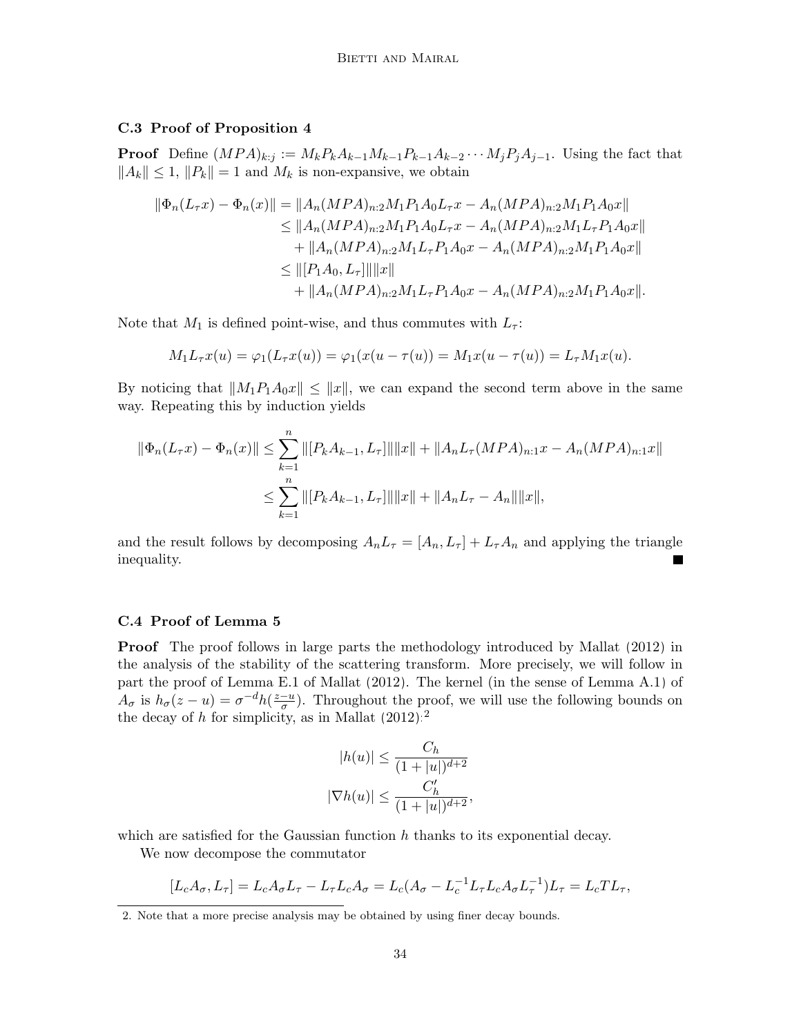### C.3 Proof of Proposition 4

**Proof** Define $(MPA)_{k:j} := M_k P_k A_{k-1} M_{k-1} P_{k-1} A_{k-2} \cdots M_j P_j A_{j-1}$. Using the fact that $\|A_k\| \leq 1$, $\|P_k\| = 1$ and $M_k$ is non-expansive, we obtain

$$
\begin{aligned}
\|\Phi_n(L_\tau x) - \Phi_n(x)\| &= \|A_n (MPA)_{n:2} M_1 P_1 A_0 L_\tau x - A_n (MPA)_{n:2} M_1 P_1 A_0 x\| \\
&\leq \|A_n (MPA)_{n:2} M_1 P_1 A_0 L_\tau x - A_n (MPA)_{n:2} M_1 L_\tau P_1 A_0 x\| \\
&\quad + \|A_n (MPA)_{n:2} M_1 L_\tau P_1 A_0 x - A_n (MPA)_{n:2} M_1 P_1 A_0 x\| \\
&\leq \|[P_1 A_0, L_\tau]\| \|x\| \\
&\quad + \|A_n (MPA)_{n:2} M_1 L_\tau P_1 A_0 x - A_n (MPA)_{n:2} M_1 P_1 A_0 x\|.
\end{aligned}
$$

Note that $M_1$ is defined point-wise, and thus commutes with $L_\tau$:

$$
M_1 L_\tau x(u) = \varphi_1(L_\tau x(u)) = \varphi_1(x(u - \tau(u)) = M_1 x(u - \tau(u)) = L_\tau M_1 x(u).
$$

By noticing that $\|M_1 P_1 A_0 x\| \leq \|x\|$, we can expand the second term above in the same way. Repeating this by induction yields

$$
\begin{aligned}
\|\Phi_n(L_\tau x) - \Phi_n(x)\| &\leq \sum_{k=1}^{n} \|[P_k A_{k-1}, L_\tau]\| \|x\| + \|A_n L_\tau (MPA)_{n:1} x - A_n (MPA)_{n:1} x\| \\
&\leq \sum_{k=1}^{n} \|[P_k A_{k-1}, L_\tau]\| \|x\| + \|A_n L_\tau - A_n\| \|x\|,
\end{aligned}
$$

and the result follows by decomposing $A_n L_\tau = [A_n, L_\tau] + L_\tau A_n$ and applying the triangle inequality. ∎

### C.4 Proof of Lemma 5

**Proof** The proof follows in large parts the methodology introduced by Mallat (2012) in the analysis of the stability of the scattering transform. More precisely, we will follow in part the proof of Lemma E.1 of Mallat (2012). The kernel (in the sense of Lemma A.1) of $A_\sigma$ is $h_\sigma(z - u) = \sigma^{-d} h(\frac{z-u}{\sigma})$. Throughout the proof, we will use the following bounds on the decay of $h$ for simplicity, as in Mallat (2012):[2]

$$
|h(u)| \leq \frac{C_h}{(1 + |u|)^{d+2}}
$$
$$
|\nabla h(u)| \leq \frac{C'_h}{(1 + |u|)^{d+2}},
$$

which are satisfied for the Gaussian function $h$ thanks to its exponential decay.

We now decompose the commutator

$$
[L_c A_\sigma, L_\tau] = L_c A_\sigma L_\tau - L_\tau L_c A_\sigma = L_c (A_\sigma - L_c^{-1} L_\tau L_c A_\sigma L_\tau^{-1}) L_\tau = L_c T L_\tau,
$$

2. Note that a more precise analysis may be obtained by using finer decay bounds.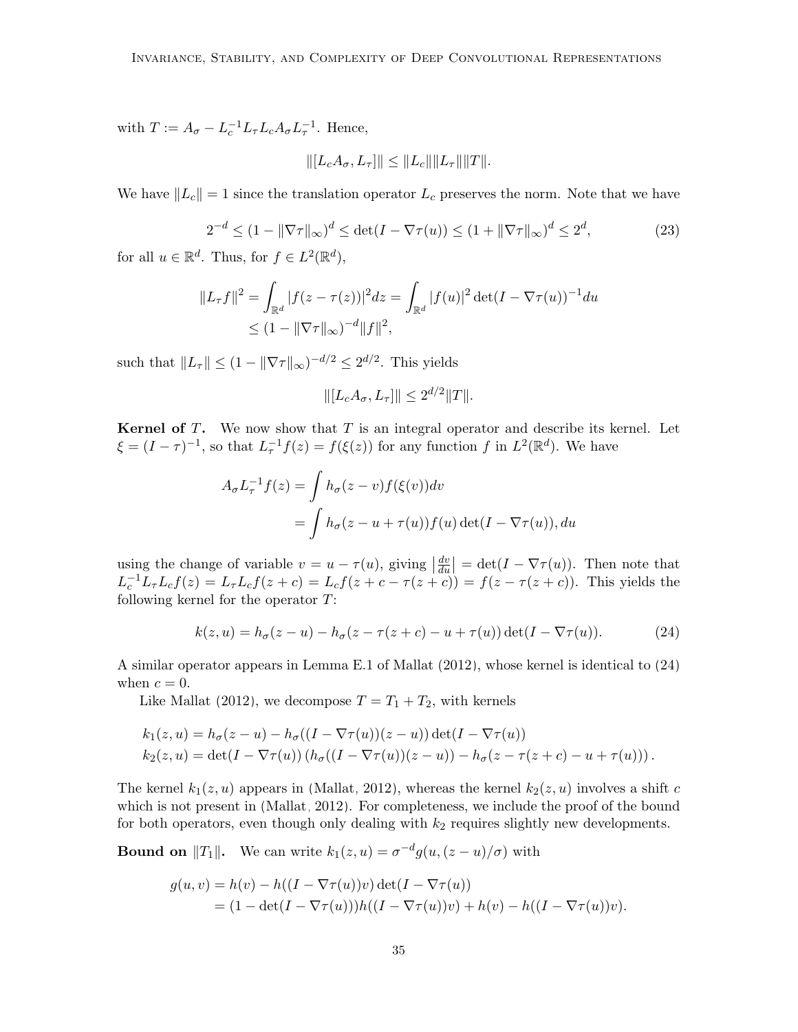with $T := A_\sigma - L_c^{-1} L_\tau L_c A_\sigma L_\tau^{-1}$. Hence,

$$\|[L_c A_\sigma, L_\tau]\| \leq \|L_c\| \|L_\tau\| \|T\|.$$

We have $\|L_c\| = 1$ since the translation operator $L_c$ preserves the norm. Note that we have

$$2^{-d} \leq (1 - \|\nabla \tau\|_\infty)^d \leq \det(I - \nabla \tau(u)) \leq (1 + \|\nabla \tau\|_\infty)^d \leq 2^d, \tag{23}$$

for all $u \in \mathbb{R}^d$. Thus, for $f \in L^2(\mathbb{R}^d)$,

$$\begin{aligned}
\|L_\tau f\|^2 &= \int_{\mathbb{R}^d} |f(z - \tau(z))|^2 dz = \int_{\mathbb{R}^d} |f(u)|^2 \det(I - \nabla \tau(u))^{-1} du \\
&\leq (1 - \|\nabla \tau\|_\infty)^{-d} \|f\|^2,
\end{aligned}$$

such that $\|L_\tau\| \leq (1 - \|\nabla \tau\|_\infty)^{-d/2} \leq 2^{d/2}$. This yields

$$\|[L_c A_\sigma, L_\tau]\| \leq 2^{d/2} \|T\|.$$

**Kernel of $T$.** We now show that $T$ is an integral operator and describe its kernel. Let $\xi = (I - \tau)^{-1}$, so that $L_\tau^{-1} f(z) = f(\xi(z))$ for any function $f$ in $L^2(\mathbb{R}^d)$. We have

$$\begin{aligned}
A_\sigma L_\tau^{-1} f(z) &= \int h_\sigma(z - v) f(\xi(v)) dv \\
&= \int h_\sigma(z - u + \tau(u)) f(u) \det(I - \nabla \tau(u)), du
\end{aligned}$$

using the change of variable $v = u - \tau(u)$, giving $\left|\frac{dv}{du}\right| = \det(I - \nabla \tau(u))$. Then note that $L_c^{-1} L_\tau L_c f(z) = L_\tau L_c f(z + c) = L_c f(z + c - \tau(z + c)) = f(z - \tau(z + c))$. This yields the following kernel for the operator $T$:

$$k(z, u) = h_\sigma(z - u) - h_\sigma(z - \tau(z + c) - u + \tau(u)) \det(I - \nabla \tau(u)). \tag{24}$$

A similar operator appears in Lemma E.1 of Mallat (2012), whose kernel is identical to (24) when $c = 0$.

Like Mallat (2012), we decompose $T = T_1 + T_2$, with kernels

$$\begin{aligned}
k_1(z, u) &= h_\sigma(z - u) - h_\sigma((I - \nabla \tau(u))(z - u)) \det(I - \nabla \tau(u)) \\
k_2(z, u) &= \det(I - \nabla \tau(u)) \left(h_\sigma((I - \nabla \tau(u))(z - u)) - h_\sigma(z - \tau(z + c) - u + \tau(u))\right).
\end{aligned}$$

The kernel $k_1(z, u)$ appears in (Mallat, 2012), whereas the kernel $k_2(z, u)$ involves a shift $c$ which is not present in (Mallat, 2012). For completeness, we include the proof of the bound for both operators, even though only dealing with $k_2$ requires slightly new developments.

**Bound on $\|T_1\|$.** We can write $k_1(z, u) = \sigma^{-d} g(u, (z - u)/\sigma)$ with

$$\begin{aligned}
g(u, v) &= h(v) - h((I - \nabla \tau(u))v) \det(I - \nabla \tau(u)) \\
&= (1 - \det(I - \nabla \tau(u))) h((I - \nabla \tau(u))v) + h(v) - h((I - \nabla \tau(u))v).
\end{aligned}$$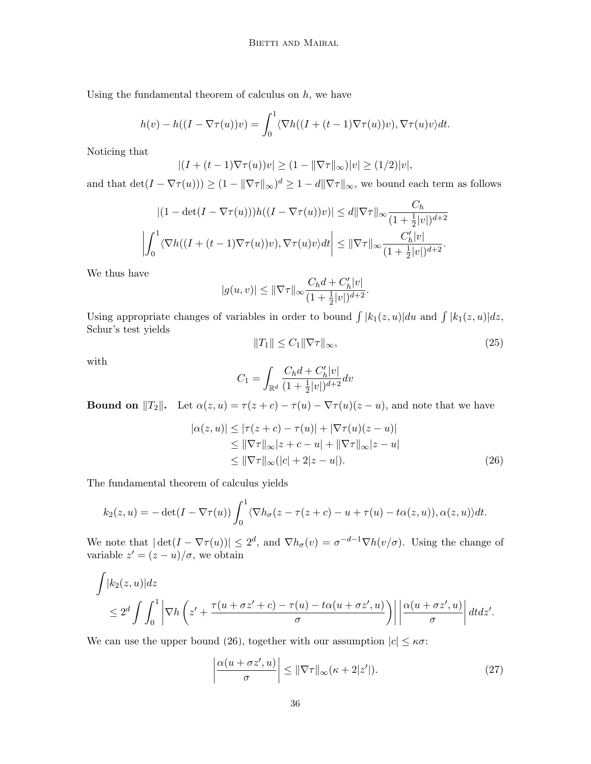Using the fundamental theorem of calculus on $h$, we have

$$h(v) - h((I - \nabla\tau(u))v) = \int_0^1 \langle \nabla h((I + (t-1)\nabla\tau(u))v), \nabla\tau(u)v \rangle dt.$$

Noticing that

$$|(I + (t-1)\nabla\tau(u))v| \geq (1 - \|\nabla\tau\|_\infty)|v| \geq (1/2)|v|,$$

and that $\det(I - \nabla\tau(u))) \geq (1 - \|\nabla\tau\|_\infty)^d \geq 1 - d\|\nabla\tau\|_\infty$, we bound each term as follows

$$|(1 - \det(I - \nabla\tau(u)))h((I - \nabla\tau(u))v)| \leq d\|\nabla\tau\|_\infty \frac{C_h}{(1 + \frac{1}{2}|v|)^{d+2}}$$

$$\left| \int_0^1 \langle \nabla h((I + (t-1)\nabla\tau(u))v), \nabla\tau(u)v \rangle dt \right| \leq \|\nabla\tau\|_\infty \frac{C_h'|v|}{(1 + \frac{1}{2}|v|)^{d+2}}.$$

We thus have

$$|g(u,v)| \leq \|\nabla\tau\|_\infty \frac{C_h d + C_h'|v|}{(1 + \frac{1}{2}|v|)^{d+2}}.$$

Using appropriate changes of variables in order to bound $\int |k_1(z,u)|du$ and $\int |k_1(z,u)|dz$, Schur's test yields

$$\|T_1\| \leq C_1 \|\nabla\tau\|_\infty, \tag{25}$$

with

$$C_1 = \int_{\mathbb{R}^d} \frac{C_h d + C_h'|v|}{(1 + \frac{1}{2}|v|)^{d+2}} dv$$

**Bound on $\|T_2\|$.** Let $\alpha(z,u) = \tau(z+c) - \tau(u) - \nabla\tau(u)(z-u)$, and note that we have

$$\begin{aligned}
|\alpha(z,u)| &\leq |\tau(z+c) - \tau(u)| + |\nabla\tau(u)(z-u)| \\
&\leq \|\nabla\tau\|_\infty |z + c - u| + \|\nabla\tau\|_\infty |z-u| \\
&\leq \|\nabla\tau\|_\infty (|c| + 2|z-u|).
\end{aligned} \tag{26}$$

The fundamental theorem of calculus yields

$$k_2(z,u) = -\det(I - \nabla\tau(u)) \int_0^1 \langle \nabla h_\sigma(z - \tau(z+c) - u + \tau(u) - t\alpha(z,u)), \alpha(z,u) \rangle dt.$$

We note that $|\det(I - \nabla\tau(u))| \leq 2^d$, and $\nabla h_\sigma(v) = \sigma^{-d-1}\nabla h(v/\sigma)$. Using the change of variable $z' = (z-u)/\sigma$, we obtain

$$\int |k_2(z,u)| dz$$
$$\leq 2^d \int \int_0^1 \left| \nabla h\left( z' + \frac{\tau(u + \sigma z' + c) - \tau(u) - t\alpha(u + \sigma z', u)}{\sigma} \right) \right| \left| \frac{\alpha(u + \sigma z', u)}{\sigma} \right| dt dz'.$$

We can use the upper bound (26), together with our assumption $|c| \leq \kappa\sigma$:

$$\left| \frac{\alpha(u + \sigma z', u)}{\sigma} \right| \leq \|\nabla\tau\|_\infty (\kappa + 2|z'|). \tag{27}$$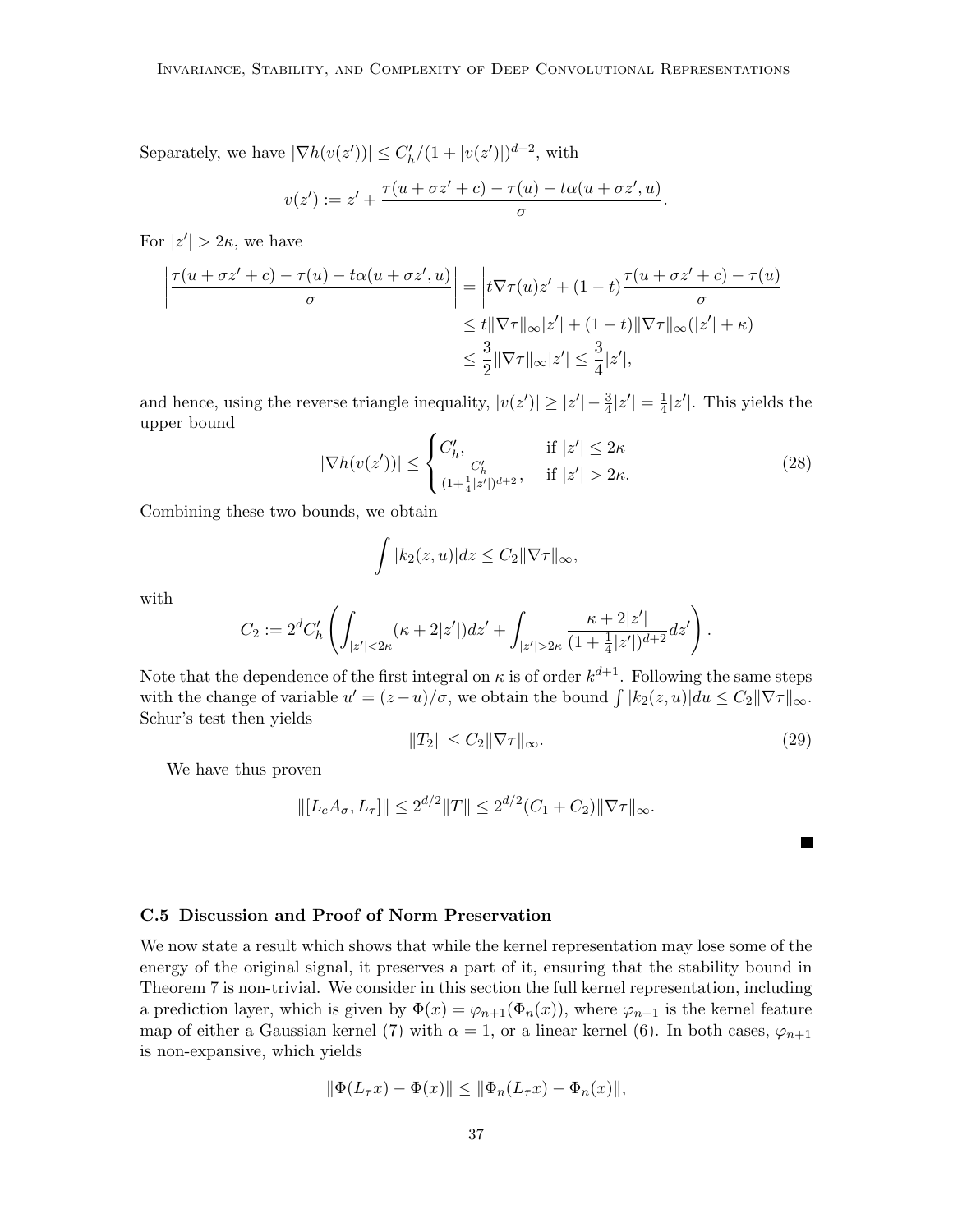Separately, we have $|\nabla h(v(z'))| \leq C'_h/(1+|v(z')|)^{d+2}$, with

$$
v(z') := z' + \frac{\tau(u + \sigma z' + c) - \tau(u) - t\alpha(u + \sigma z', u)}{\sigma}.
$$

For $|z'| > 2\kappa$, we have

$$
\begin{aligned}
\left| \frac{\tau(u + \sigma z' + c) - \tau(u) - t\alpha(u + \sigma z', u)}{\sigma} \right| &= \left| t \nabla \tau(u) z' + (1-t) \frac{\tau(u + \sigma z' + c) - \tau(u)}{\sigma} \right| \\
&\leq t \|\nabla \tau\|_\infty |z'| + (1-t) \|\nabla \tau\|_\infty (|z'| + \kappa) \\
&\leq \frac{3}{2} \|\nabla \tau\|_\infty |z'| \leq \frac{3}{4} |z'|,
\end{aligned}
$$

and hence, using the reverse triangle inequality, $|v(z')| \geq |z'| - \frac{3}{4}|z'| = \frac{1}{4}|z'|$. This yields the upper bound

$$
|\nabla h(v(z'))| \leq \begin{cases} C'_h, & \text{if } |z'| \leq 2\kappa \\ \frac{C'_h}{(1+\frac{1}{4}|z'|)^{d+2}}, & \text{if } |z'| > 2\kappa. \end{cases} \tag{28}
$$

Combining these two bounds, we obtain

$$
\int |k_2(z, u)| dz \leq C_2 \|\nabla \tau\|_\infty,
$$

with

$$
C_2 := 2^d C'_h \left( \int_{|z'| < 2\kappa} (\kappa + 2|z'|) dz' + \int_{|z'| > 2\kappa} \frac{\kappa + 2|z'|}{(1 + \frac{1}{4}|z'|)^{d+2}} dz' \right).
$$

Note that the dependence of the first integral on $\kappa$ is of order $k^{d+1}$. Following the same steps with the change of variable $u' = (z-u)/\sigma$, we obtain the bound $\int |k_2(z, u)| du \leq C_2 \|\nabla \tau\|_\infty$. Schur's test then yields

$$
\|T_2\| \leq C_2 \|\nabla \tau\|_\infty. \tag{29}
$$

We have thus proven

$$
\|[L_c A_\sigma, L_\tau]\| \leq 2^{d/2} \|T\| \leq 2^{d/2} (C_1 + C_2) \|\nabla \tau\|_\infty.
$$

■

### C.5 Discussion and Proof of Norm Preservation

We now state a result which shows that while the kernel representation may lose some of the energy of the original signal, it preserves a part of it, ensuring that the stability bound in Theorem 7 is non-trivial. We consider in this section the full kernel representation, including a prediction layer, which is given by $\Phi(x) = \varphi_{n+1}(\Phi_n(x))$, where $\varphi_{n+1}$ is the kernel feature map of either a Gaussian kernel (7) with $\alpha = 1$, or a linear kernel (6). In both cases, $\varphi_{n+1}$ is non-expansive, which yields

$$
\|\Phi(L_\tau x) - \Phi(x)\| \leq \|\Phi_n(L_\tau x) - \Phi_n(x)\|,
$$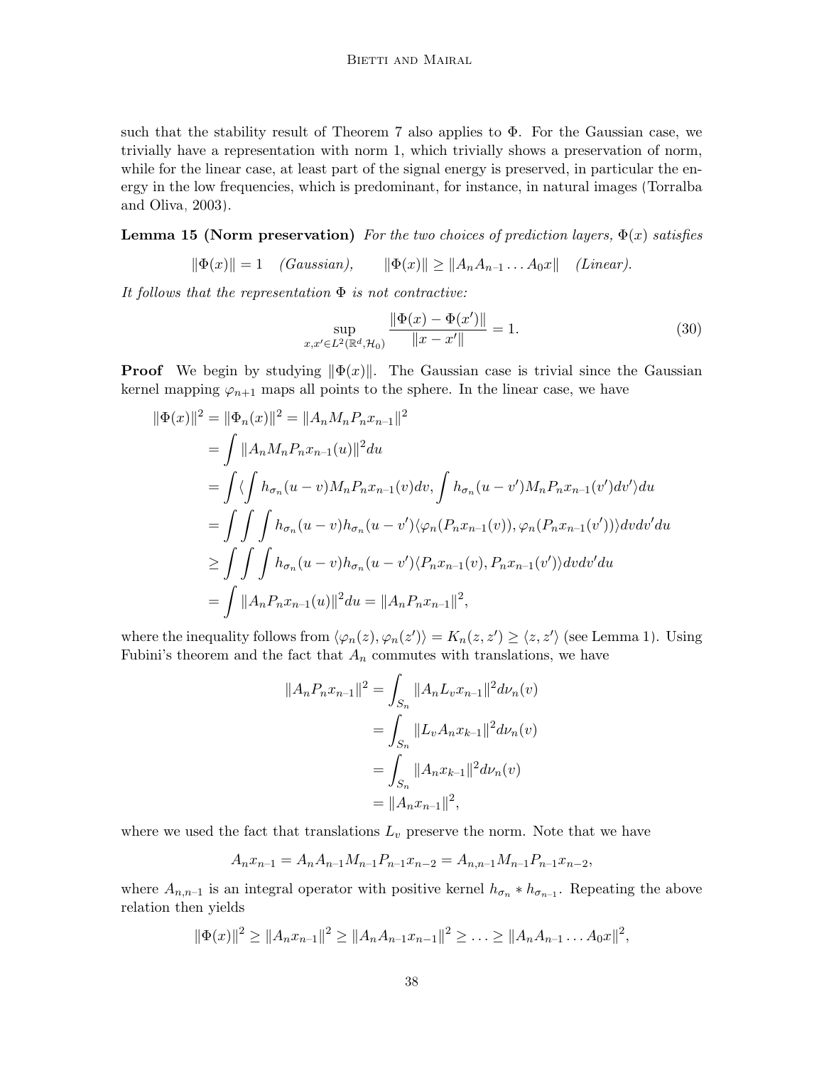such that the stability result of Theorem 7 also applies to $\Phi$. For the Gaussian case, we trivially have a representation with norm 1, which trivially shows a preservation of norm, while for the linear case, at least part of the signal energy is preserved, in particular the energy in the low frequencies, which is predominant, for instance, in natural images (Torralba and Oliva, 2003).

**Lemma 15 (Norm preservation)** *For the two choices of prediction layers, $\Phi(x)$ satisfies*

$$\|\Phi(x)\| = 1 \quad \textit{(Gaussian)}, \qquad \|\Phi(x)\| \geq \|A_n A_{n-1} \dots A_0 x\| \quad \textit{(Linear)}.$$

*It follows that the representation $\Phi$ is not contractive:*

$$\sup_{x,x' \in L^2(\mathbb{R}^d, \mathcal{H}_0)} \frac{\|\Phi(x) - \Phi(x')\|}{\|x - x'\|} = 1. \tag{30}$$

**Proof** We begin by studying $\|\Phi(x)\|$. The Gaussian case is trivial since the Gaussian kernel mapping $\varphi_{n+1}$ maps all points to the sphere. In the linear case, we have

$$\begin{aligned}
\|\Phi(x)\|^2 &= \|\Phi_n(x)\|^2 = \|A_n M_n P_n x_{n-1}\|^2 \\
&= \int \|A_n M_n P_n x_{n-1}(u)\|^2 du \\
&= \int \langle \int h_{\sigma_n}(u - v) M_n P_n x_{n-1}(v) dv, \int h_{\sigma_n}(u - v') M_n P_n x_{n-1}(v') dv' \rangle du \\
&= \int \int \int h_{\sigma_n}(u - v) h_{\sigma_n}(u - v') \langle \varphi_n(P_n x_{n-1}(v)), \varphi_n(P_n x_{n-1}(v')) \rangle dv dv' du \\
&\geq \int \int \int h_{\sigma_n}(u - v) h_{\sigma_n}(u - v') \langle P_n x_{n-1}(v), P_n x_{n-1}(v') \rangle dv dv' du \\
&= \int \|A_n P_n x_{n-1}(u)\|^2 du = \|A_n P_n x_{n-1}\|^2,
\end{aligned}$$

where the inequality follows from $\langle \varphi_n(z), \varphi_n(z') \rangle = K_n(z, z') \geq \langle z, z' \rangle$ (see Lemma 1). Using Fubini's theorem and the fact that $A_n$ commutes with translations, we have

$$\begin{aligned}
\|A_n P_n x_{n-1}\|^2 &= \int_{S_n} \|A_n L_v x_{n-1}\|^2 d\nu_n(v) \\
&= \int_{S_n} \|L_v A_n x_{k-1}\|^2 d\nu_n(v) \\
&= \int_{S_n} \|A_n x_{k-1}\|^2 d\nu_n(v) \\
&= \|A_n x_{n-1}\|^2,
\end{aligned}$$

where we used the fact that translations $L_v$ preserve the norm. Note that we have

$$A_n x_{n-1} = A_n A_{n-1} M_{n-1} P_{n-1} x_{n-2} = A_{n,n-1} M_{n-1} P_{n-1} x_{n-2},$$

where $A_{n,n-1}$ is an integral operator with positive kernel $h_{\sigma_n} * h_{\sigma_{n-1}}$. Repeating the above relation then yields

$$\|\Phi(x)\|^2 \geq \|A_n x_{n-1}\|^2 \geq \|A_n A_{n-1} x_{n-1}\|^2 \geq \dots \geq \|A_n A_{n-1} \dots A_0 x\|^2,$$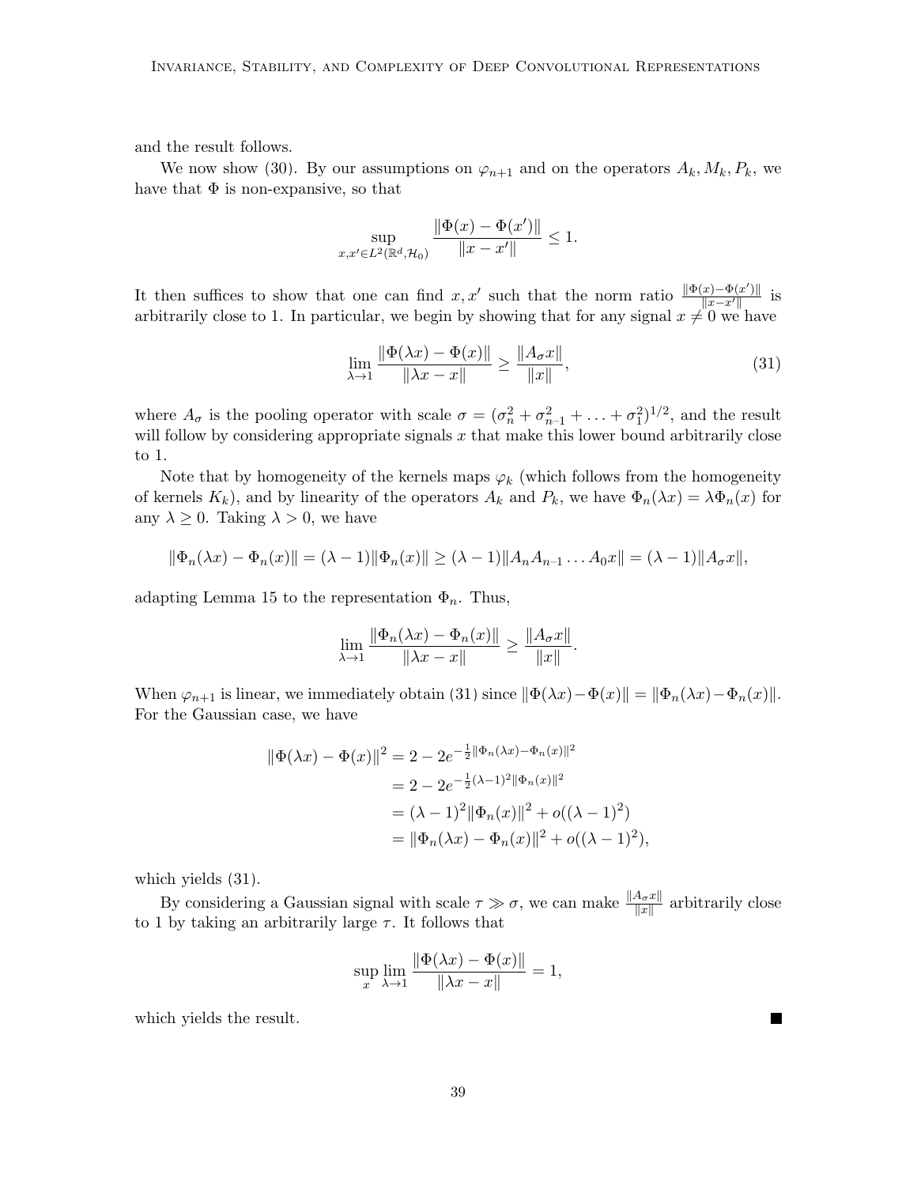and the result follows.

We now show (30). By our assumptions on $\varphi_{n+1}$ and on the operators $A_k, M_k, P_k$, we have that $\Phi$ is non-expansive, so that

$$\sup_{x,x' \in L^2(\mathbb{R}^d, \mathcal{H}_0)} \frac{\|\Phi(x) - \Phi(x')\|}{\|x - x'\|} \leq 1.$$

It then suffices to show that one can find $x, x'$ such that the norm ratio $\frac{\|\Phi(x)-\Phi(x')\|}{\|x-x'\|}$ is arbitrarily close to 1. In particular, we begin by showing that for any signal $x \neq 0$ we have

$$\lim_{\lambda \to 1} \frac{\|\Phi(\lambda x) - \Phi(x)\|}{\|\lambda x - x\|} \geq \frac{\|A_\sigma x\|}{\|x\|}, \tag{31}$$

where $A_\sigma$ is the pooling operator with scale $\sigma = (\sigma_n^2 + \sigma_{n-1}^2 + \ldots + \sigma_1^2)^{1/2}$, and the result will follow by considering appropriate signals $x$ that make this lower bound arbitrarily close to 1.

Note that by homogeneity of the kernels maps $\varphi_k$ (which follows from the homogeneity of kernels $K_k$), and by linearity of the operators $A_k$ and $P_k$, we have $\Phi_n(\lambda x) = \lambda \Phi_n(x)$ for any $\lambda \geq 0$. Taking $\lambda > 0$, we have

$$\|\Phi_n(\lambda x) - \Phi_n(x)\| = (\lambda - 1)\|\Phi_n(x)\| \geq (\lambda - 1)\|A_n A_{n-1} \ldots A_0 x\| = (\lambda - 1)\|A_\sigma x\|,$$

adapting Lemma 15 to the representation $\Phi_n$. Thus,

$$\lim_{\lambda \to 1} \frac{\|\Phi_n(\lambda x) - \Phi_n(x)\|}{\|\lambda x - x\|} \geq \frac{\|A_\sigma x\|}{\|x\|}.$$

When $\varphi_{n+1}$ is linear, we immediately obtain (31) since $\|\Phi(\lambda x) - \Phi(x)\| = \|\Phi_n(\lambda x) - \Phi_n(x)\|$. For the Gaussian case, we have

$$\begin{aligned}
\|\Phi(\lambda x) - \Phi(x)\|^2 &= 2 - 2e^{-\frac{1}{2}\|\Phi_n(\lambda x) - \Phi_n(x)\|^2} \\
&= 2 - 2e^{-\frac{1}{2}(\lambda - 1)^2 \|\Phi_n(x)\|^2} \\
&= (\lambda - 1)^2 \|\Phi_n(x)\|^2 + o((\lambda - 1)^2) \\
&= \|\Phi_n(\lambda x) - \Phi_n(x)\|^2 + o((\lambda - 1)^2),
\end{aligned}$$

which yields (31).

By considering a Gaussian signal with scale $\tau \gg \sigma$, we can make $\frac{\|A_\sigma x\|}{\|x\|}$ arbitrarily close to 1 by taking an arbitrarily large $\tau$. It follows that

$$\sup_x \lim_{\lambda \to 1} \frac{\|\Phi(\lambda x) - \Phi(x)\|}{\|\lambda x - x\|} = 1,$$

which yields the result. ∎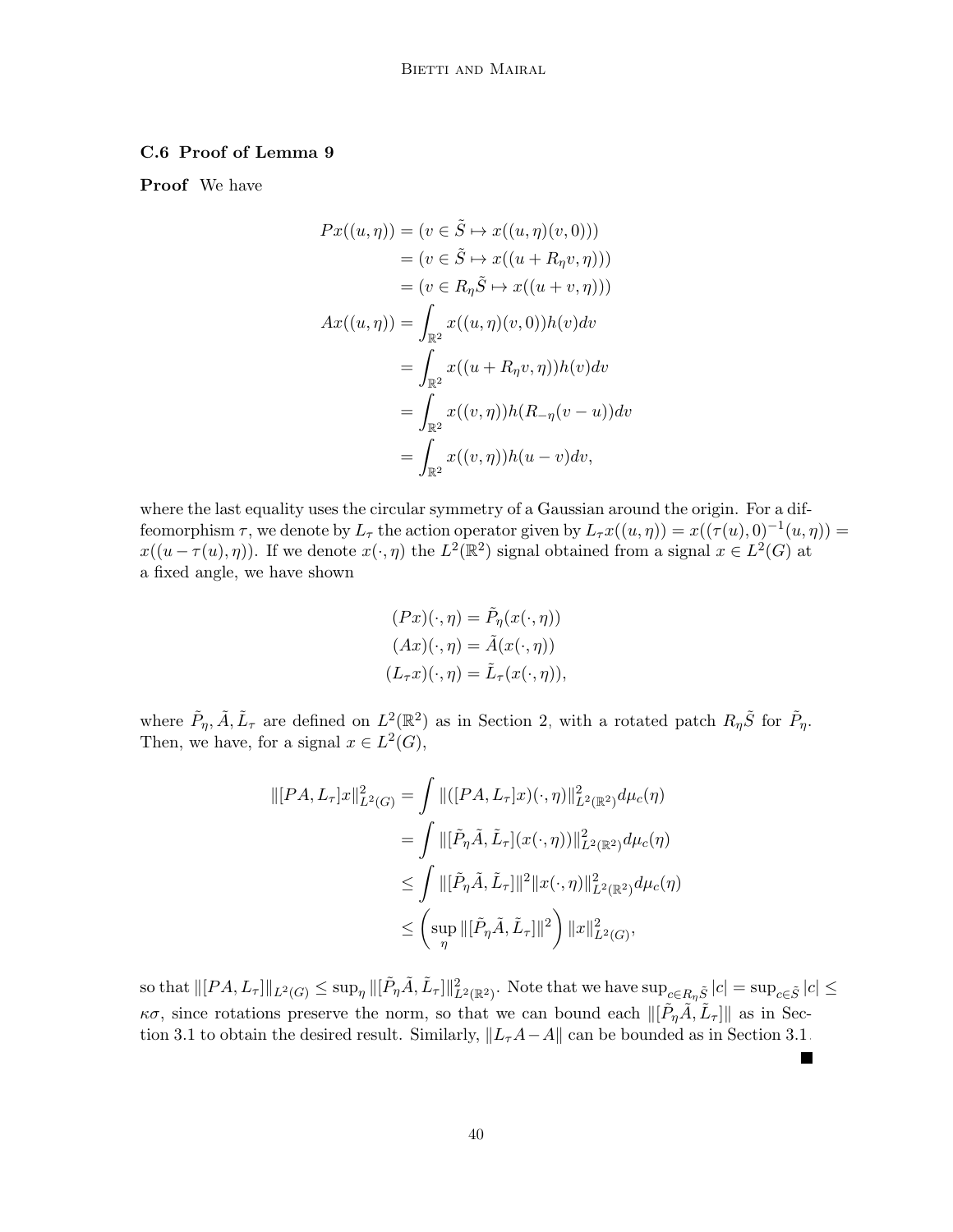### C.6 Proof of Lemma 9

**Proof** We have

$$
\begin{aligned}
Px((u,\eta)) &= (v \in \tilde{S} \mapsto x((u,\eta)(v,0))) \\
&= (v \in \tilde{S} \mapsto x((u + R_\eta v, \eta))) \\
&= (v \in R_\eta \tilde{S} \mapsto x((u + v, \eta))) \\
Ax((u,\eta)) &= \int_{\mathbb{R}^2} x((u,\eta)(v,0)) h(v) dv \\
&= \int_{\mathbb{R}^2} x((u + R_\eta v, \eta)) h(v) dv \\
&= \int_{\mathbb{R}^2} x((v,\eta)) h(R_{-\eta}(v - u)) dv \\
&= \int_{\mathbb{R}^2} x((v,\eta)) h(u - v) dv,
\end{aligned}
$$

where the last equality uses the circular symmetry of a Gaussian around the origin. For a diffeomorphism $\tau$, we denote by $L_\tau$ the action operator given by $L_\tau x((u,\eta)) = x((\tau(u),0)^{-1}(u,\eta)) = x((u - \tau(u), \eta))$. If we denote $x(\cdot,\eta)$ the $L^2(\mathbb{R}^2)$ signal obtained from a signal $x \in L^2(G)$ at a fixed angle, we have shown

$$
\begin{aligned}
(Px)(\cdot,\eta) &= \tilde{P}_\eta(x(\cdot,\eta)) \\
(Ax)(\cdot,\eta) &= \tilde{A}(x(\cdot,\eta)) \\
(L_\tau x)(\cdot,\eta) &= \tilde{L}_\tau(x(\cdot,\eta)),
\end{aligned}
$$

where $\tilde{P}_\eta, \tilde{A}, \tilde{L}_\tau$ are defined on $L^2(\mathbb{R}^2)$ as in Section 2, with a rotated patch $R_\eta \tilde{S}$ for $\tilde{P}_\eta$. Then, we have, for a signal $x \in L^2(G)$,

$$
\begin{aligned}
\|[PA, L_\tau]x\|^2_{L^2(G)} &= \int \|([PA, L_\tau]x)(\cdot,\eta)\|^2_{L^2(\mathbb{R}^2)} d\mu_c(\eta) \\
&= \int \|[\tilde{P}_\eta \tilde{A}, \tilde{L}_\tau](x(\cdot,\eta))\|^2_{L^2(\mathbb{R}^2)} d\mu_c(\eta) \\
&\leq \int \|[\tilde{P}_\eta \tilde{A}, \tilde{L}_\tau]\|^2 \|x(\cdot,\eta)\|^2_{L^2(\mathbb{R}^2)} d\mu_c(\eta) \\
&\leq \left( \sup_\eta \|[\tilde{P}_\eta \tilde{A}, \tilde{L}_\tau]\|^2 \right) \|x\|^2_{L^2(G)},
\end{aligned}
$$

so that $\|[PA, L_\tau]\|_{L^2(G)} \leq \sup_\eta \|[\tilde{P}_\eta \tilde{A}, \tilde{L}_\tau]\|^2_{L^2(\mathbb{R}^2)}$. Note that we have $\sup_{c \in R_\eta \tilde{S}} |c| = \sup_{c \in \tilde{S}} |c| \leq \kappa\sigma$, since rotations preserve the norm, so that we can bound each $\|[\tilde{P}_\eta \tilde{A}, \tilde{L}_\tau]\|$ as in Section 3.1 to obtain the desired result. Similarly, $\|L_\tau A - A\|$ can be bounded as in Section 3.1. ■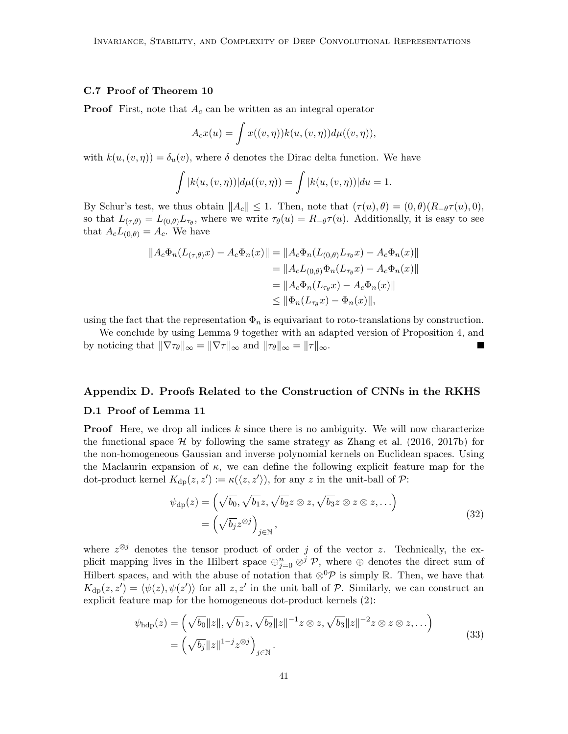### C.7 Proof of Theorem 10

**Proof** First, note that $A_c$ can be written as an integral operator

$$A_c x(u) = \int x((v, \eta)) k(u, (v, \eta)) d\mu((v, \eta)),$$

with $k(u, (v, \eta)) = \delta_u(v)$, where $\delta$ denotes the Dirac delta function. We have

$$\int |k(u, (v, \eta))| d\mu((v, \eta)) = \int |k(u, (v, \eta))| du = 1.$$

By Schur's test, we thus obtain $\|A_c\| \leq 1$. Then, note that $(\tau(u), \theta) = (0, \theta)(R_{-\theta}\tau(u), 0)$, so that $L_{(\tau,\theta)} = L_{(0,\theta)} L_{\tau_\theta}$, where we write $\tau_\theta(u) = R_{-\theta}\tau(u)$. Additionally, it is easy to see that $A_c L_{(0,\theta)} = A_c$. We have

$$\begin{aligned}
\|A_c \Phi_n(L_{(\tau,\theta)} x) - A_c \Phi_n(x)\| &= \|A_c \Phi_n(L_{(0,\theta)} L_{\tau_\theta} x) - A_c \Phi_n(x)\| \\
&= \|A_c L_{(0,\theta)} \Phi_n(L_{\tau_\theta} x) - A_c \Phi_n(x)\| \\
&= \|A_c \Phi_n(L_{\tau_\theta} x) - A_c \Phi_n(x)\| \\
&\leq \|\Phi_n(L_{\tau_\theta} x) - \Phi_n(x)\|,
\end{aligned}$$

using the fact that the representation $\Phi_n$ is equivariant to roto-translations by construction.

We conclude by using Lemma 9 together with an adapted version of Proposition 4, and by noticing that $\|\nabla \tau_\theta\|_\infty = \|\nabla \tau\|_\infty$ and $\|\tau_\theta\|_\infty = \|\tau\|_\infty$. ∎

## Appendix D. Proofs Related to the Construction of CNNs in the RKHS

### D.1 Proof of Lemma 11

**Proof** Here, we drop all indices $k$ since there is no ambiguity. We will now characterize the functional space $\mathcal{H}$ by following the same strategy as Zhang et al. (2016, 2017b) for the non-homogeneous Gaussian and inverse polynomial kernels on Euclidean spaces. Using the Maclaurin expansion of $\kappa$, we can define the following explicit feature map for the dot-product kernel $K_{\mathrm{dp}}(z, z') := \kappa(\langle z, z' \rangle)$, for any $z$ in the unit-ball of $\mathcal{P}$:

$$\begin{aligned}
\psi_{\mathrm{dp}}(z) &= \left(\sqrt{b_0}, \sqrt{b_1} z, \sqrt{b_2} z \otimes z, \sqrt{b_3} z \otimes z \otimes z, \dots\right) \\
&= \left(\sqrt{b_j} z^{\otimes j}\right)_{j \in \mathbb{N}},
\end{aligned} \tag{32}$$

where $z^{\otimes j}$ denotes the tensor product of order $j$ of the vector $z$. Technically, the explicit mapping lives in the Hilbert space $\oplus_{j=0}^n \otimes^j \mathcal{P}$, where $\oplus$ denotes the direct sum of Hilbert spaces, and with the abuse of notation that $\otimes^0 \mathcal{P}$ is simply $\mathbb{R}$. Then, we have that $K_{\mathrm{dp}}(z, z') = \langle \psi(z), \psi(z') \rangle$ for all $z, z'$ in the unit ball of $\mathcal{P}$. Similarly, we can construct an explicit feature map for the homogeneous dot-product kernels (2):

$$\begin{aligned}
\psi_{\mathrm{hdp}}(z) &= \left(\sqrt{b_0}\|z\|, \sqrt{b_1} z, \sqrt{b_2}\|z\|^{-1} z \otimes z, \sqrt{b_3}\|z\|^{-2} z \otimes z \otimes z, \dots\right) \\
&= \left(\sqrt{b_j}\|z\|^{1-j} z^{\otimes j}\right)_{j \in \mathbb{N}}.
\end{aligned} \tag{33}$$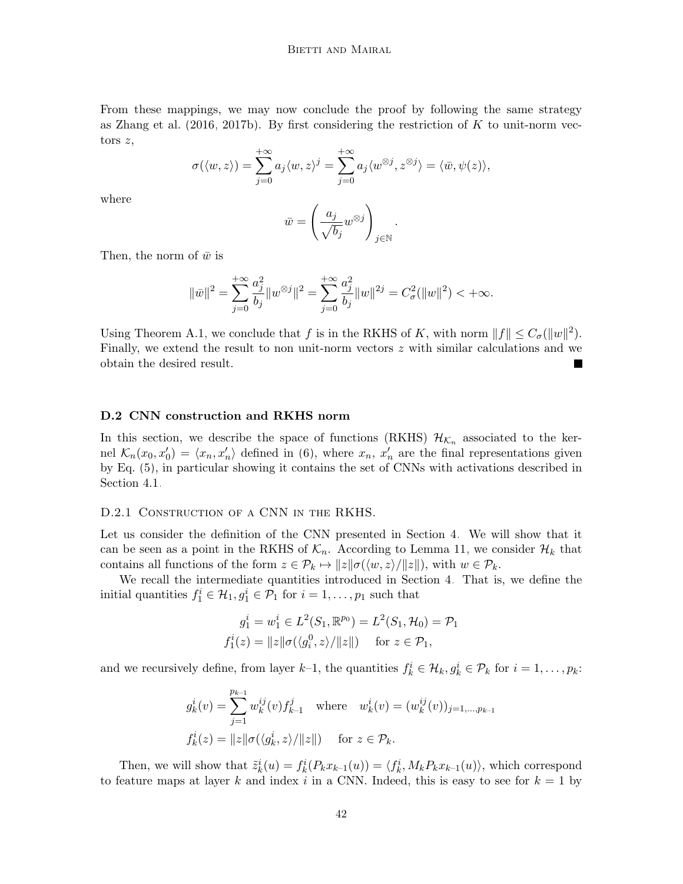From these mappings, we may now conclude the proof by following the same strategy as Zhang et al. (2016, 2017b). By first considering the restriction of $K$ to unit-norm vectors $z$,

$$\sigma(\langle w, z\rangle) = \sum_{j=0}^{+\infty} a_j \langle w, z\rangle^j = \sum_{j=0}^{+\infty} a_j \langle w^{\otimes j}, z^{\otimes j}\rangle = \langle \bar{w}, \psi(z)\rangle,$$

where

$$\bar{w} = \left( \frac{a_j}{\sqrt{b_j}} w^{\otimes j} \right)_{j \in \mathbb{N}}.$$

Then, the norm of $\bar{w}$ is

$$\|\bar{w}\|^2 = \sum_{j=0}^{+\infty} \frac{a_j^2}{b_j} \|w^{\otimes j}\|^2 = \sum_{j=0}^{+\infty} \frac{a_j^2}{b_j} \|w\|^{2j} = C_\sigma^2(\|w\|^2) < +\infty.$$

Using Theorem A.1, we conclude that $f$ is in the RKHS of $K$, with norm $\|f\| \leq C_\sigma(\|w\|^2)$. Finally, we extend the result to non unit-norm vectors $z$ with similar calculations and we obtain the desired result. ■

### D.2 CNN construction and RKHS norm

In this section, we describe the space of functions (RKHS) $\mathcal{H}_{\mathcal{K}_n}$ associated to the kernel $\mathcal{K}_n(x_0, x_0') = \langle x_n, x_n' \rangle$ defined in (6), where $x_n$, $x_n'$ are the final representations given by Eq. (5), in particular showing it contains the set of CNNs with activations described in Section 4.1.

#### D.2.1 Construction of a CNN in the RKHS.

Let us consider the definition of the CNN presented in Section 4. We will show that it can be seen as a point in the RKHS of $\mathcal{K}_n$. According to Lemma 11, we consider $\mathcal{H}_k$ that contains all functions of the form $z \in \mathcal{P}_k \mapsto \|z\| \sigma(\langle w, z\rangle / \|z\|)$, with $w \in \mathcal{P}_k$.

We recall the intermediate quantities introduced in Section 4. That is, we define the initial quantities $f_1^i \in \mathcal{H}_1, g_1^i \in \mathcal{P}_1$ for $i = 1, \ldots, p_1$ such that

$$g_1^i = w_1^i \in L^2(S_1, \mathbb{R}^{p_0}) = L^2(S_1, \mathcal{H}_0) = \mathcal{P}_1$$
$$f_1^i(z) = \|z\| \sigma(\langle g_i^0, z\rangle / \|z\|) \quad \text{for } z \in \mathcal{P}_1,$$

and we recursively define, from layer $k$–1, the quantities $f_k^i \in \mathcal{H}_k, g_k^i \in \mathcal{P}_k$ for $i = 1, \ldots, p_k$:

$$g_k^i(v) = \sum_{j=1}^{p_{k-1}} w_k^{ij}(v) f_{k-1}^j \quad \text{where} \quad w_k^i(v) = (w_k^{ij}(v))_{j=1,\ldots,p_{k-1}}$$
$$f_k^i(z) = \|z\| \sigma(\langle g_k^i, z\rangle / \|z\|) \quad \text{for } z \in \mathcal{P}_k.$$

Then, we will show that $\tilde{z}_k^i(u) = f_k^i(P_k x_{k-1}(u)) = \langle f_k^i, M_k P_k x_{k-1}(u)\rangle$, which correspond to feature maps at layer $k$ and index $i$ in a CNN. Indeed, this is easy to see for $k = 1$ by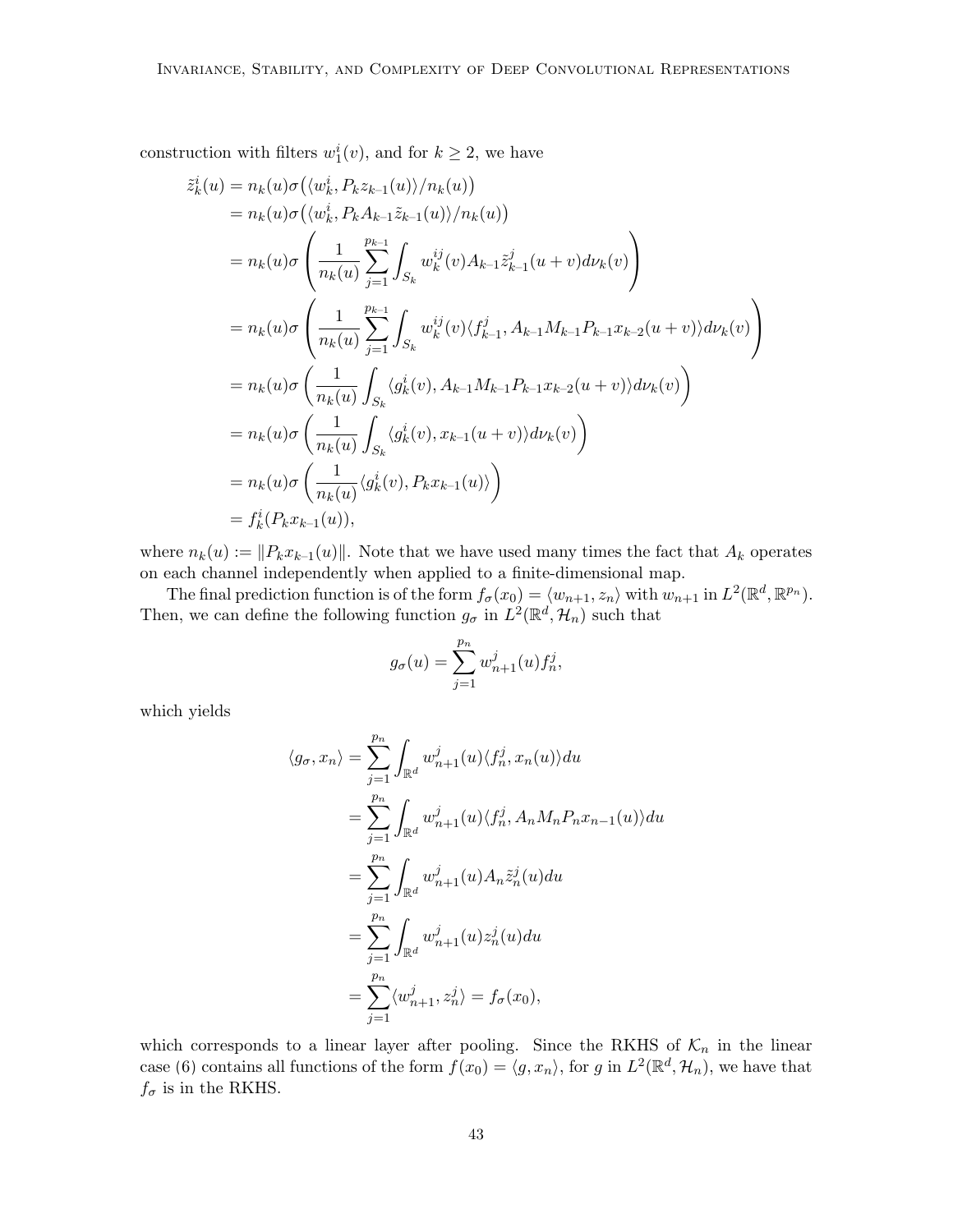construction with filters $w_1^i(v)$, and for $k \geq 2$, we have

$$
\begin{aligned}
\tilde{z}_k^i(u) &= n_k(u)\sigma\big(\langle w_k^i, P_k z_{k\text{-}1}(u)\rangle / n_k(u)\big) \\
&= n_k(u)\sigma\big(\langle w_k^i, P_k A_{k\text{-}1}\tilde{z}_{k\text{-}1}(u)\rangle / n_k(u)\big) \\
&= n_k(u)\sigma\left(\frac{1}{n_k(u)}\sum_{j=1}^{p_{k\text{-}1}}\int_{S_k} w_k^{ij}(v) A_{k\text{-}1}\tilde{z}_{k\text{-}1}^j(u+v)d\nu_k(v)\right) \\
&= n_k(u)\sigma\left(\frac{1}{n_k(u)}\sum_{j=1}^{p_{k\text{-}1}}\int_{S_k} w_k^{ij}(v)\langle f_{k\text{-}1}^j, A_{k\text{-}1}M_{k\text{-}1}P_{k\text{-}1}x_{k\text{-}2}(u+v)\rangle d\nu_k(v)\right) \\
&= n_k(u)\sigma\left(\frac{1}{n_k(u)}\int_{S_k}\langle g_k^i(v), A_{k\text{-}1}M_{k\text{-}1}P_{k\text{-}1}x_{k\text{-}2}(u+v)\rangle d\nu_k(v)\right) \\
&= n_k(u)\sigma\left(\frac{1}{n_k(u)}\int_{S_k}\langle g_k^i(v), x_{k\text{-}1}(u+v)\rangle d\nu_k(v)\right) \\
&= n_k(u)\sigma\left(\frac{1}{n_k(u)}\langle g_k^i(v), P_k x_{k\text{-}1}(u)\rangle\right) \\
&= f_k^i(P_k x_{k\text{-}1}(u)),
\end{aligned}
$$

where $n_k(u) := \|P_k x_{k\text{-}1}(u)\|$. Note that we have used many times the fact that $A_k$ operates on each channel independently when applied to a finite-dimensional map.

The final prediction function is of the form $f_\sigma(x_0) = \langle w_{n+1}, z_n\rangle$ with $w_{n+1}$ in $L^2(\mathbb{R}^d, \mathbb{R}^{p_n})$. Then, we can define the following function $g_\sigma$ in $L^2(\mathbb{R}^d, \mathcal{H}_n)$ such that

$$
g_\sigma(u) = \sum_{j=1}^{p_n} w_{n+1}^j(u) f_n^j,
$$

which yields

$$
\begin{aligned}
\langle g_\sigma, x_n\rangle &= \sum_{j=1}^{p_n}\int_{\mathbb{R}^d} w_{n+1}^j(u)\langle f_n^j, x_n(u)\rangle du \\
&= \sum_{j=1}^{p_n}\int_{\mathbb{R}^d} w_{n+1}^j(u)\langle f_n^j, A_n M_n P_n x_{n-1}(u)\rangle du \\
&= \sum_{j=1}^{p_n}\int_{\mathbb{R}^d} w_{n+1}^j(u) A_n \tilde{z}_n^j(u) du \\
&= \sum_{j=1}^{p_n}\int_{\mathbb{R}^d} w_{n+1}^j(u) z_n^j(u) du \\
&= \sum_{j=1}^{p_n}\langle w_{n+1}^j, z_n^j\rangle = f_\sigma(x_0),
\end{aligned}
$$

which corresponds to a linear layer after pooling. Since the RKHS of $\mathcal{K}_n$ in the linear case (6) contains all functions of the form $f(x_0) = \langle g, x_n\rangle$, for $g$ in $L^2(\mathbb{R}^d, \mathcal{H}_n)$, we have that $f_\sigma$ is in the RKHS.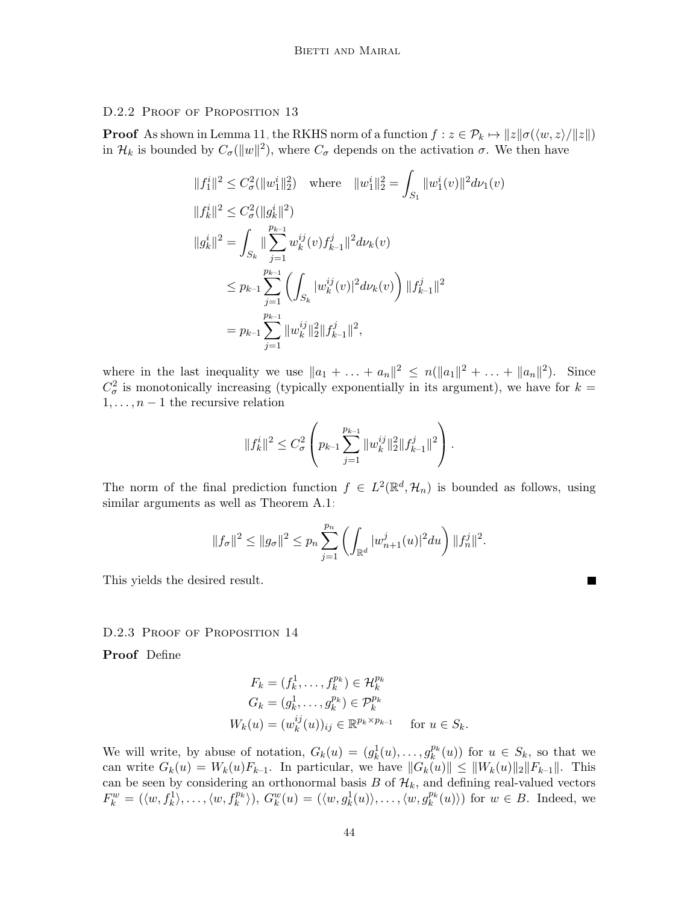#### D.2.2 Proof of Proposition 13

**Proof** As shown in Lemma 11, the RKHS norm of a function $f : z \in \mathcal{P}_k \mapsto \|z\|\sigma(\langle w, z\rangle/\|z\|)$ in $\mathcal{H}_k$ is bounded by $C_\sigma(\|w\|^2)$, where $C_\sigma$ depends on the activation $\sigma$. We then have

$$
\begin{aligned}
\|f_1^i\|^2 &\leq C_\sigma^2(\|w_1^i\|_2^2) \quad \text{where} \quad \|w_1^i\|_2^2 = \int_{S_1} \|w_1^i(v)\|^2 d\nu_1(v) \\
\|f_k^i\|^2 &\leq C_\sigma^2(\|g_k^i\|^2) \\
\|g_k^i\|^2 &= \int_{S_k} \|\sum_{j=1}^{p_{k-1}} w_k^{ij}(v) f_{k-1}^j\|^2 d\nu_k(v) \\
&\leq p_{k-1} \sum_{j=1}^{p_{k-1}} \left( \int_{S_k} |w_k^{ij}(v)|^2 d\nu_k(v) \right) \|f_{k-1}^j\|^2 \\
&= p_{k-1} \sum_{j=1}^{p_{k-1}} \|w_k^{ij}\|_2^2 \|f_{k-1}^j\|^2,
\end{aligned}
$$

where in the last inequality we use $\|a_1 + \ldots + a_n\|^2 \leq n(\|a_1\|^2 + \ldots + \|a_n\|^2)$. Since $C_\sigma^2$ is monotonically increasing (typically exponentially in its argument), we have for $k = 1, \ldots, n-1$ the recursive relation

$$
\|f_k^i\|^2 \leq C_\sigma^2 \left( p_{k-1} \sum_{j=1}^{p_{k-1}} \|w_k^{ij}\|_2^2 \|f_{k-1}^j\|^2 \right).
$$

The norm of the final prediction function $f \in L^2(\mathbb{R}^d, \mathcal{H}_n)$ is bounded as follows, using similar arguments as well as Theorem A.1:

$$
\|f_\sigma\|^2 \leq \|g_\sigma\|^2 \leq p_n \sum_{j=1}^{p_n} \left( \int_{\mathbb{R}^d} |w_{n+1}^j(u)|^2 du \right) \|f_n^j\|^2.
$$

This yields the desired result. ∎

#### D.2.3 Proof of Proposition 14

**Proof** Define

$$
\begin{aligned}
F_k &= (f_k^1, \ldots, f_k^{p_k}) \in \mathcal{H}_k^{p_k} \\
G_k &= (g_k^1, \ldots, g_k^{p_k}) \in \mathcal{P}_k^{p_k} \\
W_k(u) &= (w_k^{ij}(u))_{ij} \in \mathbb{R}^{p_k \times p_{k-1}} \quad \text{for } u \in S_k.
\end{aligned}
$$

We will write, by abuse of notation, $G_k(u) = (g_k^1(u), \ldots, g_k^{p_k}(u))$ for $u \in S_k$, so that we can write $G_k(u) = W_k(u)F_{k-1}$. In particular, we have $\|G_k(u)\| \leq \|W_k(u)\|_2 \|F_{k-1}\|$. This can be seen by considering an orthonormal basis $B$ of $\mathcal{H}_k$, and defining real-valued vectors $F_k^w = (\langle w, f_k^1\rangle, \ldots, \langle w, f_k^{p_k}\rangle)$, $G_k^w(u) = (\langle w, g_k^1(u)\rangle, \ldots, \langle w, g_k^{p_k}(u)\rangle)$ for $w \in B$. Indeed, we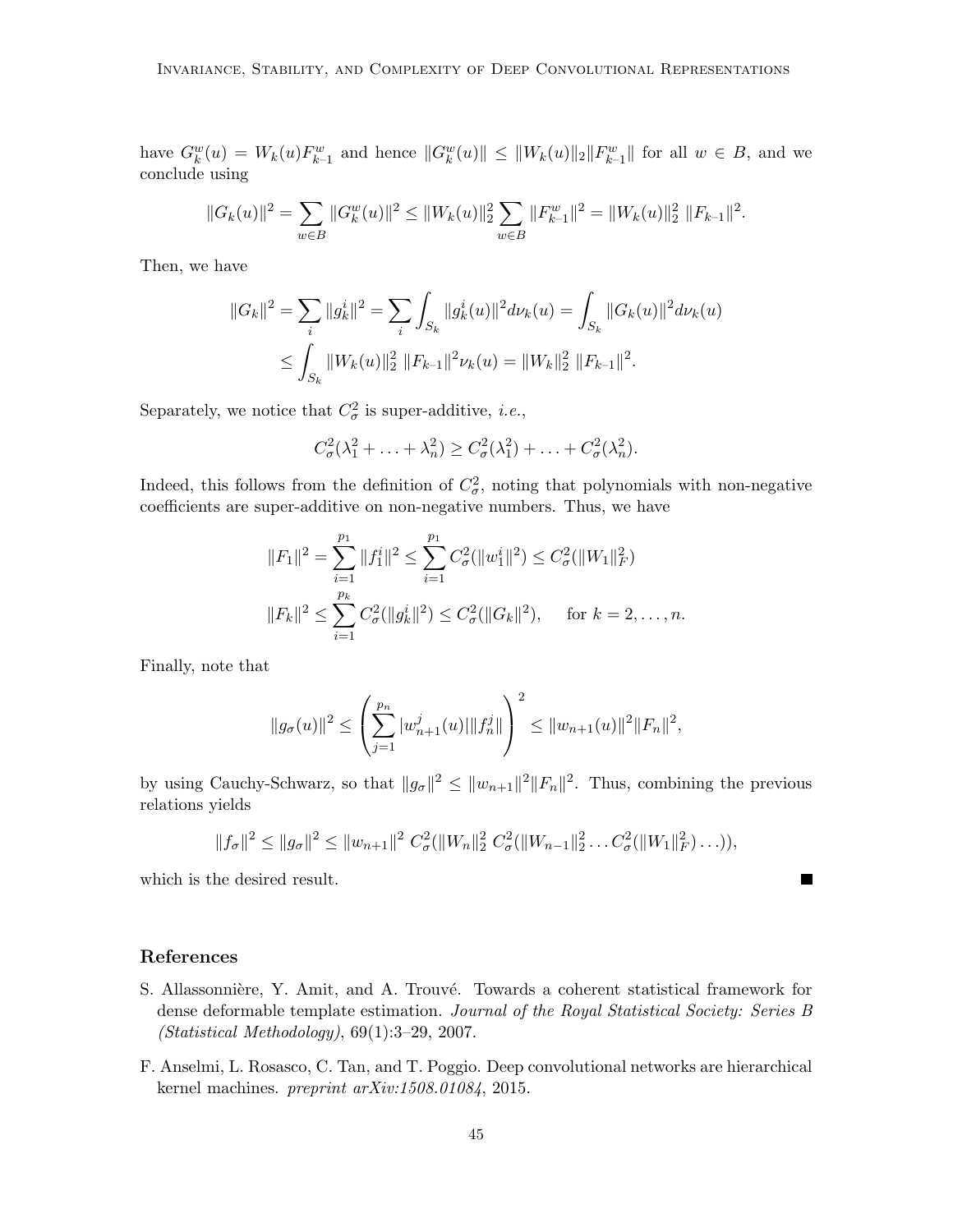have $G_k^w(u) = W_k(u)F_{k-1}^w$ and hence $\|G_k^w(u)\| \leq \|W_k(u)\|_2 \|F_{k-1}^w\|$ for all $w \in B$, and we conclude using

$$\|G_k(u)\|^2 = \sum_{w \in B} \|G_k^w(u)\|^2 \leq \|W_k(u)\|_2^2 \sum_{w \in B} \|F_{k-1}^w\|^2 = \|W_k(u)\|_2^2 \ \|F_{k-1}\|^2.$$

Then, we have

$$\begin{aligned}
\|G_k\|^2 &= \sum_i \|g_k^i\|^2 = \sum_i \int_{S_k} \|g_k^i(u)\|^2 d\nu_k(u) = \int_{S_k} \|G_k(u)\|^2 d\nu_k(u) \\
&\leq \int_{S_k} \|W_k(u)\|_2^2 \ \|F_{k-1}\|^2 \nu_k(u) = \|W_k\|_2^2 \ \|F_{k-1}\|^2.
\end{aligned}$$

Separately, we notice that $C_\sigma^2$ is super-additive, *i.e.*,

$$C_\sigma^2(\lambda_1^2 + \ldots + \lambda_n^2) \geq C_\sigma^2(\lambda_1^2) + \ldots + C_\sigma^2(\lambda_n^2).$$

Indeed, this follows from the definition of $C_\sigma^2$, noting that polynomials with non-negative coefficients are super-additive on non-negative numbers. Thus, we have

$$\begin{aligned}
\|F_1\|^2 &= \sum_{i=1}^{p_1} \|f_1^i\|^2 \leq \sum_{i=1}^{p_1} C_\sigma^2(\|w_1^i\|^2) \leq C_\sigma^2(\|W_1\|_F^2) \\
\|F_k\|^2 &\leq \sum_{i=1}^{p_k} C_\sigma^2(\|g_k^i\|^2) \leq C_\sigma^2(\|G_k\|^2), \quad \text{ for } k = 2, \ldots, n.
\end{aligned}$$

Finally, note that

$$\|g_\sigma(u)\|^2 \leq \left( \sum_{j=1}^{p_n} |w_{n+1}^j(u)| \|f_n^j\| \right)^2 \leq \|w_{n+1}(u)\|^2 \|F_n\|^2,$$

by using Cauchy-Schwarz, so that $\|g_\sigma\|^2 \leq \|w_{n+1}\|^2 \|F_n\|^2$. Thus, combining the previous relations yields

$$\|f_\sigma\|^2 \leq \|g_\sigma\|^2 \leq \|w_{n+1}\|^2 \ C_\sigma^2(\|W_n\|_2^2 \ C_\sigma^2(\|W_{n-1}\|_2^2 \ldots C_\sigma^2(\|W_1\|_F^2) \ldots)),$$

which is the desired result. ∎

## References

S. Allassonnière, Y. Amit, and A. Trouvé. Towards a coherent statistical framework for dense deformable template estimation. *Journal of the Royal Statistical Society: Series B (Statistical Methodology)*, 69(1):3–29, 2007.

F. Anselmi, L. Rosasco, C. Tan, and T. Poggio. Deep convolutional networks are hierarchical kernel machines. *preprint arXiv:1508.01084*, 2015.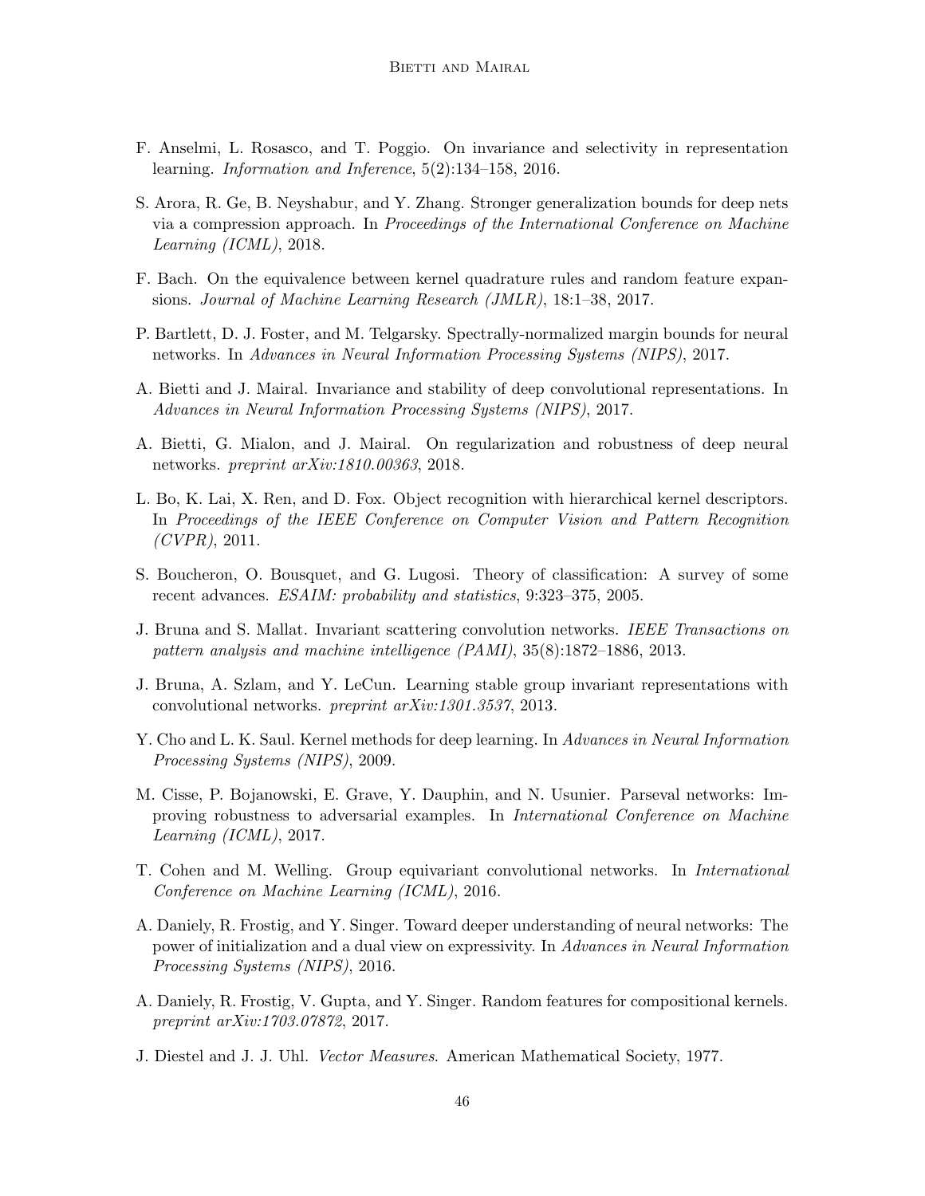F. Anselmi, L. Rosasco, and T. Poggio. On invariance and selectivity in representation learning. *Information and Inference*, 5(2):134–158, 2016.

S. Arora, R. Ge, B. Neyshabur, and Y. Zhang. Stronger generalization bounds for deep nets via a compression approach. In *Proceedings of the International Conference on Machine Learning (ICML)*, 2018.

F. Bach. On the equivalence between kernel quadrature rules and random feature expansions. *Journal of Machine Learning Research (JMLR)*, 18:1–38, 2017.

P. Bartlett, D. J. Foster, and M. Telgarsky. Spectrally-normalized margin bounds for neural networks. In *Advances in Neural Information Processing Systems (NIPS)*, 2017.

A. Bietti and J. Mairal. Invariance and stability of deep convolutional representations. In *Advances in Neural Information Processing Systems (NIPS)*, 2017.

A. Bietti, G. Mialon, and J. Mairal. On regularization and robustness of deep neural networks. *preprint arXiv:1810.00363*, 2018.

L. Bo, K. Lai, X. Ren, and D. Fox. Object recognition with hierarchical kernel descriptors. In *Proceedings of the IEEE Conference on Computer Vision and Pattern Recognition (CVPR)*, 2011.

S. Boucheron, O. Bousquet, and G. Lugosi. Theory of classification: A survey of some recent advances. *ESAIM: probability and statistics*, 9:323–375, 2005.

J. Bruna and S. Mallat. Invariant scattering convolution networks. *IEEE Transactions on pattern analysis and machine intelligence (PAMI)*, 35(8):1872–1886, 2013.

J. Bruna, A. Szlam, and Y. LeCun. Learning stable group invariant representations with convolutional networks. *preprint arXiv:1301.3537*, 2013.

Y. Cho and L. K. Saul. Kernel methods for deep learning. In *Advances in Neural Information Processing Systems (NIPS)*, 2009.

M. Cisse, P. Bojanowski, E. Grave, Y. Dauphin, and N. Usunier. Parseval networks: Improving robustness to adversarial examples. In *International Conference on Machine Learning (ICML)*, 2017.

T. Cohen and M. Welling. Group equivariant convolutional networks. In *International Conference on Machine Learning (ICML)*, 2016.

A. Daniely, R. Frostig, and Y. Singer. Toward deeper understanding of neural networks: The power of initialization and a dual view on expressivity. In *Advances in Neural Information Processing Systems (NIPS)*, 2016.

A. Daniely, R. Frostig, V. Gupta, and Y. Singer. Random features for compositional kernels. *preprint arXiv:1703.07872*, 2017.

J. Diestel and J. J. Uhl. *Vector Measures*. American Mathematical Society, 1977.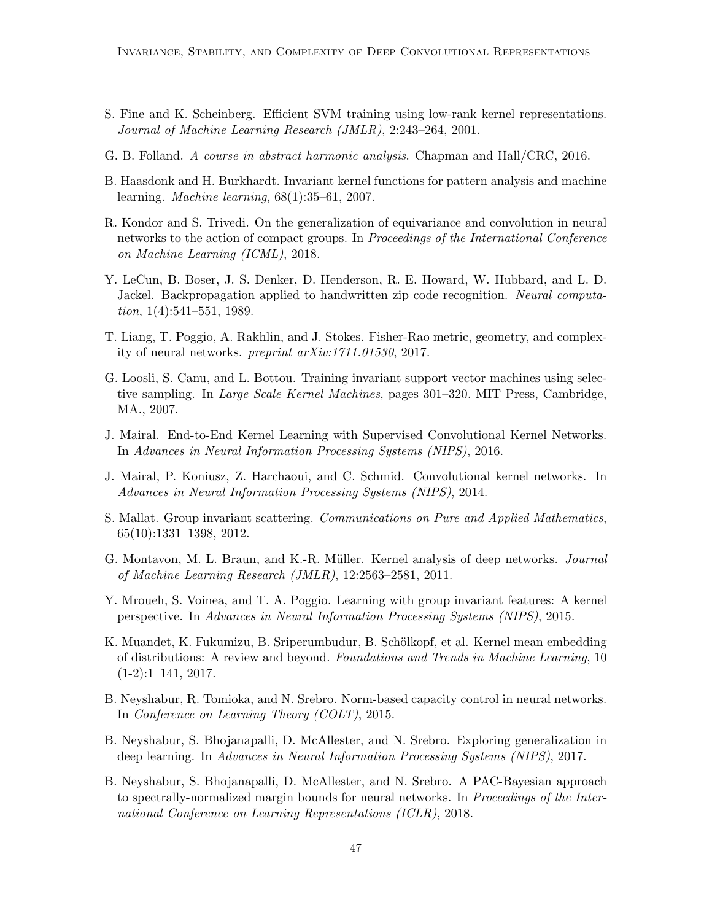S. Fine and K. Scheinberg. Efficient SVM training using low-rank kernel representations. *Journal of Machine Learning Research (JMLR)*, 2:243–264, 2001.

G. B. Folland. *A course in abstract harmonic analysis*. Chapman and Hall/CRC, 2016.

B. Haasdonk and H. Burkhardt. Invariant kernel functions for pattern analysis and machine learning. *Machine learning*, 68(1):35–61, 2007.

R. Kondor and S. Trivedi. On the generalization of equivariance and convolution in neural networks to the action of compact groups. In *Proceedings of the International Conference on Machine Learning (ICML)*, 2018.

Y. LeCun, B. Boser, J. S. Denker, D. Henderson, R. E. Howard, W. Hubbard, and L. D. Jackel. Backpropagation applied to handwritten zip code recognition. *Neural computation*, 1(4):541–551, 1989.

T. Liang, T. Poggio, A. Rakhlin, and J. Stokes. Fisher-Rao metric, geometry, and complexity of neural networks. *preprint arXiv:1711.01530*, 2017.

G. Loosli, S. Canu, and L. Bottou. Training invariant support vector machines using selective sampling. In *Large Scale Kernel Machines*, pages 301–320. MIT Press, Cambridge, MA., 2007.

J. Mairal. End-to-End Kernel Learning with Supervised Convolutional Kernel Networks. In *Advances in Neural Information Processing Systems (NIPS)*, 2016.

J. Mairal, P. Koniusz, Z. Harchaoui, and C. Schmid. Convolutional kernel networks. In *Advances in Neural Information Processing Systems (NIPS)*, 2014.

S. Mallat. Group invariant scattering. *Communications on Pure and Applied Mathematics*, 65(10):1331–1398, 2012.

G. Montavon, M. L. Braun, and K.-R. Müller. Kernel analysis of deep networks. *Journal of Machine Learning Research (JMLR)*, 12:2563–2581, 2011.

Y. Mroueh, S. Voinea, and T. A. Poggio. Learning with group invariant features: A kernel perspective. In *Advances in Neural Information Processing Systems (NIPS)*, 2015.

K. Muandet, K. Fukumizu, B. Sriperumbudur, B. Schölkopf, et al. Kernel mean embedding of distributions: A review and beyond. *Foundations and Trends in Machine Learning*, 10 (1-2):1–141, 2017.

B. Neyshabur, R. Tomioka, and N. Srebro. Norm-based capacity control in neural networks. In *Conference on Learning Theory (COLT)*, 2015.

B. Neyshabur, S. Bhojanapalli, D. McAllester, and N. Srebro. Exploring generalization in deep learning. In *Advances in Neural Information Processing Systems (NIPS)*, 2017.

B. Neyshabur, S. Bhojanapalli, D. McAllester, and N. Srebro. A PAC-Bayesian approach to spectrally-normalized margin bounds for neural networks. In *Proceedings of the International Conference on Learning Representations (ICLR)*, 2018.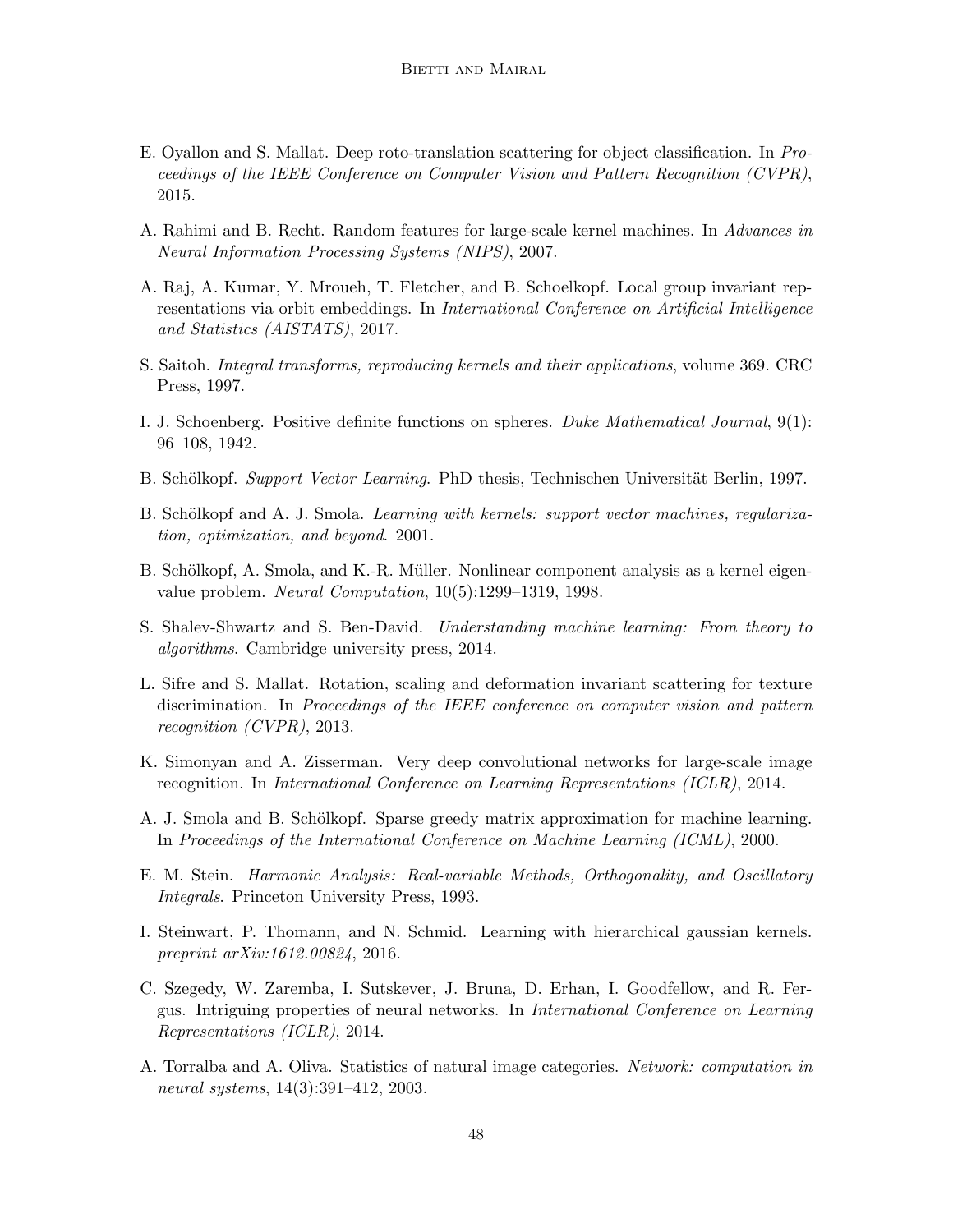E. Oyallon and S. Mallat. Deep roto-translation scattering for object classification. In *Proceedings of the IEEE Conference on Computer Vision and Pattern Recognition (CVPR)*, 2015.

A. Rahimi and B. Recht. Random features for large-scale kernel machines. In *Advances in Neural Information Processing Systems (NIPS)*, 2007.

A. Raj, A. Kumar, Y. Mroueh, T. Fletcher, and B. Schoelkopf. Local group invariant representations via orbit embeddings. In *International Conference on Artificial Intelligence and Statistics (AISTATS)*, 2017.

S. Saitoh. *Integral transforms, reproducing kernels and their applications*, volume 369. CRC Press, 1997.

I. J. Schoenberg. Positive definite functions on spheres. *Duke Mathematical Journal*, 9(1): 96–108, 1942.

B. Schölkopf. *Support Vector Learning*. PhD thesis, Technischen Universität Berlin, 1997.

B. Schölkopf and A. J. Smola. *Learning with kernels: support vector machines, regularization, optimization, and beyond*. 2001.

B. Schölkopf, A. Smola, and K.-R. Müller. Nonlinear component analysis as a kernel eigenvalue problem. *Neural Computation*, 10(5):1299–1319, 1998.

S. Shalev-Shwartz and S. Ben-David. *Understanding machine learning: From theory to algorithms*. Cambridge university press, 2014.

L. Sifre and S. Mallat. Rotation, scaling and deformation invariant scattering for texture discrimination. In *Proceedings of the IEEE conference on computer vision and pattern recognition (CVPR)*, 2013.

K. Simonyan and A. Zisserman. Very deep convolutional networks for large-scale image recognition. In *International Conference on Learning Representations (ICLR)*, 2014.

A. J. Smola and B. Schölkopf. Sparse greedy matrix approximation for machine learning. In *Proceedings of the International Conference on Machine Learning (ICML)*, 2000.

E. M. Stein. *Harmonic Analysis: Real-variable Methods, Orthogonality, and Oscillatory Integrals*. Princeton University Press, 1993.

I. Steinwart, P. Thomann, and N. Schmid. Learning with hierarchical gaussian kernels. *preprint arXiv:1612.00824*, 2016.

C. Szegedy, W. Zaremba, I. Sutskever, J. Bruna, D. Erhan, I. Goodfellow, and R. Fergus. Intriguing properties of neural networks. In *International Conference on Learning Representations (ICLR)*, 2014.

A. Torralba and A. Oliva. Statistics of natural image categories. *Network: computation in neural systems*, 14(3):391–412, 2003.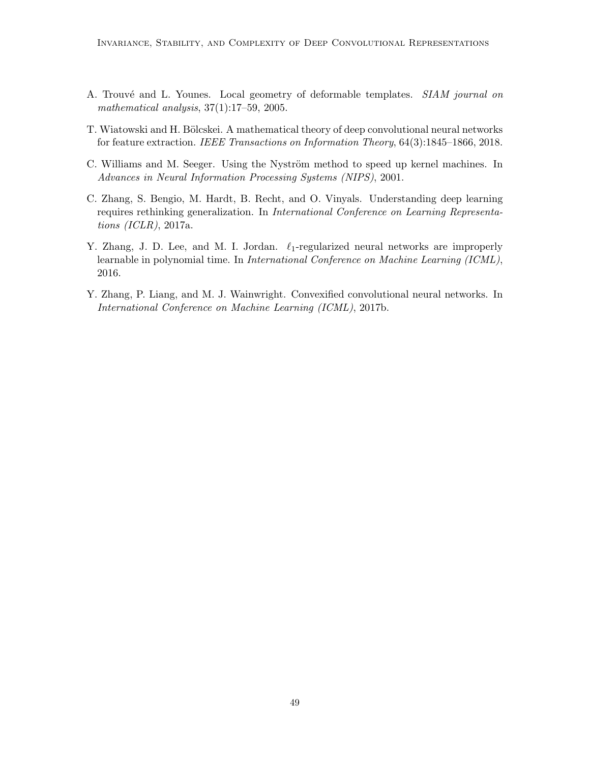A. Trouvé and L. Younes. Local geometry of deformable templates. *SIAM journal on mathematical analysis*, 37(1):17–59, 2005.

T. Wiatowski and H. Bölcskei. A mathematical theory of deep convolutional neural networks for feature extraction. *IEEE Transactions on Information Theory*, 64(3):1845–1866, 2018.

C. Williams and M. Seeger. Using the Nyström method to speed up kernel machines. In *Advances in Neural Information Processing Systems (NIPS)*, 2001.

C. Zhang, S. Bengio, M. Hardt, B. Recht, and O. Vinyals. Understanding deep learning requires rethinking generalization. In *International Conference on Learning Representations (ICLR)*, 2017a.

Y. Zhang, J. D. Lee, and M. I. Jordan. $\ell_1$-regularized neural networks are improperly learnable in polynomial time. In *International Conference on Machine Learning (ICML)*, 2016.

Y. Zhang, P. Liang, and M. J. Wainwright. Convexified convolutional neural networks. In *International Conference on Machine Learning (ICML)*, 2017b.